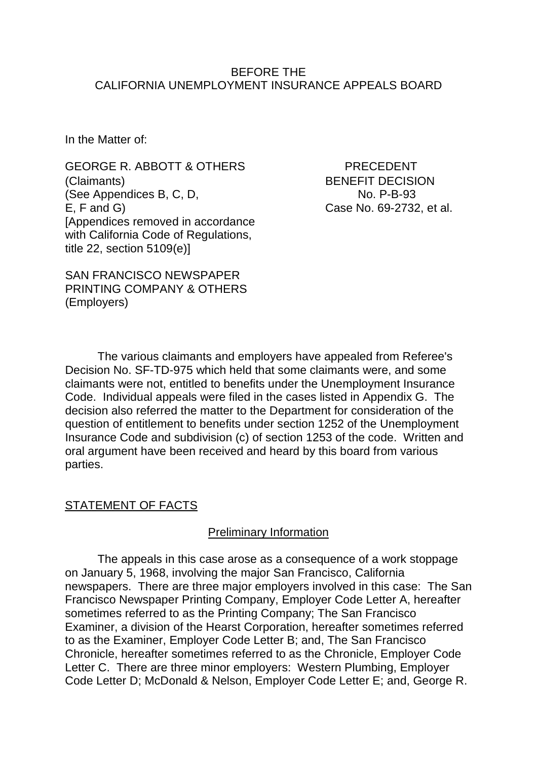BEFORE THE
CALIFORNIA UNEMPLOYMENT INSURANCE APPEALS BOARD

In the Matter of:

GEORGE R. ABBOTT & OTHERS
(Claimants)
(See Appendices B, C, D,
E, F and G)
[Appendices removed in accordance with California Code of Regulations, title 22, section 5109(e)]

PRECEDENT
BENEFIT DECISION
No. P-B-93
Case No. 69-2732, et al.

SAN FRANCISCO NEWSPAPER PRINTING COMPANY & OTHERS
(Employers)

The various claimants and employers have appealed from Referee's Decision No. SF-TD-975 which held that some claimants were, and some claimants were not, entitled to benefits under the Unemployment Insurance Code. Individual appeals were filed in the cases listed in Appendix G. The decision also referred the matter to the Department for consideration of the question of entitlement to benefits under section 1252 of the Unemployment Insurance Code and subdivision (c) of section 1253 of the code. Written and oral argument have been received and heard by this board from various parties.

## STATEMENT OF FACTS

### Preliminary Information

The appeals in this case arose as a consequence of a work stoppage on January 5, 1968, involving the major San Francisco, California newspapers. There are three major employers involved in this case: The San Francisco Newspaper Printing Company, Employer Code Letter A, hereafter sometimes referred to as the Printing Company; The San Francisco Examiner, a division of the Hearst Corporation, hereafter sometimes referred to as the Examiner, Employer Code Letter B; and, The San Francisco Chronicle, hereafter sometimes referred to as the Chronicle, Employer Code Letter C. There are three minor employers: Western Plumbing, Employer Code Letter D; McDonald & Nelson, Employer Code Letter E; and, George R.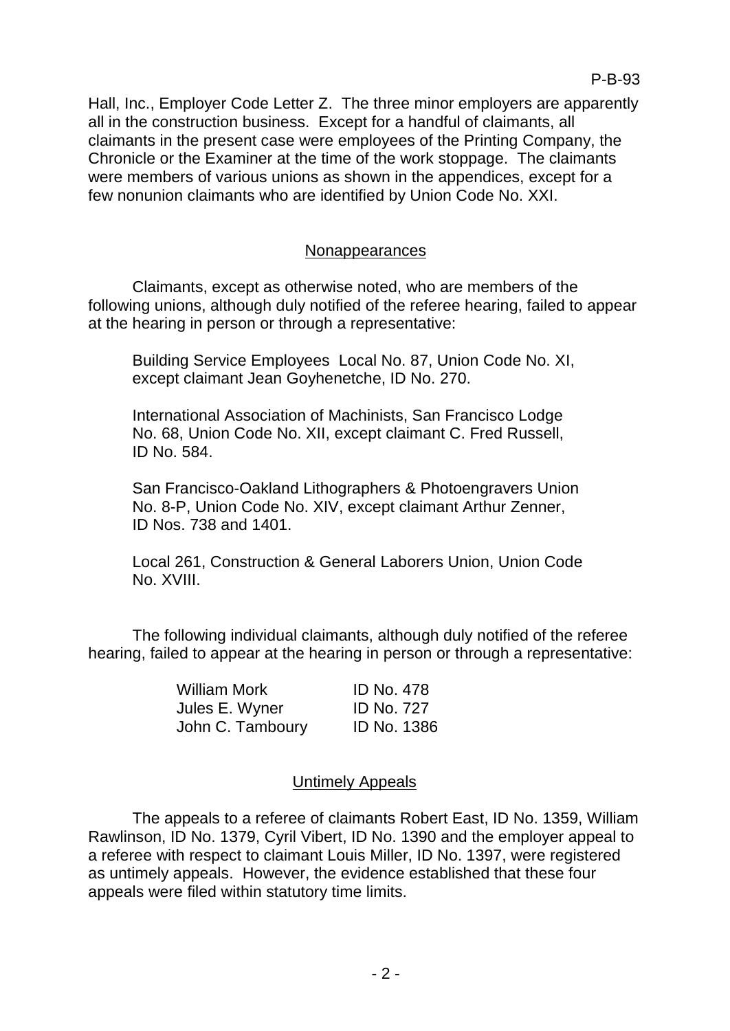Hall, Inc., Employer Code Letter Z. The three minor employers are apparently all in the construction business. Except for a handful of claimants, all claimants in the present case were employees of the Printing Company, the Chronicle or the Examiner at the time of the work stoppage. The claimants were members of various unions as shown in the appendices, except for a few nonunion claimants who are identified by Union Code No. XXI.

## Nonappearances

Claimants, except as otherwise noted, who are members of the following unions, although duly notified of the referee hearing, failed to appear at the hearing in person or through a representative:

Building Service Employees Local No. 87, Union Code No. XI, except claimant Jean Goyhenetche, ID No. 270.

International Association of Machinists, San Francisco Lodge No. 68, Union Code No. XII, except claimant C. Fred Russell, ID No. 584.

San Francisco-Oakland Lithographers & Photoengravers Union No. 8-P, Union Code No. XIV, except claimant Arthur Zenner, ID Nos. 738 and 1401.

Local 261, Construction & General Laborers Union, Union Code No. XVIII.

The following individual claimants, although duly notified of the referee hearing, failed to appear at the hearing in person or through a representative:

| | |
|---|---|
| William Mork | ID No. 478 |
| Jules E. Wyner | ID No. 727 |
| John C. Tamboury | ID No. 1386 |

## Untimely Appeals

The appeals to a referee of claimants Robert East, ID No. 1359, William Rawlinson, ID No. 1379, Cyril Vibert, ID No. 1390 and the employer appeal to a referee with respect to claimant Louis Miller, ID No. 1397, were registered as untimely appeals. However, the evidence established that these four appeals were filed within statutory time limits.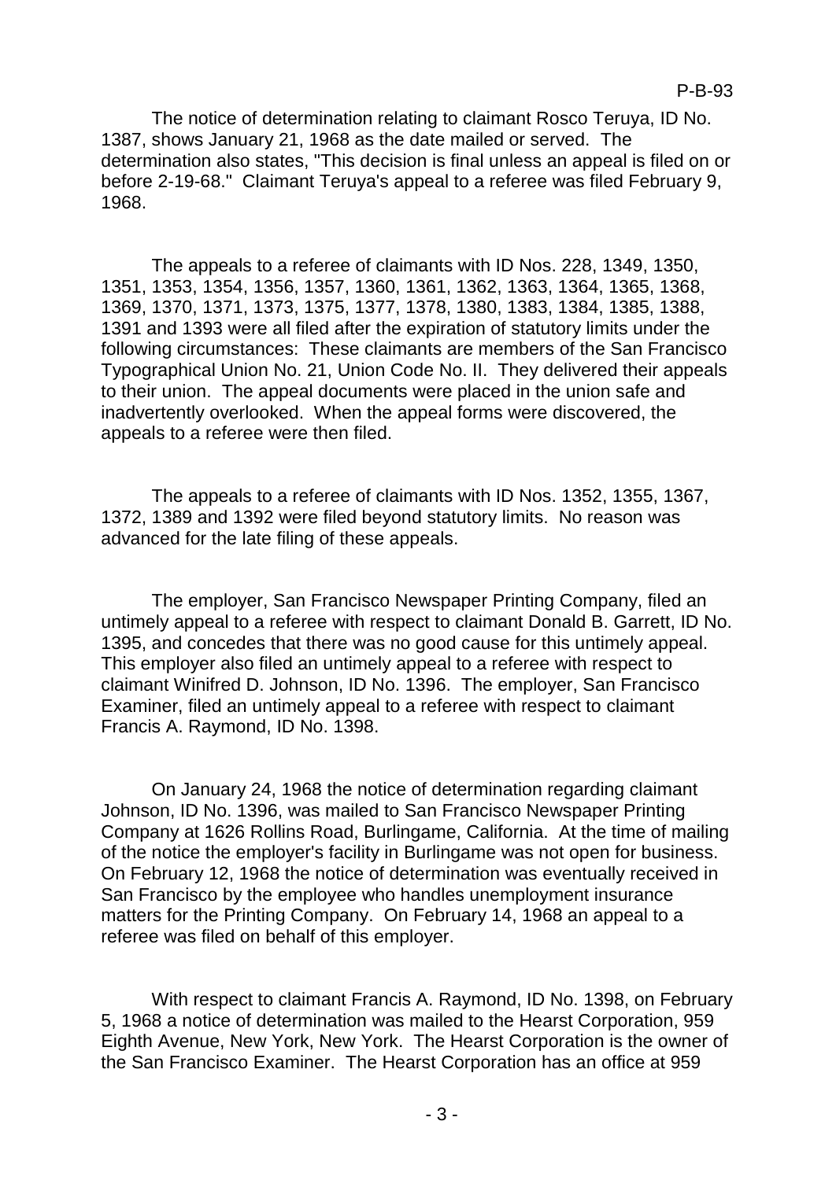The notice of determination relating to claimant Rosco Teruya, ID No. 1387, shows January 21, 1968 as the date mailed or served. The determination also states, "This decision is final unless an appeal is filed on or before 2-19-68." Claimant Teruya's appeal to a referee was filed February 9, 1968.

The appeals to a referee of claimants with ID Nos. 228, 1349, 1350, 1351, 1353, 1354, 1356, 1357, 1360, 1361, 1362, 1363, 1364, 1365, 1368, 1369, 1370, 1371, 1373, 1375, 1377, 1378, 1380, 1383, 1384, 1385, 1388, 1391 and 1393 were all filed after the expiration of statutory limits under the following circumstances: These claimants are members of the San Francisco Typographical Union No. 21, Union Code No. II. They delivered their appeals to their union. The appeal documents were placed in the union safe and inadvertently overlooked. When the appeal forms were discovered, the appeals to a referee were then filed.

The appeals to a referee of claimants with ID Nos. 1352, 1355, 1367, 1372, 1389 and 1392 were filed beyond statutory limits. No reason was advanced for the late filing of these appeals.

The employer, San Francisco Newspaper Printing Company, filed an untimely appeal to a referee with respect to claimant Donald B. Garrett, ID No. 1395, and concedes that there was no good cause for this untimely appeal. This employer also filed an untimely appeal to a referee with respect to claimant Winifred D. Johnson, ID No. 1396. The employer, San Francisco Examiner, filed an untimely appeal to a referee with respect to claimant Francis A. Raymond, ID No. 1398.

On January 24, 1968 the notice of determination regarding claimant Johnson, ID No. 1396, was mailed to San Francisco Newspaper Printing Company at 1626 Rollins Road, Burlingame, California. At the time of mailing of the notice the employer's facility in Burlingame was not open for business. On February 12, 1968 the notice of determination was eventually received in San Francisco by the employee who handles unemployment insurance matters for the Printing Company. On February 14, 1968 an appeal to a referee was filed on behalf of this employer.

With respect to claimant Francis A. Raymond, ID No. 1398, on February 5, 1968 a notice of determination was mailed to the Hearst Corporation, 959 Eighth Avenue, New York, New York. The Hearst Corporation is the owner of the San Francisco Examiner. The Hearst Corporation has an office at 959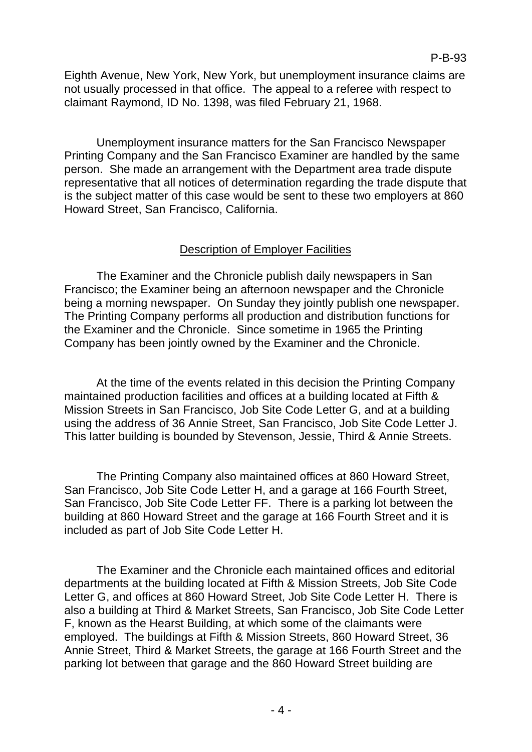Eighth Avenue, New York, New York, but unemployment insurance claims are not usually processed in that office. The appeal to a referee with respect to claimant Raymond, ID No. 1398, was filed February 21, 1968.

Unemployment insurance matters for the San Francisco Newspaper Printing Company and the San Francisco Examiner are handled by the same person. She made an arrangement with the Department area trade dispute representative that all notices of determination regarding the trade dispute that is the subject matter of this case would be sent to these two employers at 860 Howard Street, San Francisco, California.

## Description of Employer Facilities

The Examiner and the Chronicle publish daily newspapers in San Francisco; the Examiner being an afternoon newspaper and the Chronicle being a morning newspaper. On Sunday they jointly publish one newspaper. The Printing Company performs all production and distribution functions for the Examiner and the Chronicle. Since sometime in 1965 the Printing Company has been jointly owned by the Examiner and the Chronicle.

At the time of the events related in this decision the Printing Company maintained production facilities and offices at a building located at Fifth & Mission Streets in San Francisco, Job Site Code Letter G, and at a building using the address of 36 Annie Street, San Francisco, Job Site Code Letter J. This latter building is bounded by Stevenson, Jessie, Third & Annie Streets.

The Printing Company also maintained offices at 860 Howard Street, San Francisco, Job Site Code Letter H, and a garage at 166 Fourth Street, San Francisco, Job Site Code Letter FF. There is a parking lot between the building at 860 Howard Street and the garage at 166 Fourth Street and it is included as part of Job Site Code Letter H.

The Examiner and the Chronicle each maintained offices and editorial departments at the building located at Fifth & Mission Streets, Job Site Code Letter G, and offices at 860 Howard Street, Job Site Code Letter H. There is also a building at Third & Market Streets, San Francisco, Job Site Code Letter F, known as the Hearst Building, at which some of the claimants were employed. The buildings at Fifth & Mission Streets, 860 Howard Street, 36 Annie Street, Third & Market Streets, the garage at 166 Fourth Street and the parking lot between that garage and the 860 Howard Street building are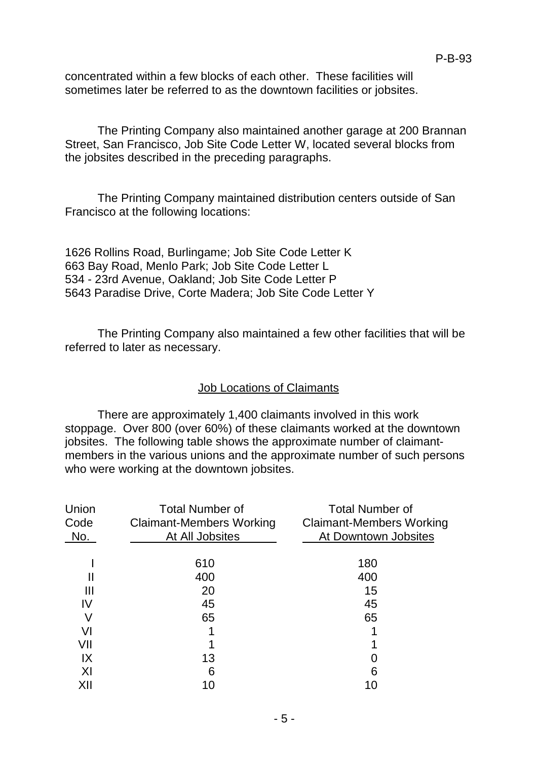concentrated within a few blocks of each other. These facilities will sometimes later be referred to as the downtown facilities or jobsites.

The Printing Company also maintained another garage at 200 Brannan Street, San Francisco, Job Site Code Letter W, located several blocks from the jobsites described in the preceding paragraphs.

The Printing Company maintained distribution centers outside of San Francisco at the following locations:

1626 Rollins Road, Burlingame; Job Site Code Letter K
663 Bay Road, Menlo Park; Job Site Code Letter L
534 - 23rd Avenue, Oakland; Job Site Code Letter P
5643 Paradise Drive, Corte Madera; Job Site Code Letter Y

The Printing Company also maintained a few other facilities that will be referred to later as necessary.

## Job Locations of Claimants

There are approximately 1,400 claimants involved in this work stoppage. Over 800 (over 60%) of these claimants worked at the downtown jobsites. The following table shows the approximate number of claimant-members in the various unions and the approximate number of such persons who were working at the downtown jobsites.

| Union Code No. | Total Number of Claimant-Members Working At All Jobsites | Total Number of Claimant-Members Working At Downtown Jobsites |
|---|---|---|
| I | 610 | 180 |
| II | 400 | 400 |
| III | 20 | 15 |
| IV | 45 | 45 |
| V | 65 | 65 |
| VI | 1 | 1 |
| VII | 1 | 1 |
| IX | 13 | 0 |
| XI | 6 | 6 |
| XII | 10 | 10 |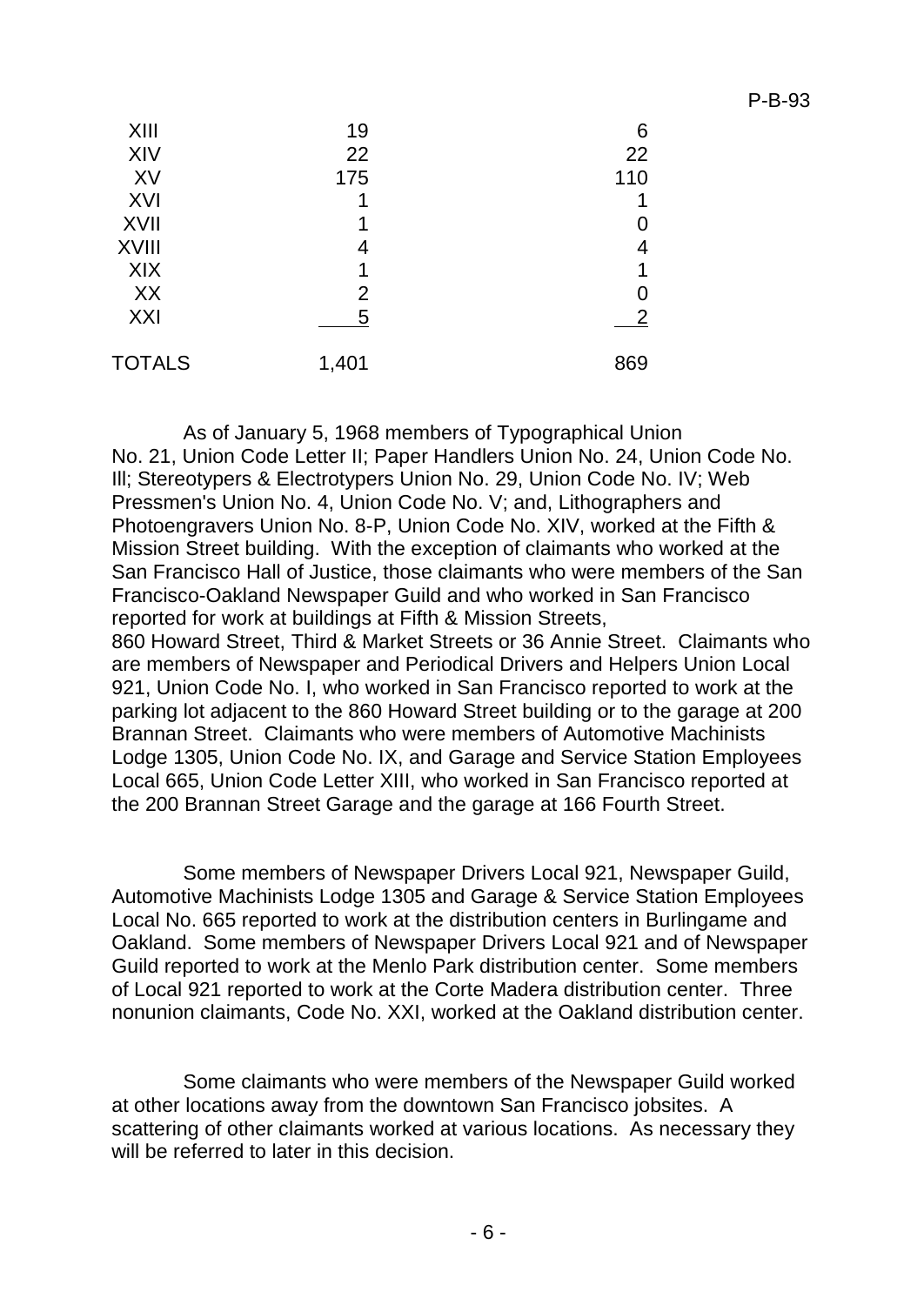| | | |
|---|---|---|
| XIII | 19 | 6 |
| XIV | 22 | 22 |
| XV | 175 | 110 |
| XVI | 1 | 1 |
| XVII | 1 | 0 |
| XVIII | 4 | 4 |
| XIX | 1 | 1 |
| XX | 2 | 0 |
| XXI | 5 | 2 |
| TOTALS | 1,401 | 869 |

As of January 5, 1968 members of Typographical Union No. 21, Union Code Letter II; Paper Handlers Union No. 24, Union Code No. Ill; Stereotypers & Electrotypers Union No. 29, Union Code No. IV; Web Pressmen's Union No. 4, Union Code No. V; and, Lithographers and Photoengravers Union No. 8-P, Union Code No. XIV, worked at the Fifth & Mission Street building. With the exception of claimants who worked at the San Francisco Hall of Justice, those claimants who were members of the San Francisco-Oakland Newspaper Guild and who worked in San Francisco reported for work at buildings at Fifth & Mission Streets, 860 Howard Street, Third & Market Streets or 36 Annie Street. Claimants who are members of Newspaper and Periodical Drivers and Helpers Union Local 921, Union Code No. I, who worked in San Francisco reported to work at the parking lot adjacent to the 860 Howard Street building or to the garage at 200 Brannan Street. Claimants who were members of Automotive Machinists Lodge 1305, Union Code No. IX, and Garage and Service Station Employees Local 665, Union Code Letter XIII, who worked in San Francisco reported at the 200 Brannan Street Garage and the garage at 166 Fourth Street.

Some members of Newspaper Drivers Local 921, Newspaper Guild, Automotive Machinists Lodge 1305 and Garage & Service Station Employees Local No. 665 reported to work at the distribution centers in Burlingame and Oakland. Some members of Newspaper Drivers Local 921 and of Newspaper Guild reported to work at the Menlo Park distribution center. Some members of Local 921 reported to work at the Corte Madera distribution center. Three nonunion claimants, Code No. XXI, worked at the Oakland distribution center.

Some claimants who were members of the Newspaper Guild worked at other locations away from the downtown San Francisco jobsites. A scattering of other claimants worked at various locations. As necessary they will be referred to later in this decision.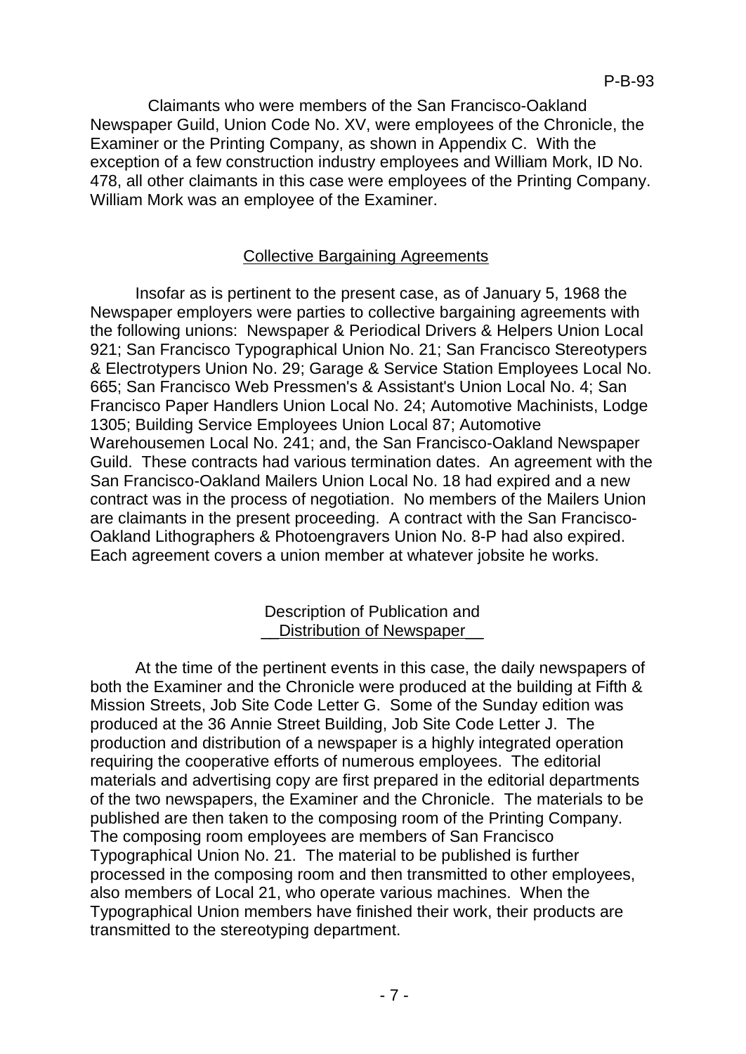Claimants who were members of the San Francisco-Oakland Newspaper Guild, Union Code No. XV, were employees of the Chronicle, the Examiner or the Printing Company, as shown in Appendix C. With the exception of a few construction industry employees and William Mork, ID No. 478, all other claimants in this case were employees of the Printing Company. William Mork was an employee of the Examiner.

## Collective Bargaining Agreements

Insofar as is pertinent to the present case, as of January 5, 1968 the Newspaper employers were parties to collective bargaining agreements with the following unions: Newspaper & Periodical Drivers & Helpers Union Local 921; San Francisco Typographical Union No. 21; San Francisco Stereotypers & Electrotypers Union No. 29; Garage & Service Station Employees Local No. 665; San Francisco Web Pressmen's & Assistant's Union Local No. 4; San Francisco Paper Handlers Union Local No. 24; Automotive Machinists, Lodge 1305; Building Service Employees Union Local 87; Automotive Warehousemen Local No. 241; and, the San Francisco-Oakland Newspaper Guild. These contracts had various termination dates. An agreement with the San Francisco-Oakland Mailers Union Local No. 18 had expired and a new contract was in the process of negotiation. No members of the Mailers Union are claimants in the present proceeding. A contract with the San Francisco-Oakland Lithographers & Photoengravers Union No. 8-P had also expired. Each agreement covers a union member at whatever jobsite he works.

## Description of Publication and Distribution of Newspaper

At the time of the pertinent events in this case, the daily newspapers of both the Examiner and the Chronicle were produced at the building at Fifth & Mission Streets, Job Site Code Letter G. Some of the Sunday edition was produced at the 36 Annie Street Building, Job Site Code Letter J. The production and distribution of a newspaper is a highly integrated operation requiring the cooperative efforts of numerous employees. The editorial materials and advertising copy are first prepared in the editorial departments of the two newspapers, the Examiner and the Chronicle. The materials to be published are then taken to the composing room of the Printing Company. The composing room employees are members of San Francisco Typographical Union No. 21. The material to be published is further processed in the composing room and then transmitted to other employees, also members of Local 21, who operate various machines. When the Typographical Union members have finished their work, their products are transmitted to the stereotyping department.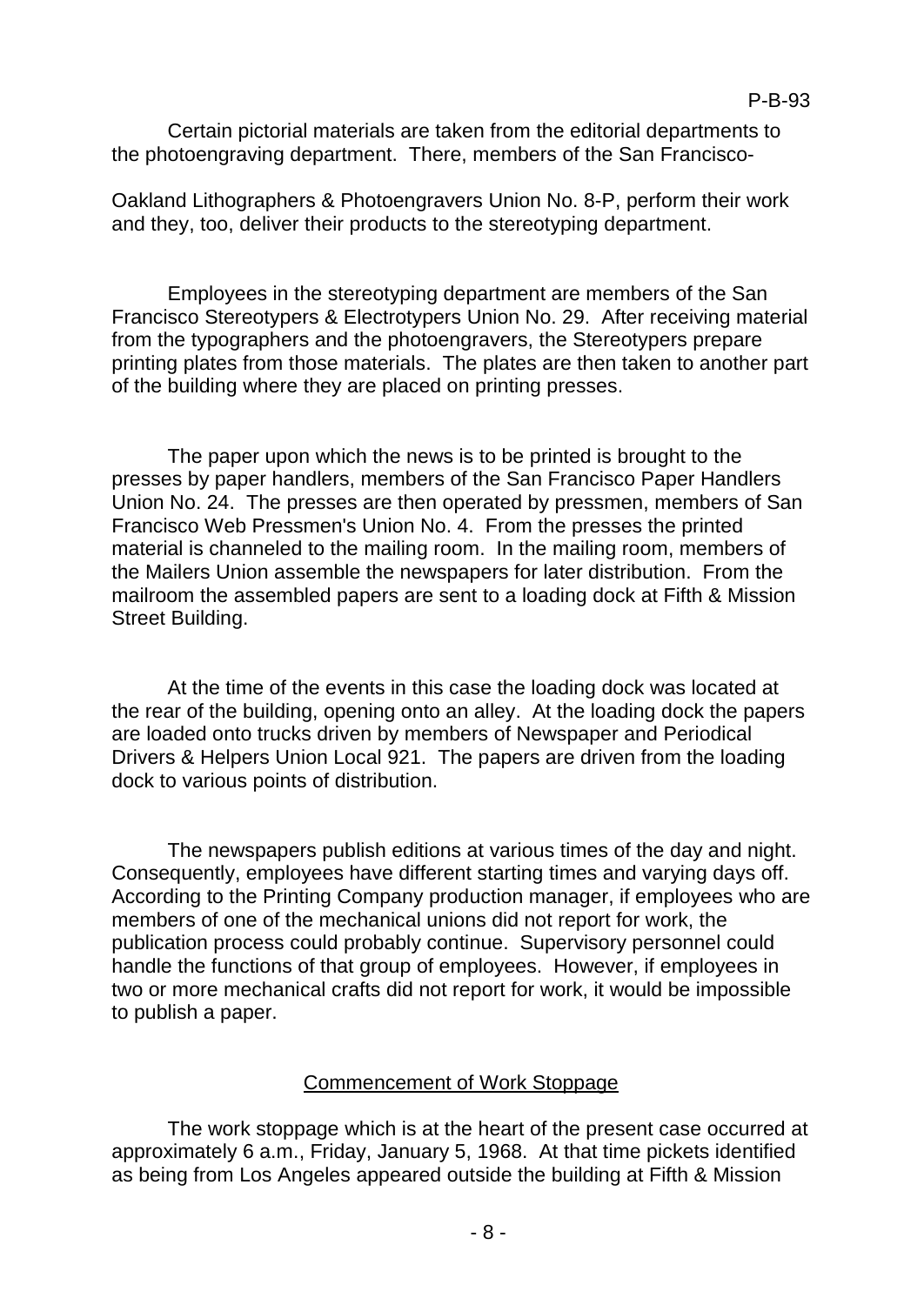Certain pictorial materials are taken from the editorial departments to the photoengraving department. There, members of the San Francisco-Oakland Lithographers & Photoengravers Union No. 8-P, perform their work and they, too, deliver their products to the stereotyping department.

Employees in the stereotyping department are members of the San Francisco Stereotypers & Electrotypers Union No. 29. After receiving material from the typographers and the photoengravers, the Stereotypers prepare printing plates from those materials. The plates are then taken to another part of the building where they are placed on printing presses.

The paper upon which the news is to be printed is brought to the presses by paper handlers, members of the San Francisco Paper Handlers Union No. 24. The presses are then operated by pressmen, members of San Francisco Web Pressmen's Union No. 4. From the presses the printed material is channeled to the mailing room. In the mailing room, members of the Mailers Union assemble the newspapers for later distribution. From the mailroom the assembled papers are sent to a loading dock at Fifth & Mission Street Building.

At the time of the events in this case the loading dock was located at the rear of the building, opening onto an alley. At the loading dock the papers are loaded onto trucks driven by members of Newspaper and Periodical Drivers & Helpers Union Local 921. The papers are driven from the loading dock to various points of distribution.

The newspapers publish editions at various times of the day and night. Consequently, employees have different starting times and varying days off. According to the Printing Company production manager, if employees who are members of one of the mechanical unions did not report for work, the publication process could probably continue. Supervisory personnel could handle the functions of that group of employees. However, if employees in two or more mechanical crafts did not report for work, it would be impossible to publish a paper.

## Commencement of Work Stoppage

The work stoppage which is at the heart of the present case occurred at approximately 6 a.m., Friday, January 5, 1968. At that time pickets identified as being from Los Angeles appeared outside the building at Fifth & Mission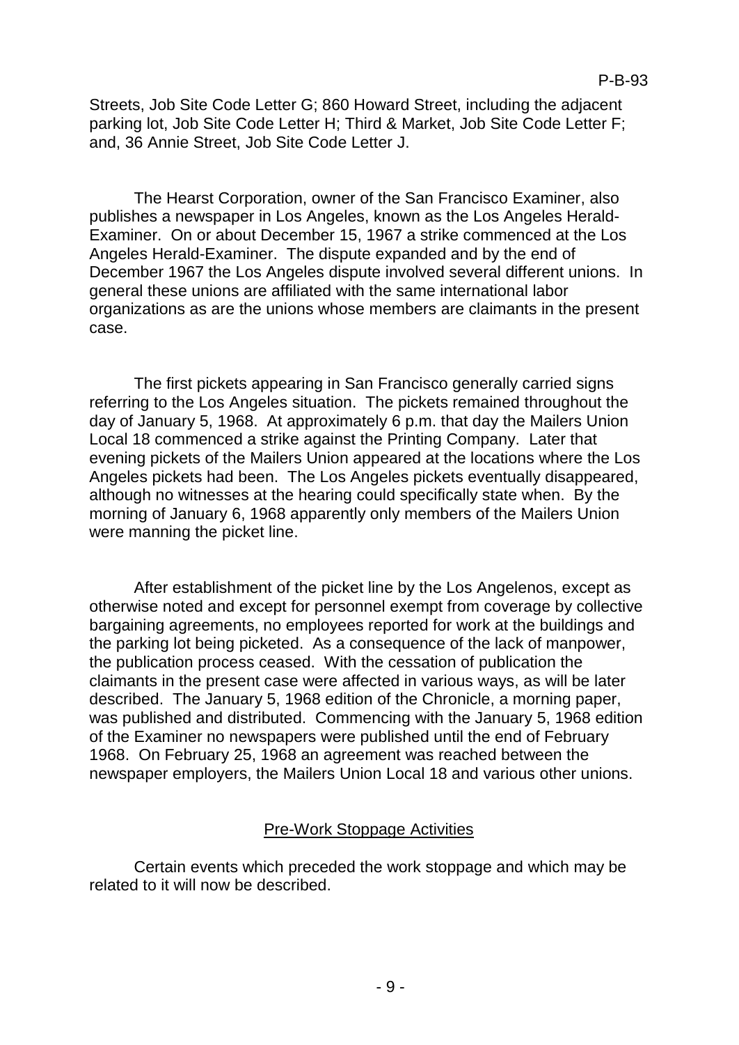Streets, Job Site Code Letter G; 860 Howard Street, including the adjacent parking lot, Job Site Code Letter H; Third & Market, Job Site Code Letter F; and, 36 Annie Street, Job Site Code Letter J.

The Hearst Corporation, owner of the San Francisco Examiner, also publishes a newspaper in Los Angeles, known as the Los Angeles Herald-Examiner. On or about December 15, 1967 a strike commenced at the Los Angeles Herald-Examiner. The dispute expanded and by the end of December 1967 the Los Angeles dispute involved several different unions. In general these unions are affiliated with the same international labor organizations as are the unions whose members are claimants in the present case.

The first pickets appearing in San Francisco generally carried signs referring to the Los Angeles situation. The pickets remained throughout the day of January 5, 1968. At approximately 6 p.m. that day the Mailers Union Local 18 commenced a strike against the Printing Company. Later that evening pickets of the Mailers Union appeared at the locations where the Los Angeles pickets had been. The Los Angeles pickets eventually disappeared, although no witnesses at the hearing could specifically state when. By the morning of January 6, 1968 apparently only members of the Mailers Union were manning the picket line.

After establishment of the picket line by the Los Angelenos, except as otherwise noted and except for personnel exempt from coverage by collective bargaining agreements, no employees reported for work at the buildings and the parking lot being picketed. As a consequence of the lack of manpower, the publication process ceased. With the cessation of publication the claimants in the present case were affected in various ways, as will be later described. The January 5, 1968 edition of the Chronicle, a morning paper, was published and distributed. Commencing with the January 5, 1968 edition of the Examiner no newspapers were published until the end of February 1968. On February 25, 1968 an agreement was reached between the newspaper employers, the Mailers Union Local 18 and various other unions.

## Pre-Work Stoppage Activities

Certain events which preceded the work stoppage and which may be related to it will now be described.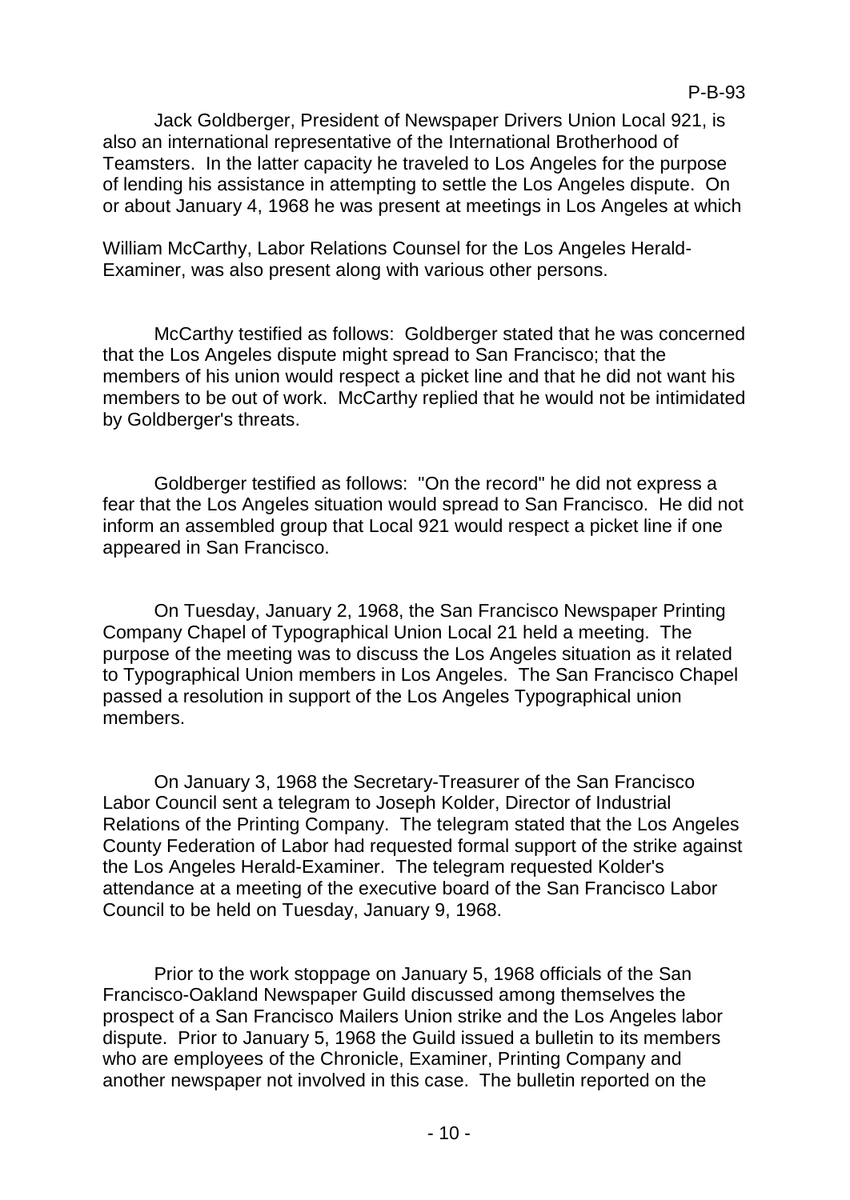Jack Goldberger, President of Newspaper Drivers Union Local 921, is also an international representative of the International Brotherhood of Teamsters. In the latter capacity he traveled to Los Angeles for the purpose of lending his assistance in attempting to settle the Los Angeles dispute. On or about January 4, 1968 he was present at meetings in Los Angeles at which William McCarthy, Labor Relations Counsel for the Los Angeles Herald-Examiner, was also present along with various other persons.

McCarthy testified as follows: Goldberger stated that he was concerned that the Los Angeles dispute might spread to San Francisco; that the members of his union would respect a picket line and that he did not want his members to be out of work. McCarthy replied that he would not be intimidated by Goldberger's threats.

Goldberger testified as follows: "On the record" he did not express a fear that the Los Angeles situation would spread to San Francisco. He did not inform an assembled group that Local 921 would respect a picket line if one appeared in San Francisco.

On Tuesday, January 2, 1968, the San Francisco Newspaper Printing Company Chapel of Typographical Union Local 21 held a meeting. The purpose of the meeting was to discuss the Los Angeles situation as it related to Typographical Union members in Los Angeles. The San Francisco Chapel passed a resolution in support of the Los Angeles Typographical union members.

On January 3, 1968 the Secretary-Treasurer of the San Francisco Labor Council sent a telegram to Joseph Kolder, Director of Industrial Relations of the Printing Company. The telegram stated that the Los Angeles County Federation of Labor had requested formal support of the strike against the Los Angeles Herald-Examiner. The telegram requested Kolder's attendance at a meeting of the executive board of the San Francisco Labor Council to be held on Tuesday, January 9, 1968.

Prior to the work stoppage on January 5, 1968 officials of the San Francisco-Oakland Newspaper Guild discussed among themselves the prospect of a San Francisco Mailers Union strike and the Los Angeles labor dispute. Prior to January 5, 1968 the Guild issued a bulletin to its members who are employees of the Chronicle, Examiner, Printing Company and another newspaper not involved in this case. The bulletin reported on the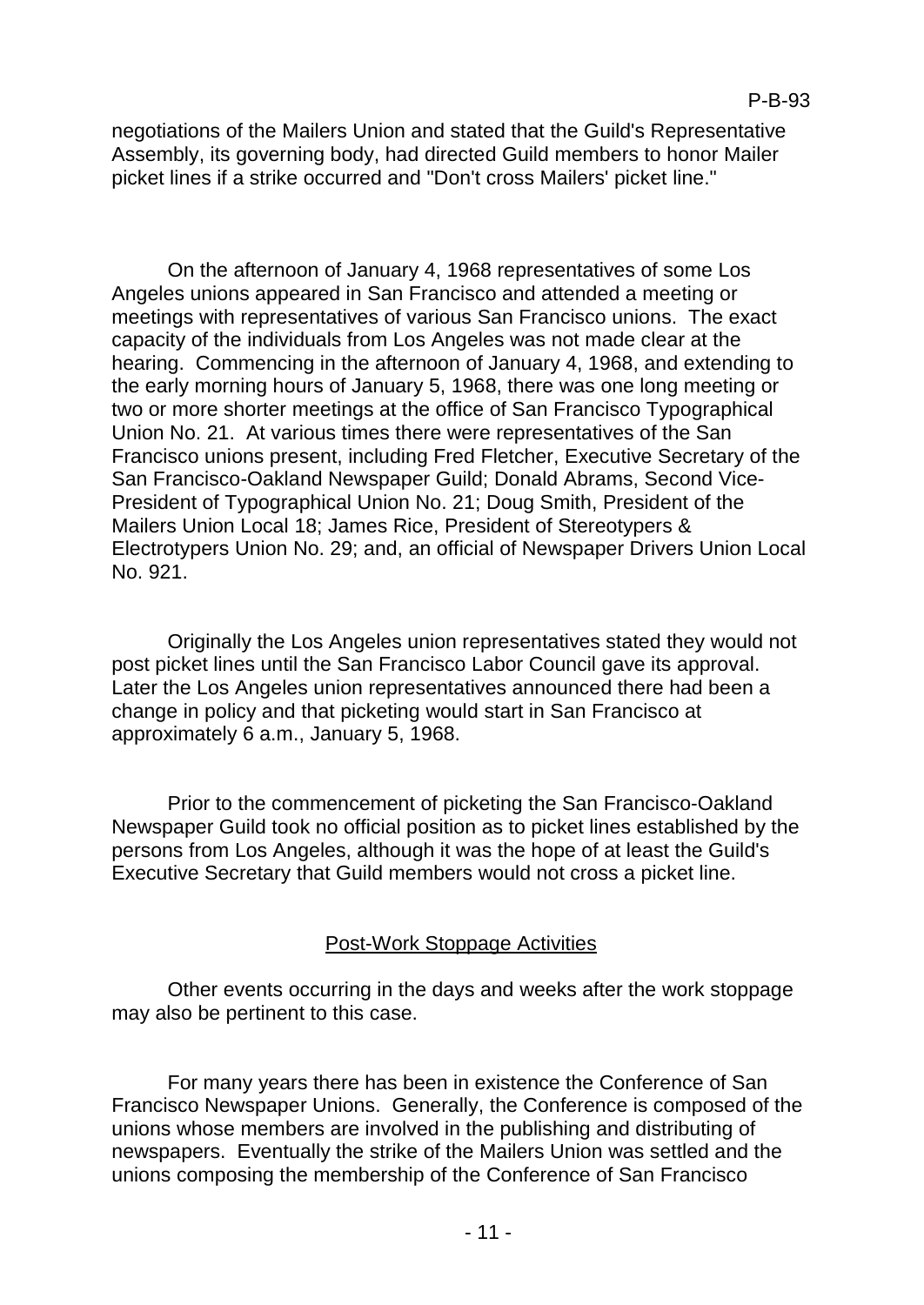negotiations of the Mailers Union and stated that the Guild's Representative Assembly, its governing body, had directed Guild members to honor Mailer picket lines if a strike occurred and "Don't cross Mailers' picket line."

On the afternoon of January 4, 1968 representatives of some Los Angeles unions appeared in San Francisco and attended a meeting or meetings with representatives of various San Francisco unions. The exact capacity of the individuals from Los Angeles was not made clear at the hearing. Commencing in the afternoon of January 4, 1968, and extending to the early morning hours of January 5, 1968, there was one long meeting or two or more shorter meetings at the office of San Francisco Typographical Union No. 21. At various times there were representatives of the San Francisco unions present, including Fred Fletcher, Executive Secretary of the San Francisco-Oakland Newspaper Guild; Donald Abrams, Second Vice-President of Typographical Union No. 21; Doug Smith, President of the Mailers Union Local 18; James Rice, President of Stereotypers & Electrotypers Union No. 29; and, an official of Newspaper Drivers Union Local No. 921.

Originally the Los Angeles union representatives stated they would not post picket lines until the San Francisco Labor Council gave its approval. Later the Los Angeles union representatives announced there had been a change in policy and that picketing would start in San Francisco at approximately 6 a.m., January 5, 1968.

Prior to the commencement of picketing the San Francisco-Oakland Newspaper Guild took no official position as to picket lines established by the persons from Los Angeles, although it was the hope of at least the Guild's Executive Secretary that Guild members would not cross a picket line.

## Post-Work Stoppage Activities

Other events occurring in the days and weeks after the work stoppage may also be pertinent to this case.

For many years there has been in existence the Conference of San Francisco Newspaper Unions. Generally, the Conference is composed of the unions whose members are involved in the publishing and distributing of newspapers. Eventually the strike of the Mailers Union was settled and the unions composing the membership of the Conference of San Francisco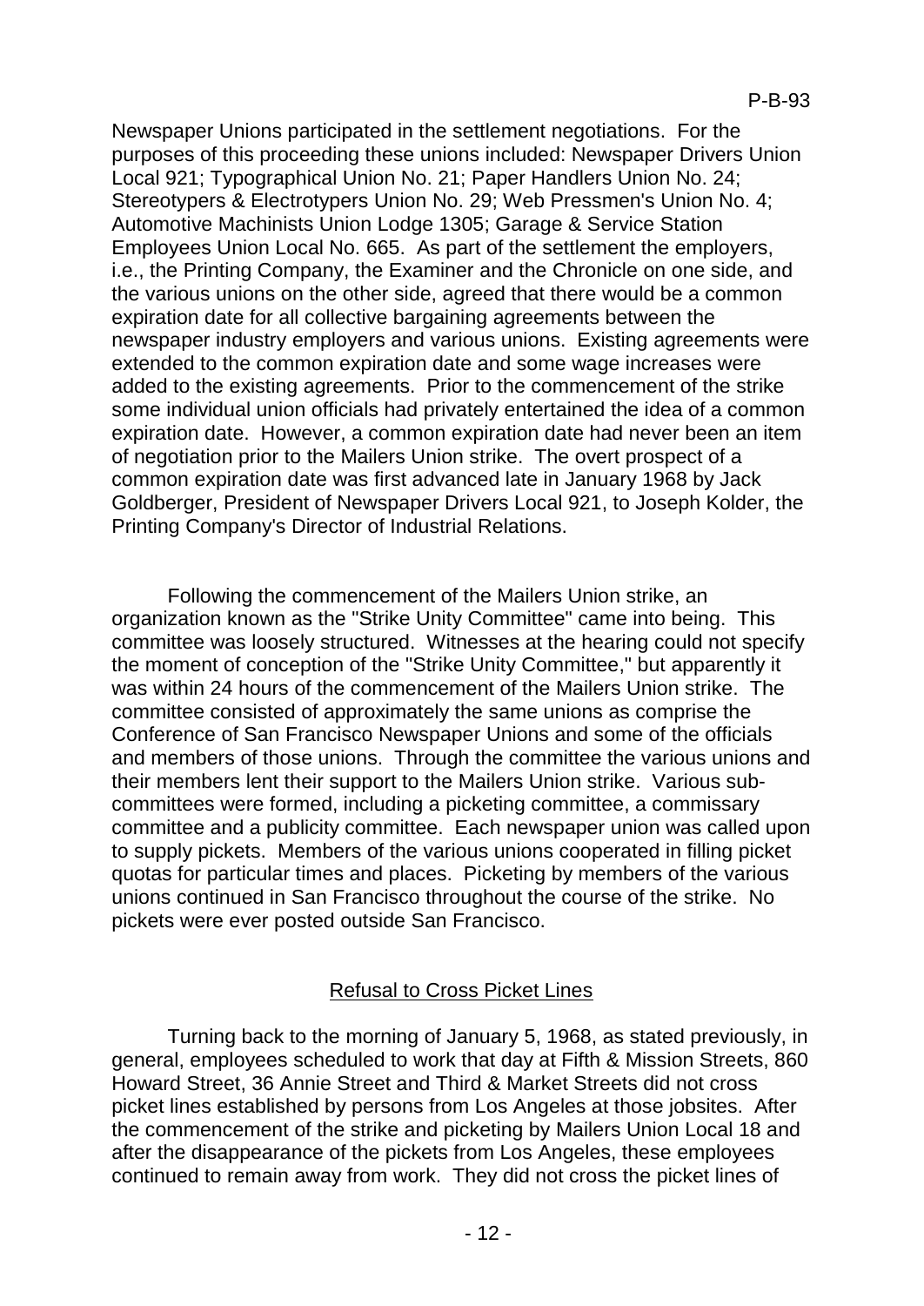Newspaper Unions participated in the settlement negotiations. For the purposes of this proceeding these unions included: Newspaper Drivers Union Local 921; Typographical Union No. 21; Paper Handlers Union No. 24; Stereotypers & Electrotypers Union No. 29; Web Pressmen's Union No. 4; Automotive Machinists Union Lodge 1305; Garage & Service Station Employees Union Local No. 665. As part of the settlement the employers, i.e., the Printing Company, the Examiner and the Chronicle on one side, and the various unions on the other side, agreed that there would be a common expiration date for all collective bargaining agreements between the newspaper industry employers and various unions. Existing agreements were extended to the common expiration date and some wage increases were added to the existing agreements. Prior to the commencement of the strike some individual union officials had privately entertained the idea of a common expiration date. However, a common expiration date had never been an item of negotiation prior to the Mailers Union strike. The overt prospect of a common expiration date was first advanced late in January 1968 by Jack Goldberger, President of Newspaper Drivers Local 921, to Joseph Kolder, the Printing Company's Director of Industrial Relations.

Following the commencement of the Mailers Union strike, an organization known as the "Strike Unity Committee" came into being. This committee was loosely structured. Witnesses at the hearing could not specify the moment of conception of the "Strike Unity Committee," but apparently it was within 24 hours of the commencement of the Mailers Union strike. The committee consisted of approximately the same unions as comprise the Conference of San Francisco Newspaper Unions and some of the officials and members of those unions. Through the committee the various unions and their members lent their support to the Mailers Union strike. Various sub-committees were formed, including a picketing committee, a commissary committee and a publicity committee. Each newspaper union was called upon to supply pickets. Members of the various unions cooperated in filling picket quotas for particular times and places. Picketing by members of the various unions continued in San Francisco throughout the course of the strike. No pickets were ever posted outside San Francisco.

## Refusal to Cross Picket Lines

Turning back to the morning of January 5, 1968, as stated previously, in general, employees scheduled to work that day at Fifth & Mission Streets, 860 Howard Street, 36 Annie Street and Third & Market Streets did not cross picket lines established by persons from Los Angeles at those jobsites. After the commencement of the strike and picketing by Mailers Union Local 18 and after the disappearance of the pickets from Los Angeles, these employees continued to remain away from work. They did not cross the picket lines of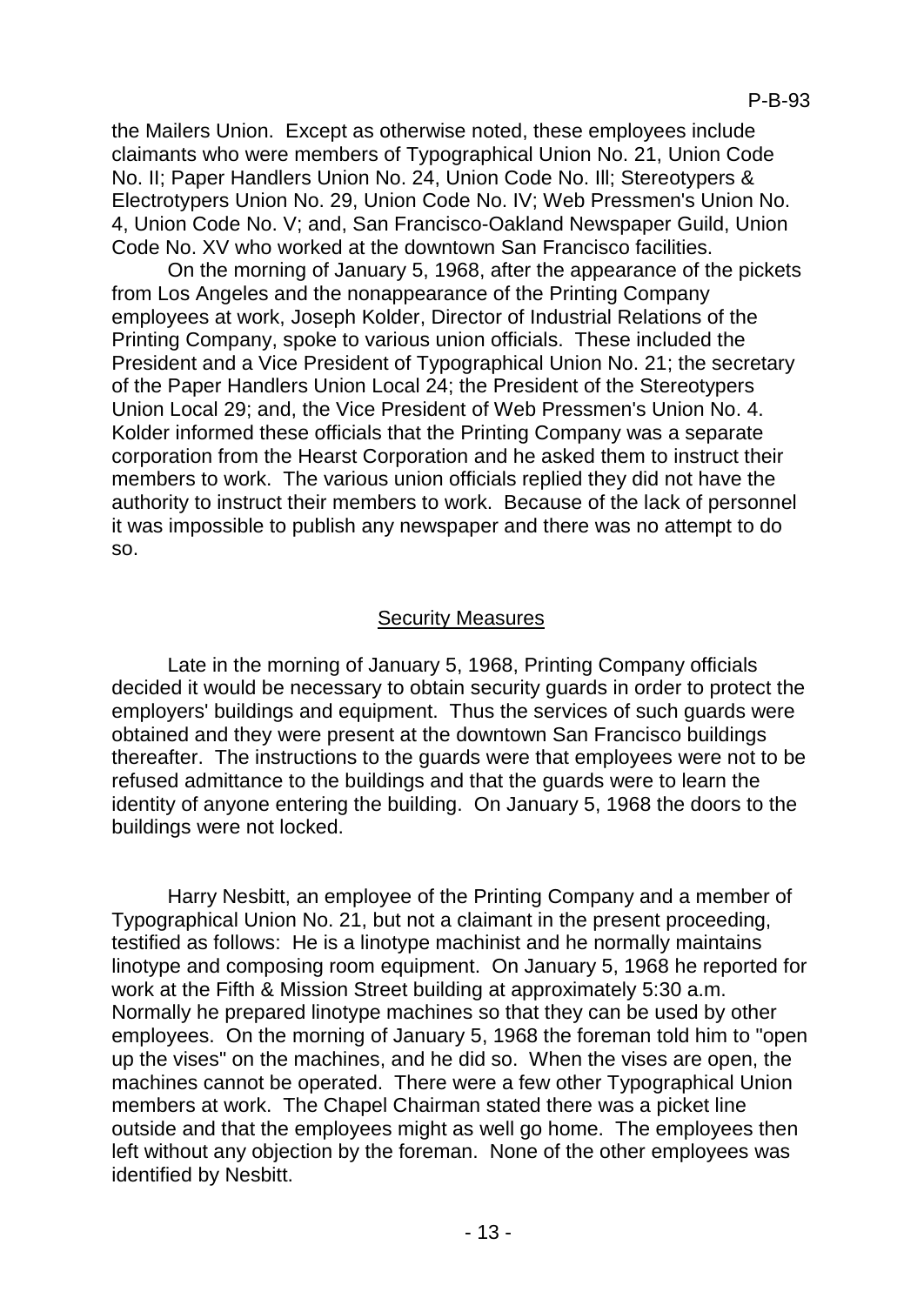the Mailers Union. Except as otherwise noted, these employees include claimants who were members of Typographical Union No. 21, Union Code No. II; Paper Handlers Union No. 24, Union Code No. Ill; Stereotypers & Electrotypers Union No. 29, Union Code No. IV; Web Pressmen's Union No. 4, Union Code No. V; and, San Francisco-Oakland Newspaper Guild, Union Code No. XV who worked at the downtown San Francisco facilities.

On the morning of January 5, 1968, after the appearance of the pickets from Los Angeles and the nonappearance of the Printing Company employees at work, Joseph Kolder, Director of Industrial Relations of the Printing Company, spoke to various union officials. These included the President and a Vice President of Typographical Union No. 21; the secretary of the Paper Handlers Union Local 24; the President of the Stereotypers Union Local 29; and, the Vice President of Web Pressmen's Union No. 4. Kolder informed these officials that the Printing Company was a separate corporation from the Hearst Corporation and he asked them to instruct their members to work. The various union officials replied they did not have the authority to instruct their members to work. Because of the lack of personnel it was impossible to publish any newspaper and there was no attempt to do so.

## Security Measures

Late in the morning of January 5, 1968, Printing Company officials decided it would be necessary to obtain security guards in order to protect the employers' buildings and equipment. Thus the services of such guards were obtained and they were present at the downtown San Francisco buildings thereafter. The instructions to the guards were that employees were not to be refused admittance to the buildings and that the guards were to learn the identity of anyone entering the building. On January 5, 1968 the doors to the buildings were not locked.

Harry Nesbitt, an employee of the Printing Company and a member of Typographical Union No. 21, but not a claimant in the present proceeding, testified as follows: He is a linotype machinist and he normally maintains linotype and composing room equipment. On January 5, 1968 he reported for work at the Fifth & Mission Street building at approximately 5:30 a.m. Normally he prepared linotype machines so that they can be used by other employees. On the morning of January 5, 1968 the foreman told him to "open up the vises" on the machines, and he did so. When the vises are open, the machines cannot be operated. There were a few other Typographical Union members at work. The Chapel Chairman stated there was a picket line outside and that the employees might as well go home. The employees then left without any objection by the foreman. None of the other employees was identified by Nesbitt.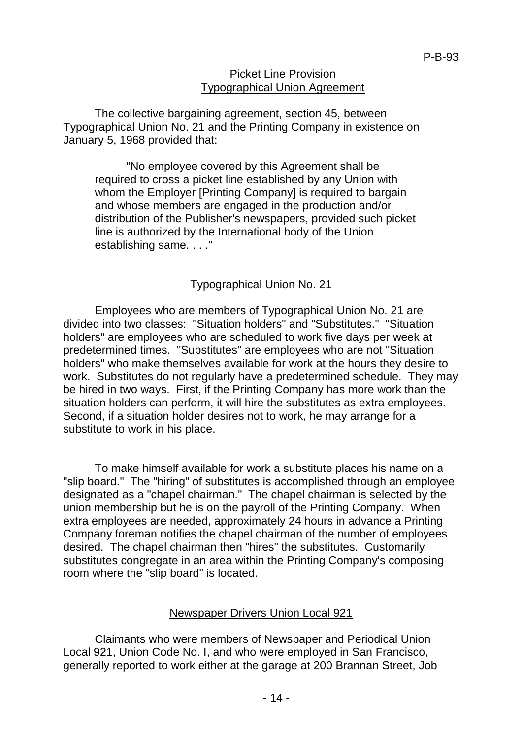## Picket Line Provision
## Typographical Union Agreement

The collective bargaining agreement, section 45, between Typographical Union No. 21 and the Printing Company in existence on January 5, 1968 provided that:

> "No employee covered by this Agreement shall be required to cross a picket line established by any Union with whom the Employer [Printing Company] is required to bargain and whose members are engaged in the production and/or distribution of the Publisher's newspapers, provided such picket line is authorized by the International body of the Union establishing same. . . ."

## Typographical Union No. 21

Employees who are members of Typographical Union No. 21 are divided into two classes: "Situation holders" and "Substitutes." "Situation holders" are employees who are scheduled to work five days per week at predetermined times. "Substitutes" are employees who are not "Situation holders" who make themselves available for work at the hours they desire to work. Substitutes do not regularly have a predetermined schedule. They may be hired in two ways. First, if the Printing Company has more work than the situation holders can perform, it will hire the substitutes as extra employees. Second, if a situation holder desires not to work, he may arrange for a substitute to work in his place.

To make himself available for work a substitute places his name on a "slip board." The "hiring" of substitutes is accomplished through an employee designated as a "chapel chairman." The chapel chairman is selected by the union membership but he is on the payroll of the Printing Company. When extra employees are needed, approximately 24 hours in advance a Printing Company foreman notifies the chapel chairman of the number of employees desired. The chapel chairman then "hires" the substitutes. Customarily substitutes congregate in an area within the Printing Company's composing room where the "slip board" is located.

## Newspaper Drivers Union Local 921

Claimants who were members of Newspaper and Periodical Union Local 921, Union Code No. I, and who were employed in San Francisco, generally reported to work either at the garage at 200 Brannan Street, Job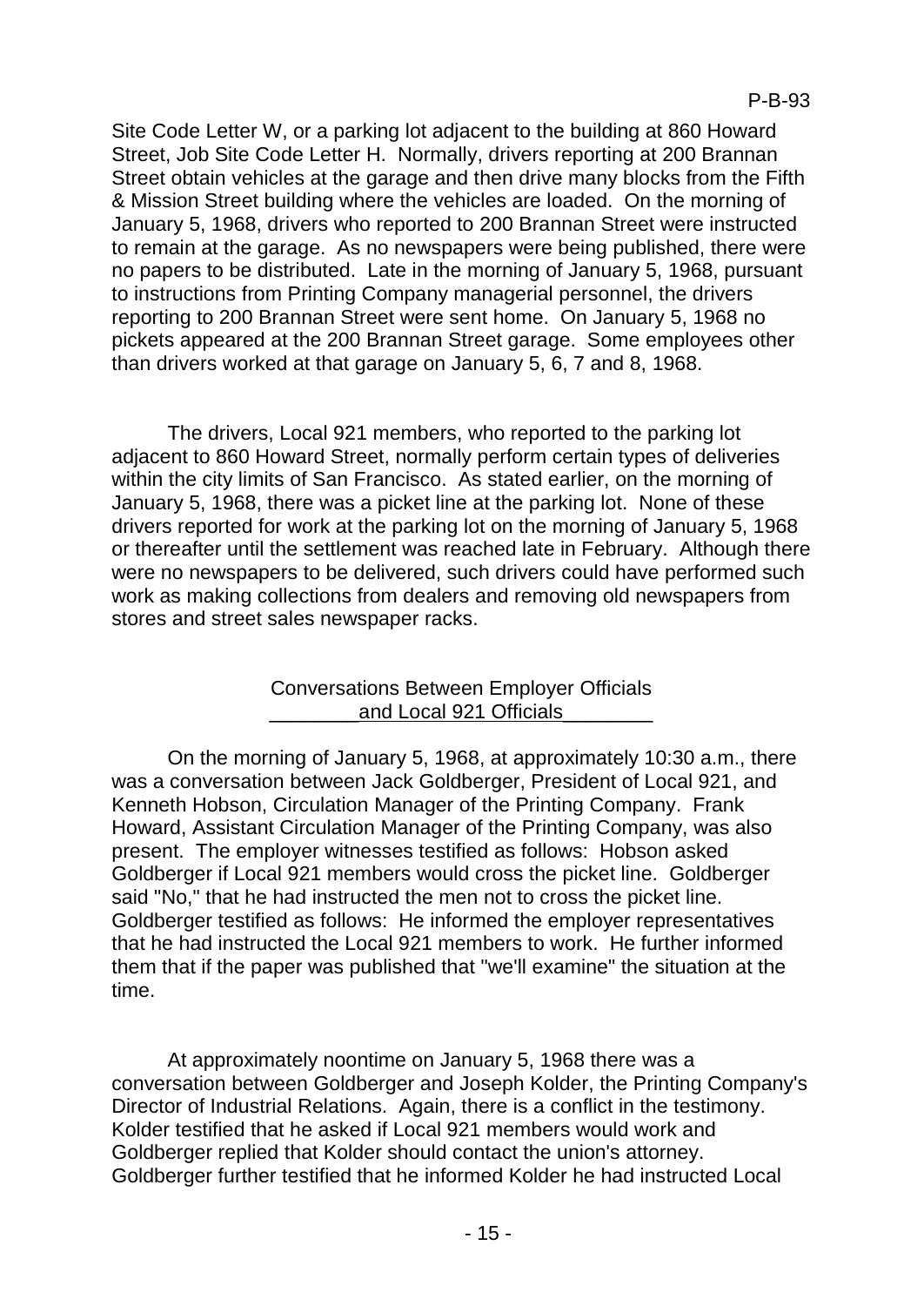Site Code Letter W, or a parking lot adjacent to the building at 860 Howard Street, Job Site Code Letter H. Normally, drivers reporting at 200 Brannan Street obtain vehicles at the garage and then drive many blocks from the Fifth & Mission Street building where the vehicles are loaded. On the morning of January 5, 1968, drivers who reported to 200 Brannan Street were instructed to remain at the garage. As no newspapers were being published, there were no papers to be distributed. Late in the morning of January 5, 1968, pursuant to instructions from Printing Company managerial personnel, the drivers reporting to 200 Brannan Street were sent home. On January 5, 1968 no pickets appeared at the 200 Brannan Street garage. Some employees other than drivers worked at that garage on January 5, 6, 7 and 8, 1968.

The drivers, Local 921 members, who reported to the parking lot adjacent to 860 Howard Street, normally perform certain types of deliveries within the city limits of San Francisco. As stated earlier, on the morning of January 5, 1968, there was a picket line at the parking lot. None of these drivers reported for work at the parking lot on the morning of January 5, 1968 or thereafter until the settlement was reached late in February. Although there were no newspapers to be delivered, such drivers could have performed such work as making collections from dealers and removing old newspapers from stores and street sales newspaper racks.

## Conversations Between Employer Officials and Local 921 Officials

On the morning of January 5, 1968, at approximately 10:30 a.m., there was a conversation between Jack Goldberger, President of Local 921, and Kenneth Hobson, Circulation Manager of the Printing Company. Frank Howard, Assistant Circulation Manager of the Printing Company, was also present. The employer witnesses testified as follows: Hobson asked Goldberger if Local 921 members would cross the picket line. Goldberger said "No," that he had instructed the men not to cross the picket line. Goldberger testified as follows: He informed the employer representatives that he had instructed the Local 921 members to work. He further informed them that if the paper was published that "we'll examine" the situation at the time.

At approximately noontime on January 5, 1968 there was a conversation between Goldberger and Joseph Kolder, the Printing Company's Director of Industrial Relations. Again, there is a conflict in the testimony. Kolder testified that he asked if Local 921 members would work and Goldberger replied that Kolder should contact the union's attorney. Goldberger further testified that he informed Kolder he had instructed Local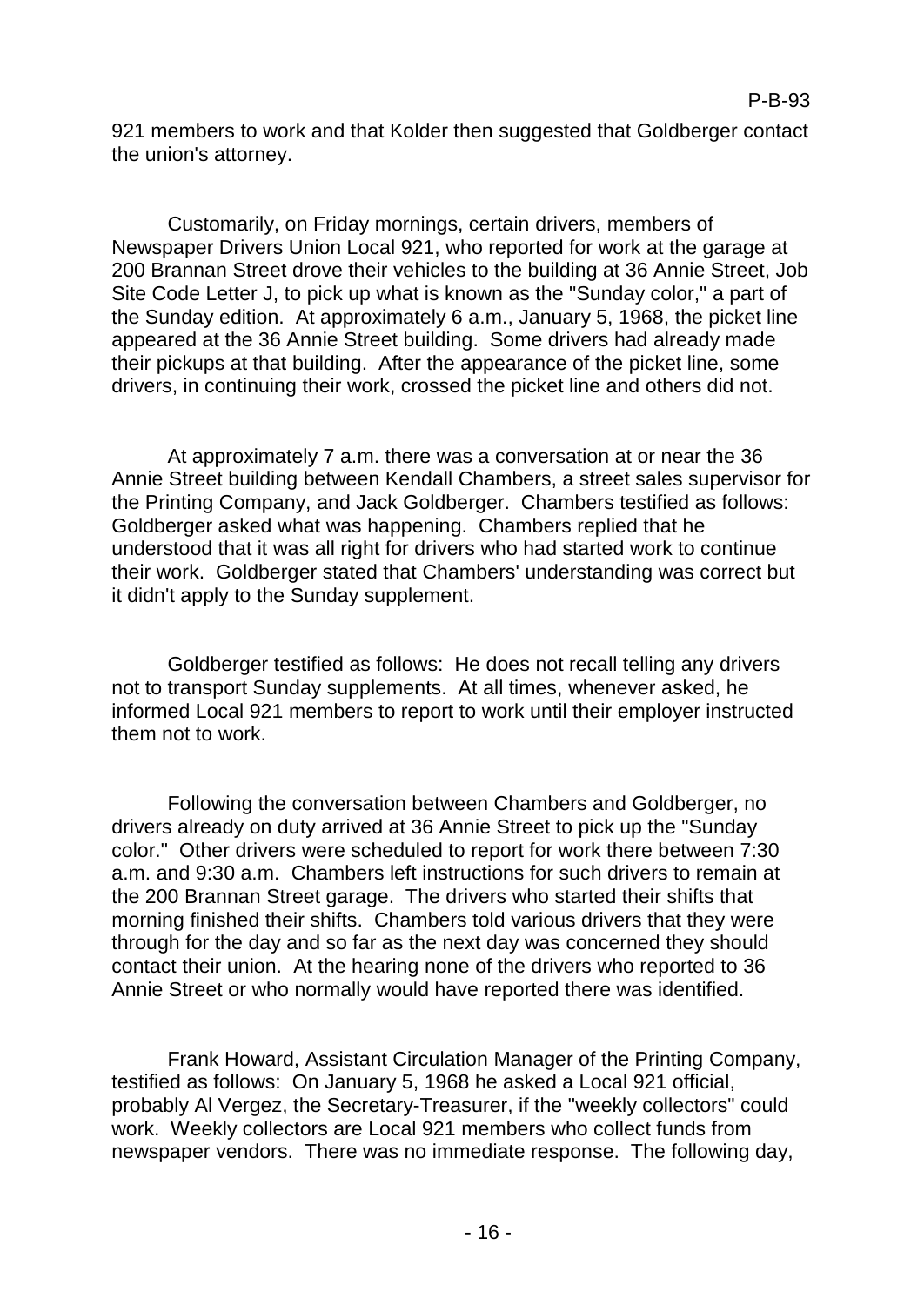921 members to work and that Kolder then suggested that Goldberger contact the union's attorney.

Customarily, on Friday mornings, certain drivers, members of Newspaper Drivers Union Local 921, who reported for work at the garage at 200 Brannan Street drove their vehicles to the building at 36 Annie Street, Job Site Code Letter J, to pick up what is known as the "Sunday color," a part of the Sunday edition. At approximately 6 a.m., January 5, 1968, the picket line appeared at the 36 Annie Street building. Some drivers had already made their pickups at that building. After the appearance of the picket line, some drivers, in continuing their work, crossed the picket line and others did not.

At approximately 7 a.m. there was a conversation at or near the 36 Annie Street building between Kendall Chambers, a street sales supervisor for the Printing Company, and Jack Goldberger. Chambers testified as follows: Goldberger asked what was happening. Chambers replied that he understood that it was all right for drivers who had started work to continue their work. Goldberger stated that Chambers' understanding was correct but it didn't apply to the Sunday supplement.

Goldberger testified as follows: He does not recall telling any drivers not to transport Sunday supplements. At all times, whenever asked, he informed Local 921 members to report to work until their employer instructed them not to work.

Following the conversation between Chambers and Goldberger, no drivers already on duty arrived at 36 Annie Street to pick up the "Sunday color." Other drivers were scheduled to report for work there between 7:30 a.m. and 9:30 a.m. Chambers left instructions for such drivers to remain at the 200 Brannan Street garage. The drivers who started their shifts that morning finished their shifts. Chambers told various drivers that they were through for the day and so far as the next day was concerned they should contact their union. At the hearing none of the drivers who reported to 36 Annie Street or who normally would have reported there was identified.

Frank Howard, Assistant Circulation Manager of the Printing Company, testified as follows: On January 5, 1968 he asked a Local 921 official, probably Al Vergez, the Secretary-Treasurer, if the "weekly collectors" could work. Weekly collectors are Local 921 members who collect funds from newspaper vendors. There was no immediate response. The following day,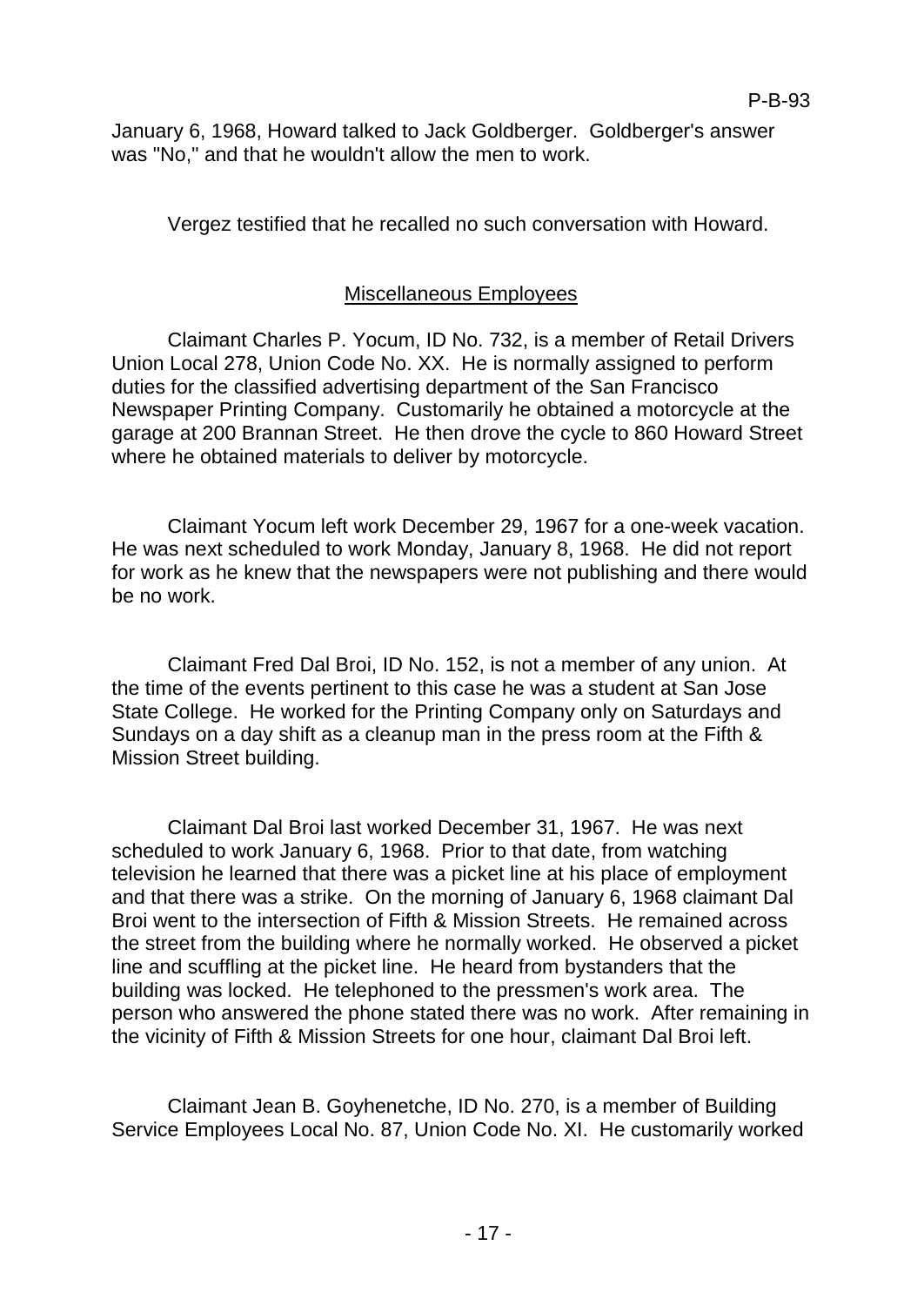January 6, 1968, Howard talked to Jack Goldberger. Goldberger's answer was "No," and that he wouldn't allow the men to work.

Vergez testified that he recalled no such conversation with Howard.

## Miscellaneous Employees

Claimant Charles P. Yocum, ID No. 732, is a member of Retail Drivers Union Local 278, Union Code No. XX. He is normally assigned to perform duties for the classified advertising department of the San Francisco Newspaper Printing Company. Customarily he obtained a motorcycle at the garage at 200 Brannan Street. He then drove the cycle to 860 Howard Street where he obtained materials to deliver by motorcycle.

Claimant Yocum left work December 29, 1967 for a one-week vacation. He was next scheduled to work Monday, January 8, 1968. He did not report for work as he knew that the newspapers were not publishing and there would be no work.

Claimant Fred Dal Broi, ID No. 152, is not a member of any union. At the time of the events pertinent to this case he was a student at San Jose State College. He worked for the Printing Company only on Saturdays and Sundays on a day shift as a cleanup man in the press room at the Fifth & Mission Street building.

Claimant Dal Broi last worked December 31, 1967. He was next scheduled to work January 6, 1968. Prior to that date, from watching television he learned that there was a picket line at his place of employment and that there was a strike. On the morning of January 6, 1968 claimant Dal Broi went to the intersection of Fifth & Mission Streets. He remained across the street from the building where he normally worked. He observed a picket line and scuffling at the picket line. He heard from bystanders that the building was locked. He telephoned to the pressmen's work area. The person who answered the phone stated there was no work. After remaining in the vicinity of Fifth & Mission Streets for one hour, claimant Dal Broi left.

Claimant Jean B. Goyhenetche, ID No. 270, is a member of Building Service Employees Local No. 87, Union Code No. XI. He customarily worked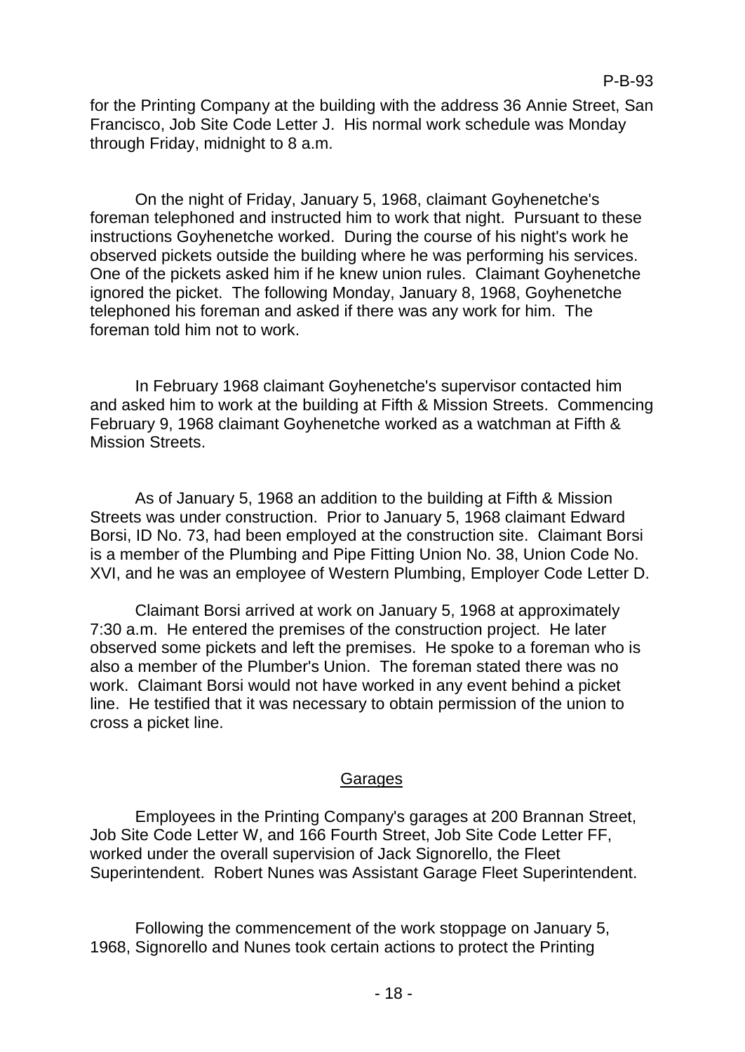for the Printing Company at the building with the address 36 Annie Street, San Francisco, Job Site Code Letter J. His normal work schedule was Monday through Friday, midnight to 8 a.m.

On the night of Friday, January 5, 1968, claimant Goyhenetche's foreman telephoned and instructed him to work that night. Pursuant to these instructions Goyhenetche worked. During the course of his night's work he observed pickets outside the building where he was performing his services. One of the pickets asked him if he knew union rules. Claimant Goyhenetche ignored the picket. The following Monday, January 8, 1968, Goyhenetche telephoned his foreman and asked if there was any work for him. The foreman told him not to work.

In February 1968 claimant Goyhenetche's supervisor contacted him and asked him to work at the building at Fifth & Mission Streets. Commencing February 9, 1968 claimant Goyhenetche worked as a watchman at Fifth & Mission Streets.

As of January 5, 1968 an addition to the building at Fifth & Mission Streets was under construction. Prior to January 5, 1968 claimant Edward Borsi, ID No. 73, had been employed at the construction site. Claimant Borsi is a member of the Plumbing and Pipe Fitting Union No. 38, Union Code No. XVI, and he was an employee of Western Plumbing, Employer Code Letter D.

Claimant Borsi arrived at work on January 5, 1968 at approximately 7:30 a.m. He entered the premises of the construction project. He later observed some pickets and left the premises. He spoke to a foreman who is also a member of the Plumber's Union. The foreman stated there was no work. Claimant Borsi would not have worked in any event behind a picket line. He testified that it was necessary to obtain permission of the union to cross a picket line.

## Garages

Employees in the Printing Company's garages at 200 Brannan Street, Job Site Code Letter W, and 166 Fourth Street, Job Site Code Letter FF, worked under the overall supervision of Jack Signorello, the Fleet Superintendent. Robert Nunes was Assistant Garage Fleet Superintendent.

Following the commencement of the work stoppage on January 5, 1968, Signorello and Nunes took certain actions to protect the Printing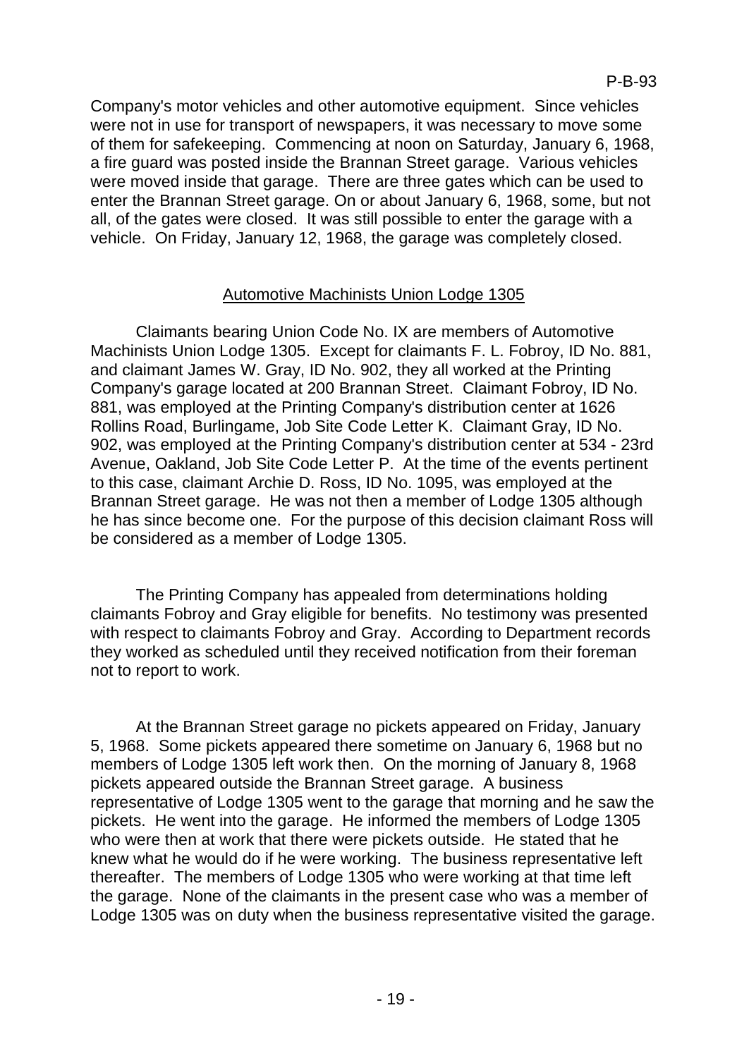Company's motor vehicles and other automotive equipment. Since vehicles were not in use for transport of newspapers, it was necessary to move some of them for safekeeping. Commencing at noon on Saturday, January 6, 1968, a fire guard was posted inside the Brannan Street garage. Various vehicles were moved inside that garage. There are three gates which can be used to enter the Brannan Street garage. On or about January 6, 1968, some, but not all, of the gates were closed. It was still possible to enter the garage with a vehicle. On Friday, January 12, 1968, the garage was completely closed.

## Automotive Machinists Union Lodge 1305

Claimants bearing Union Code No. IX are members of Automotive Machinists Union Lodge 1305. Except for claimants F. L. Fobroy, ID No. 881, and claimant James W. Gray, ID No. 902, they all worked at the Printing Company's garage located at 200 Brannan Street. Claimant Fobroy, ID No. 881, was employed at the Printing Company's distribution center at 1626 Rollins Road, Burlingame, Job Site Code Letter K. Claimant Gray, ID No. 902, was employed at the Printing Company's distribution center at 534 - 23rd Avenue, Oakland, Job Site Code Letter P. At the time of the events pertinent to this case, claimant Archie D. Ross, ID No. 1095, was employed at the Brannan Street garage. He was not then a member of Lodge 1305 although he has since become one. For the purpose of this decision claimant Ross will be considered as a member of Lodge 1305.

The Printing Company has appealed from determinations holding claimants Fobroy and Gray eligible for benefits. No testimony was presented with respect to claimants Fobroy and Gray. According to Department records they worked as scheduled until they received notification from their foreman not to report to work.

At the Brannan Street garage no pickets appeared on Friday, January 5, 1968. Some pickets appeared there sometime on January 6, 1968 but no members of Lodge 1305 left work then. On the morning of January 8, 1968 pickets appeared outside the Brannan Street garage. A business representative of Lodge 1305 went to the garage that morning and he saw the pickets. He went into the garage. He informed the members of Lodge 1305 who were then at work that there were pickets outside. He stated that he knew what he would do if he were working. The business representative left thereafter. The members of Lodge 1305 who were working at that time left the garage. None of the claimants in the present case who was a member of Lodge 1305 was on duty when the business representative visited the garage.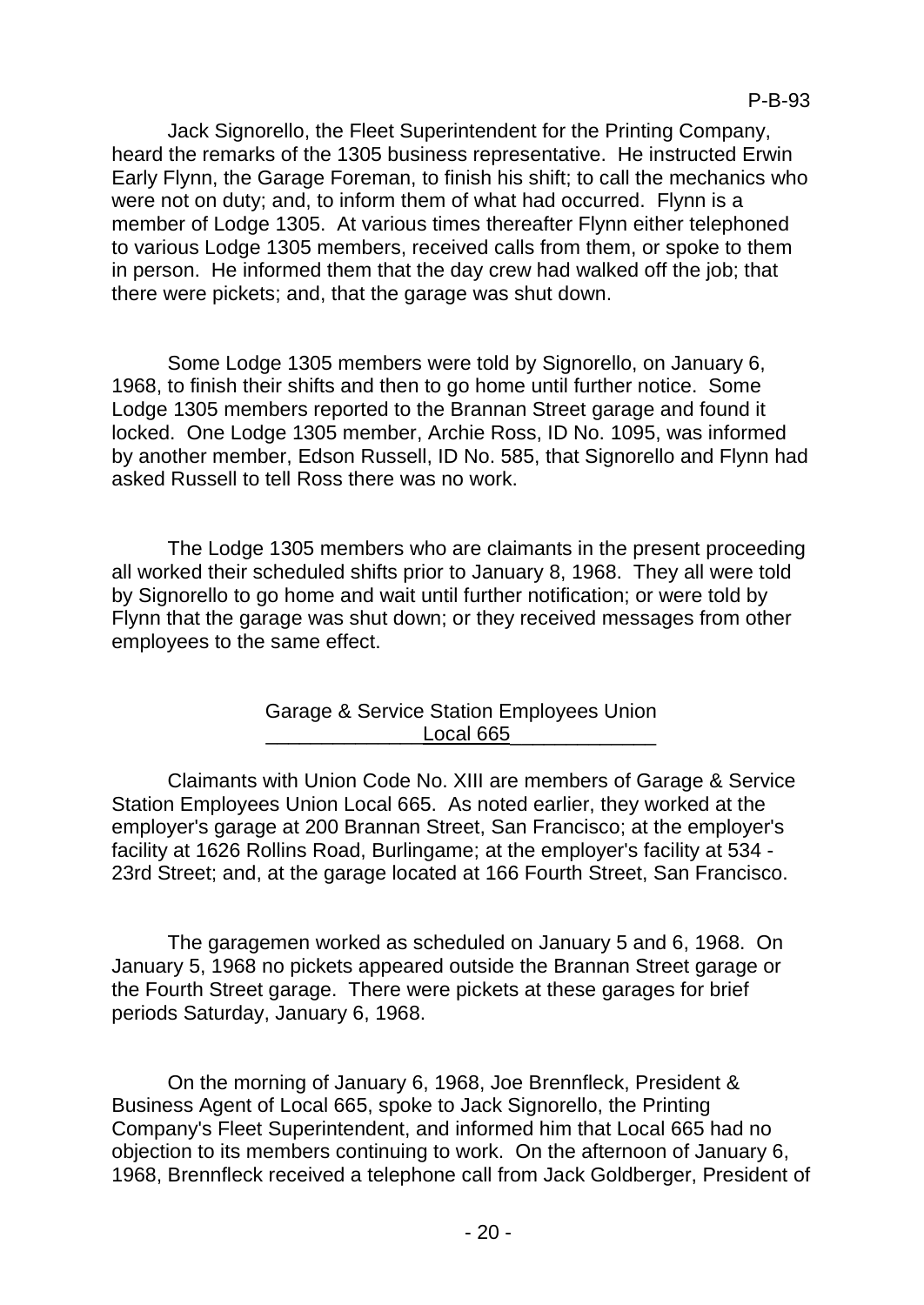Jack Signorello, the Fleet Superintendent for the Printing Company, heard the remarks of the 1305 business representative. He instructed Erwin Early Flynn, the Garage Foreman, to finish his shift; to call the mechanics who were not on duty; and, to inform them of what had occurred. Flynn is a member of Lodge 1305. At various times thereafter Flynn either telephoned to various Lodge 1305 members, received calls from them, or spoke to them in person. He informed them that the day crew had walked off the job; that there were pickets; and, that the garage was shut down.

Some Lodge 1305 members were told by Signorello, on January 6, 1968, to finish their shifts and then to go home until further notice. Some Lodge 1305 members reported to the Brannan Street garage and found it locked. One Lodge 1305 member, Archie Ross, ID No. 1095, was informed by another member, Edson Russell, ID No. 585, that Signorello and Flynn had asked Russell to tell Ross there was no work.

The Lodge 1305 members who are claimants in the present proceeding all worked their scheduled shifts prior to January 8, 1968. They all were told by Signorello to go home and wait until further notification; or were told by Flynn that the garage was shut down; or they received messages from other employees to the same effect.

### Garage & Service Station Employees Union Local 665

Claimants with Union Code No. XIII are members of Garage & Service Station Employees Union Local 665. As noted earlier, they worked at the employer's garage at 200 Brannan Street, San Francisco; at the employer's facility at 1626 Rollins Road, Burlingame; at the employer's facility at 534 - 23rd Street; and, at the garage located at 166 Fourth Street, San Francisco.

The garagemen worked as scheduled on January 5 and 6, 1968. On January 5, 1968 no pickets appeared outside the Brannan Street garage or the Fourth Street garage. There were pickets at these garages for brief periods Saturday, January 6, 1968.

On the morning of January 6, 1968, Joe Brennfleck, President & Business Agent of Local 665, spoke to Jack Signorello, the Printing Company's Fleet Superintendent, and informed him that Local 665 had no objection to its members continuing to work. On the afternoon of January 6, 1968, Brennfleck received a telephone call from Jack Goldberger, President of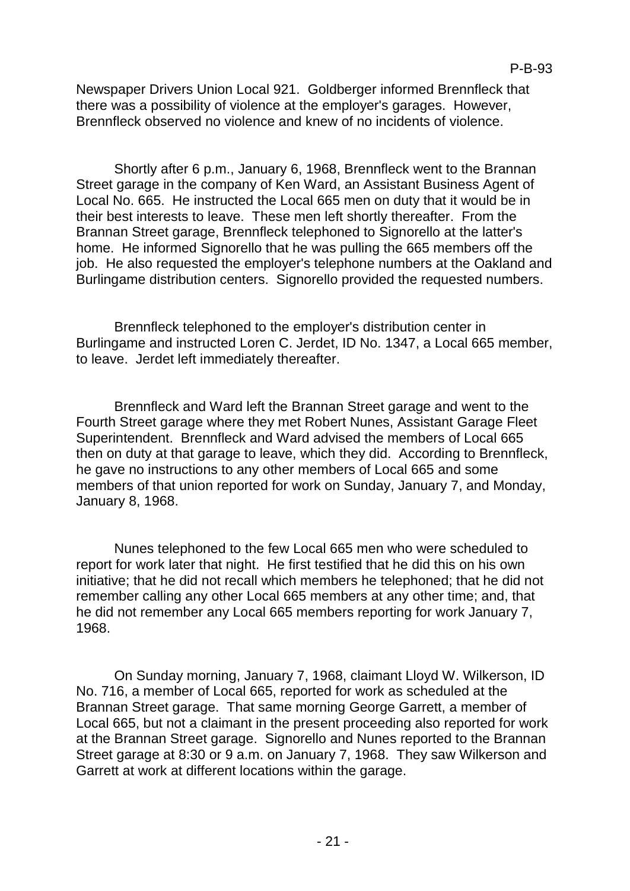Newspaper Drivers Union Local 921. Goldberger informed Brennfleck that there was a possibility of violence at the employer's garages. However, Brennfleck observed no violence and knew of no incidents of violence.

Shortly after 6 p.m., January 6, 1968, Brennfleck went to the Brannan Street garage in the company of Ken Ward, an Assistant Business Agent of Local No. 665. He instructed the Local 665 men on duty that it would be in their best interests to leave. These men left shortly thereafter. From the Brannan Street garage, Brennfleck telephoned to Signorello at the latter's home. He informed Signorello that he was pulling the 665 members off the job. He also requested the employer's telephone numbers at the Oakland and Burlingame distribution centers. Signorello provided the requested numbers.

Brennfleck telephoned to the employer's distribution center in Burlingame and instructed Loren C. Jerdet, ID No. 1347, a Local 665 member, to leave. Jerdet left immediately thereafter.

Brennfleck and Ward left the Brannan Street garage and went to the Fourth Street garage where they met Robert Nunes, Assistant Garage Fleet Superintendent. Brennfleck and Ward advised the members of Local 665 then on duty at that garage to leave, which they did. According to Brennfleck, he gave no instructions to any other members of Local 665 and some members of that union reported for work on Sunday, January 7, and Monday, January 8, 1968.

Nunes telephoned to the few Local 665 men who were scheduled to report for work later that night. He first testified that he did this on his own initiative; that he did not recall which members he telephoned; that he did not remember calling any other Local 665 members at any other time; and, that he did not remember any Local 665 members reporting for work January 7, 1968.

On Sunday morning, January 7, 1968, claimant Lloyd W. Wilkerson, ID No. 716, a member of Local 665, reported for work as scheduled at the Brannan Street garage. That same morning George Garrett, a member of Local 665, but not a claimant in the present proceeding also reported for work at the Brannan Street garage. Signorello and Nunes reported to the Brannan Street garage at 8:30 or 9 a.m. on January 7, 1968. They saw Wilkerson and Garrett at work at different locations within the garage.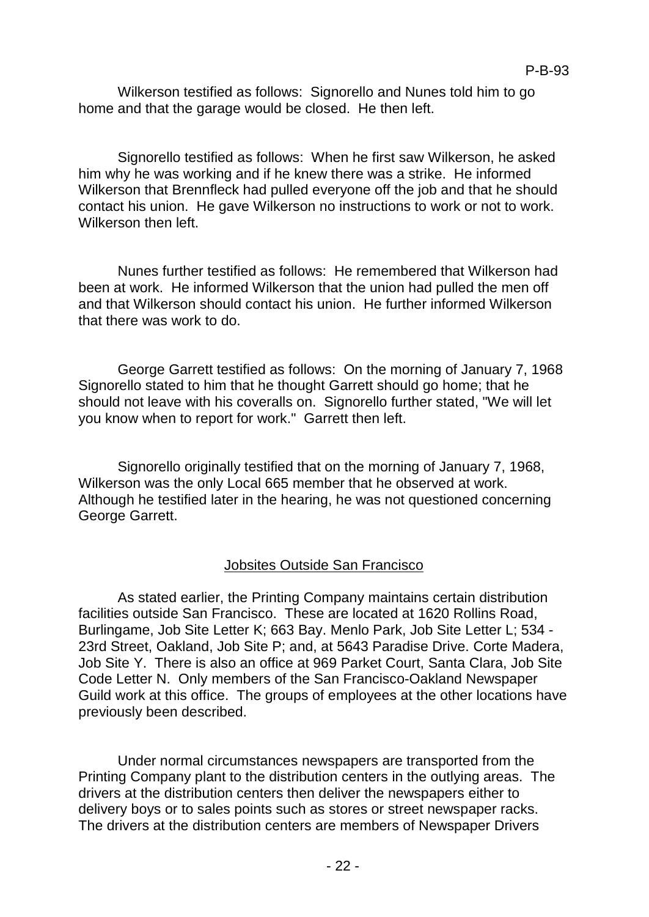Wilkerson testified as follows: Signorello and Nunes told him to go home and that the garage would be closed. He then left.

Signorello testified as follows: When he first saw Wilkerson, he asked him why he was working and if he knew there was a strike. He informed Wilkerson that Brennfleck had pulled everyone off the job and that he should contact his union. He gave Wilkerson no instructions to work or not to work. Wilkerson then left.

Nunes further testified as follows: He remembered that Wilkerson had been at work. He informed Wilkerson that the union had pulled the men off and that Wilkerson should contact his union. He further informed Wilkerson that there was work to do.

George Garrett testified as follows: On the morning of January 7, 1968 Signorello stated to him that he thought Garrett should go home; that he should not leave with his coveralls on. Signorello further stated, "We will let you know when to report for work." Garrett then left.

Signorello originally testified that on the morning of January 7, 1968, Wilkerson was the only Local 665 member that he observed at work. Although he testified later in the hearing, he was not questioned concerning George Garrett.

## Jobsites Outside San Francisco

As stated earlier, the Printing Company maintains certain distribution facilities outside San Francisco. These are located at 1620 Rollins Road, Burlingame, Job Site Letter K; 663 Bay. Menlo Park, Job Site Letter L; 534 - 23rd Street, Oakland, Job Site P; and, at 5643 Paradise Drive. Corte Madera, Job Site Y. There is also an office at 969 Parket Court, Santa Clara, Job Site Code Letter N. Only members of the San Francisco-Oakland Newspaper Guild work at this office. The groups of employees at the other locations have previously been described.

Under normal circumstances newspapers are transported from the Printing Company plant to the distribution centers in the outlying areas. The drivers at the distribution centers then deliver the newspapers either to delivery boys or to sales points such as stores or street newspaper racks. The drivers at the distribution centers are members of Newspaper Drivers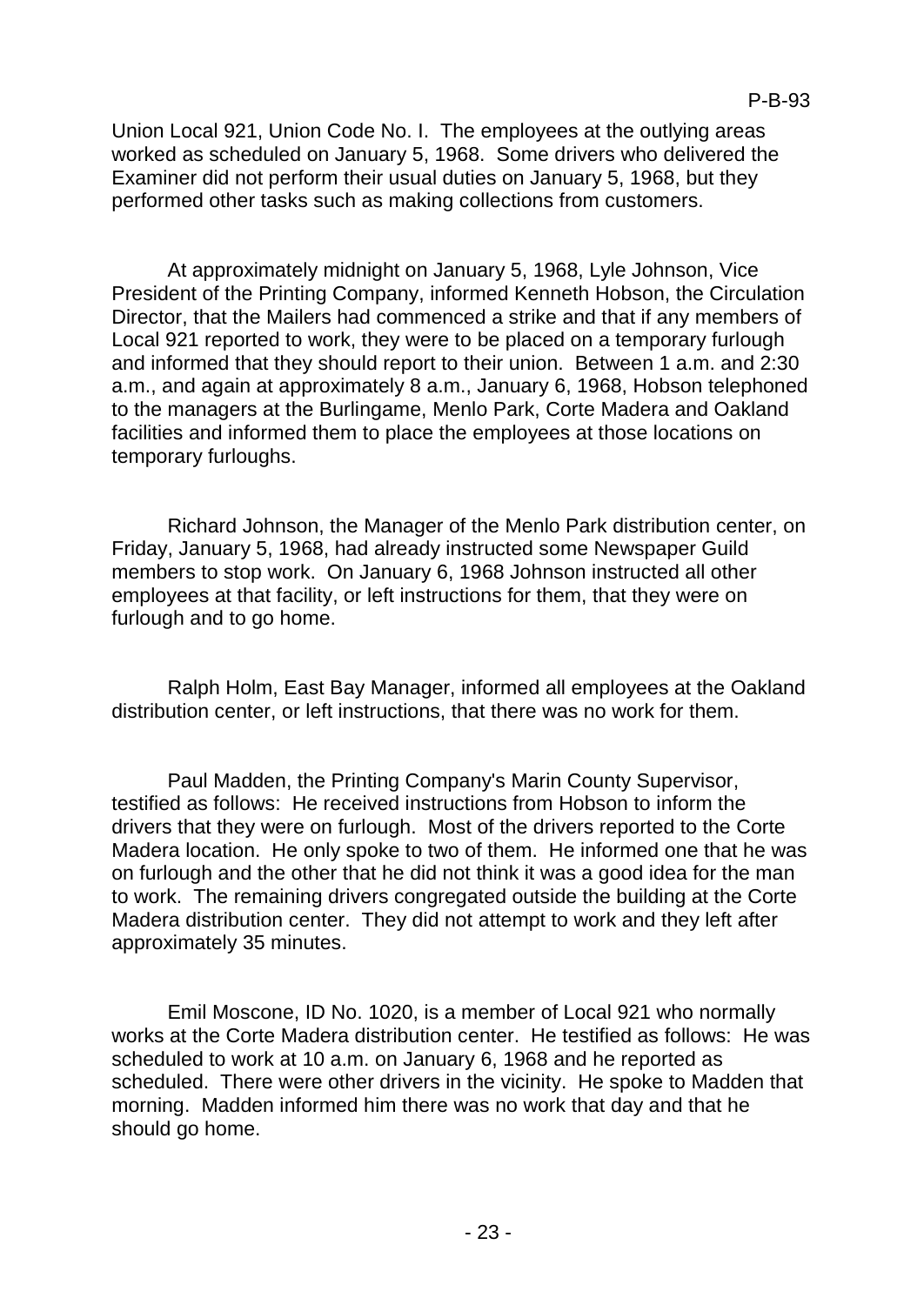Union Local 921, Union Code No. I. The employees at the outlying areas worked as scheduled on January 5, 1968. Some drivers who delivered the Examiner did not perform their usual duties on January 5, 1968, but they performed other tasks such as making collections from customers.

At approximately midnight on January 5, 1968, Lyle Johnson, Vice President of the Printing Company, informed Kenneth Hobson, the Circulation Director, that the Mailers had commenced a strike and that if any members of Local 921 reported to work, they were to be placed on a temporary furlough and informed that they should report to their union. Between 1 a.m. and 2:30 a.m., and again at approximately 8 a.m., January 6, 1968, Hobson telephoned to the managers at the Burlingame, Menlo Park, Corte Madera and Oakland facilities and informed them to place the employees at those locations on temporary furloughs.

Richard Johnson, the Manager of the Menlo Park distribution center, on Friday, January 5, 1968, had already instructed some Newspaper Guild members to stop work. On January 6, 1968 Johnson instructed all other employees at that facility, or left instructions for them, that they were on furlough and to go home.

Ralph Holm, East Bay Manager, informed all employees at the Oakland distribution center, or left instructions, that there was no work for them.

Paul Madden, the Printing Company's Marin County Supervisor, testified as follows: He received instructions from Hobson to inform the drivers that they were on furlough. Most of the drivers reported to the Corte Madera location. He only spoke to two of them. He informed one that he was on furlough and the other that he did not think it was a good idea for the man to work. The remaining drivers congregated outside the building at the Corte Madera distribution center. They did not attempt to work and they left after approximately 35 minutes.

Emil Moscone, ID No. 1020, is a member of Local 921 who normally works at the Corte Madera distribution center. He testified as follows: He was scheduled to work at 10 a.m. on January 6, 1968 and he reported as scheduled. There were other drivers in the vicinity. He spoke to Madden that morning. Madden informed him there was no work that day and that he should go home.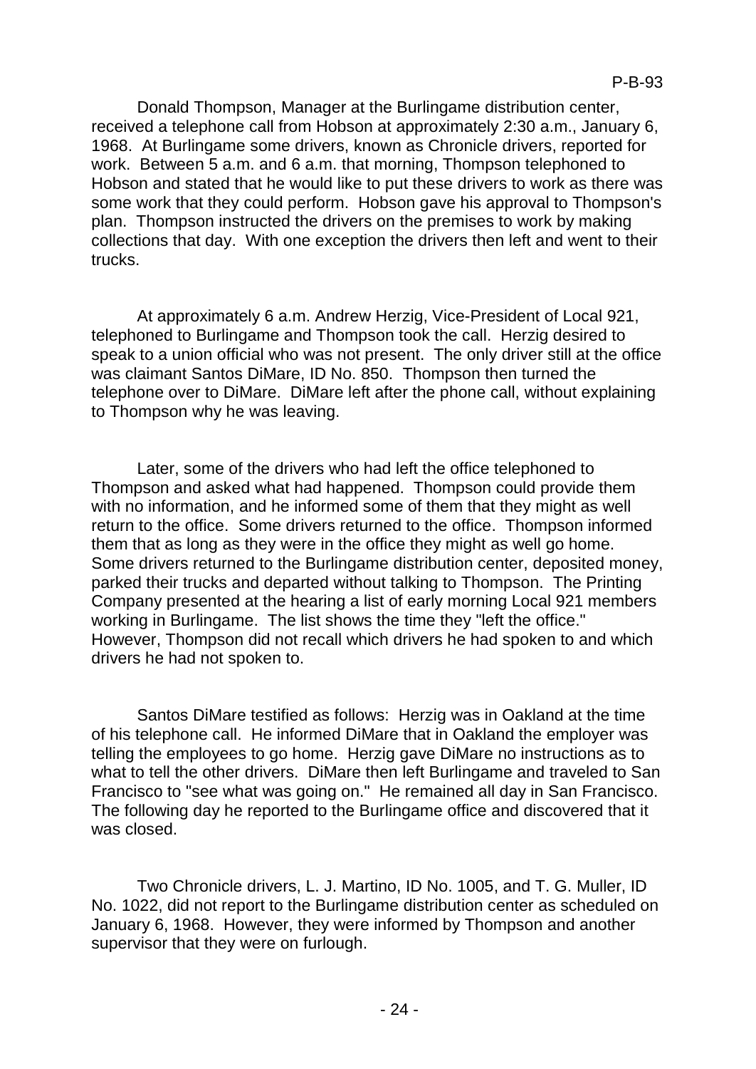Donald Thompson, Manager at the Burlingame distribution center, received a telephone call from Hobson at approximately 2:30 a.m., January 6, 1968. At Burlingame some drivers, known as Chronicle drivers, reported for work. Between 5 a.m. and 6 a.m. that morning, Thompson telephoned to Hobson and stated that he would like to put these drivers to work as there was some work that they could perform. Hobson gave his approval to Thompson's plan. Thompson instructed the drivers on the premises to work by making collections that day. With one exception the drivers then left and went to their trucks.

At approximately 6 a.m. Andrew Herzig, Vice-President of Local 921, telephoned to Burlingame and Thompson took the call. Herzig desired to speak to a union official who was not present. The only driver still at the office was claimant Santos DiMare, ID No. 850. Thompson then turned the telephone over to DiMare. DiMare left after the phone call, without explaining to Thompson why he was leaving.

Later, some of the drivers who had left the office telephoned to Thompson and asked what had happened. Thompson could provide them with no information, and he informed some of them that they might as well return to the office. Some drivers returned to the office. Thompson informed them that as long as they were in the office they might as well go home. Some drivers returned to the Burlingame distribution center, deposited money, parked their trucks and departed without talking to Thompson. The Printing Company presented at the hearing a list of early morning Local 921 members working in Burlingame. The list shows the time they "left the office." However, Thompson did not recall which drivers he had spoken to and which drivers he had not spoken to.

Santos DiMare testified as follows: Herzig was in Oakland at the time of his telephone call. He informed DiMare that in Oakland the employer was telling the employees to go home. Herzig gave DiMare no instructions as to what to tell the other drivers. DiMare then left Burlingame and traveled to San Francisco to "see what was going on." He remained all day in San Francisco. The following day he reported to the Burlingame office and discovered that it was closed.

Two Chronicle drivers, L. J. Martino, ID No. 1005, and T. G. Muller, ID No. 1022, did not report to the Burlingame distribution center as scheduled on January 6, 1968. However, they were informed by Thompson and another supervisor that they were on furlough.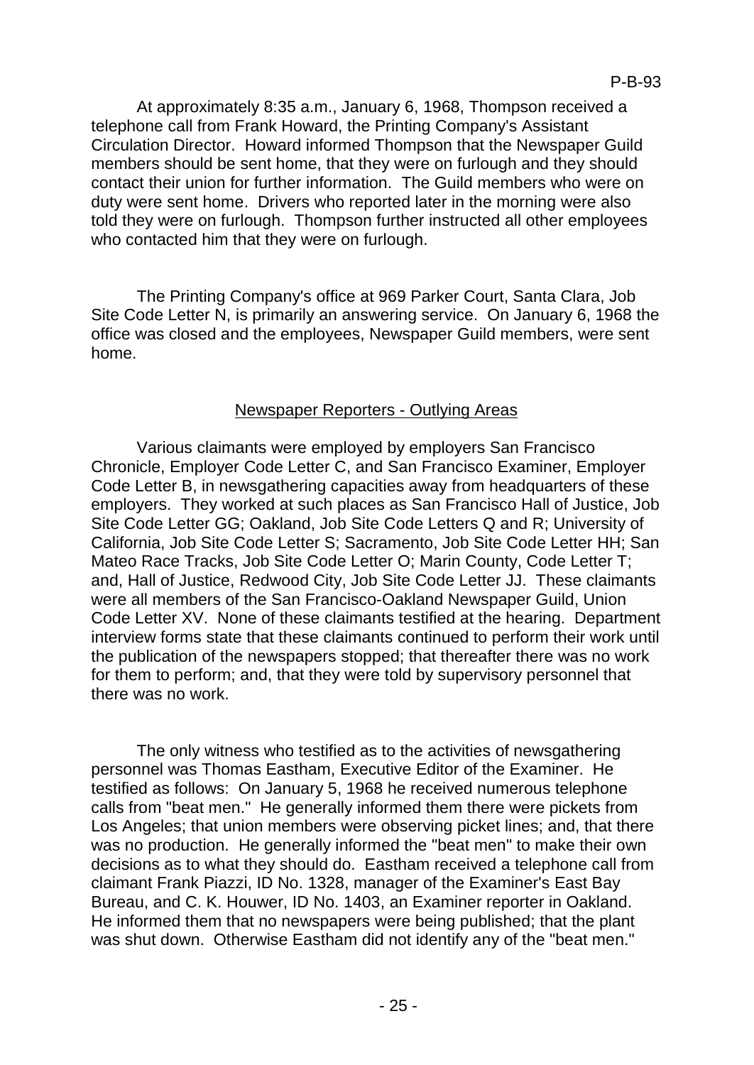At approximately 8:35 a.m., January 6, 1968, Thompson received a telephone call from Frank Howard, the Printing Company's Assistant Circulation Director. Howard informed Thompson that the Newspaper Guild members should be sent home, that they were on furlough and they should contact their union for further information. The Guild members who were on duty were sent home. Drivers who reported later in the morning were also told they were on furlough. Thompson further instructed all other employees who contacted him that they were on furlough.

The Printing Company's office at 969 Parker Court, Santa Clara, Job Site Code Letter N, is primarily an answering service. On January 6, 1968 the office was closed and the employees, Newspaper Guild members, were sent home.

## Newspaper Reporters - Outlying Areas

Various claimants were employed by employers San Francisco Chronicle, Employer Code Letter C, and San Francisco Examiner, Employer Code Letter B, in newsgathering capacities away from headquarters of these employers. They worked at such places as San Francisco Hall of Justice, Job Site Code Letter GG; Oakland, Job Site Code Letters Q and R; University of California, Job Site Code Letter S; Sacramento, Job Site Code Letter HH; San Mateo Race Tracks, Job Site Code Letter O; Marin County, Code Letter T; and, Hall of Justice, Redwood City, Job Site Code Letter JJ. These claimants were all members of the San Francisco-Oakland Newspaper Guild, Union Code Letter XV. None of these claimants testified at the hearing. Department interview forms state that these claimants continued to perform their work until the publication of the newspapers stopped; that thereafter there was no work for them to perform; and, that they were told by supervisory personnel that there was no work.

The only witness who testified as to the activities of newsgathering personnel was Thomas Eastham, Executive Editor of the Examiner. He testified as follows: On January 5, 1968 he received numerous telephone calls from "beat men." He generally informed them there were pickets from Los Angeles; that union members were observing picket lines; and, that there was no production. He generally informed the "beat men" to make their own decisions as to what they should do. Eastham received a telephone call from claimant Frank Piazzi, ID No. 1328, manager of the Examiner's East Bay Bureau, and C. K. Houwer, ID No. 1403, an Examiner reporter in Oakland. He informed them that no newspapers were being published; that the plant was shut down. Otherwise Eastham did not identify any of the "beat men."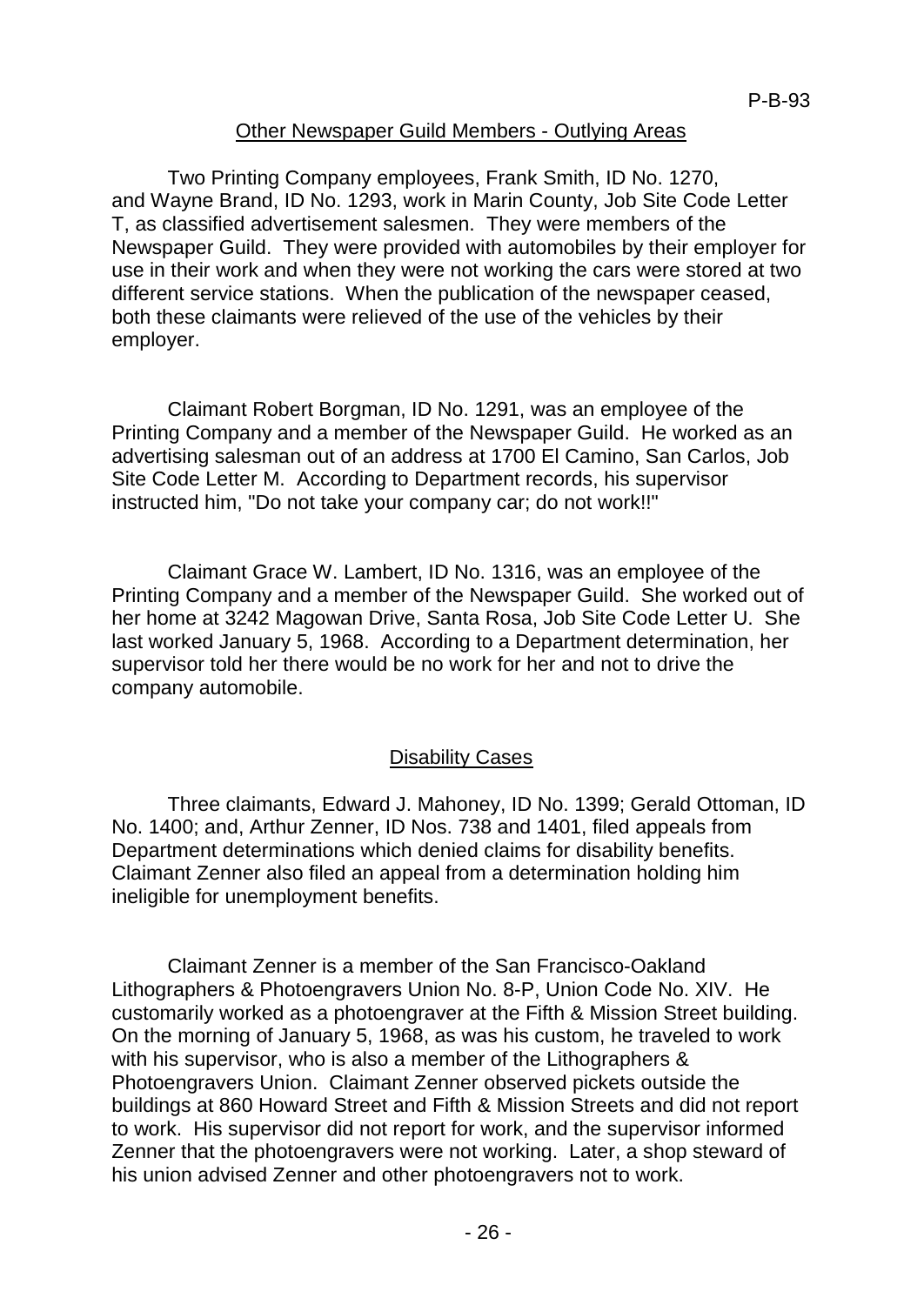## Other Newspaper Guild Members - Outlying Areas

Two Printing Company employees, Frank Smith, ID No. 1270, and Wayne Brand, ID No. 1293, work in Marin County, Job Site Code Letter T, as classified advertisement salesmen. They were members of the Newspaper Guild. They were provided with automobiles by their employer for use in their work and when they were not working the cars were stored at two different service stations. When the publication of the newspaper ceased, both these claimants were relieved of the use of the vehicles by their employer.

Claimant Robert Borgman, ID No. 1291, was an employee of the Printing Company and a member of the Newspaper Guild. He worked as an advertising salesman out of an address at 1700 El Camino, San Carlos, Job Site Code Letter M. According to Department records, his supervisor instructed him, "Do not take your company car; do not work!!"

Claimant Grace W. Lambert, ID No. 1316, was an employee of the Printing Company and a member of the Newspaper Guild. She worked out of her home at 3242 Magowan Drive, Santa Rosa, Job Site Code Letter U. She last worked January 5, 1968. According to a Department determination, her supervisor told her there would be no work for her and not to drive the company automobile.

## Disability Cases

Three claimants, Edward J. Mahoney, ID No. 1399; Gerald Ottoman, ID No. 1400; and, Arthur Zenner, ID Nos. 738 and 1401, filed appeals from Department determinations which denied claims for disability benefits. Claimant Zenner also filed an appeal from a determination holding him ineligible for unemployment benefits.

Claimant Zenner is a member of the San Francisco-Oakland Lithographers & Photoengravers Union No. 8-P, Union Code No. XIV. He customarily worked as a photoengraver at the Fifth & Mission Street building. On the morning of January 5, 1968, as was his custom, he traveled to work with his supervisor, who is also a member of the Lithographers & Photoengravers Union. Claimant Zenner observed pickets outside the buildings at 860 Howard Street and Fifth & Mission Streets and did not report to work. His supervisor did not report for work, and the supervisor informed Zenner that the photoengravers were not working. Later, a shop steward of his union advised Zenner and other photoengravers not to work.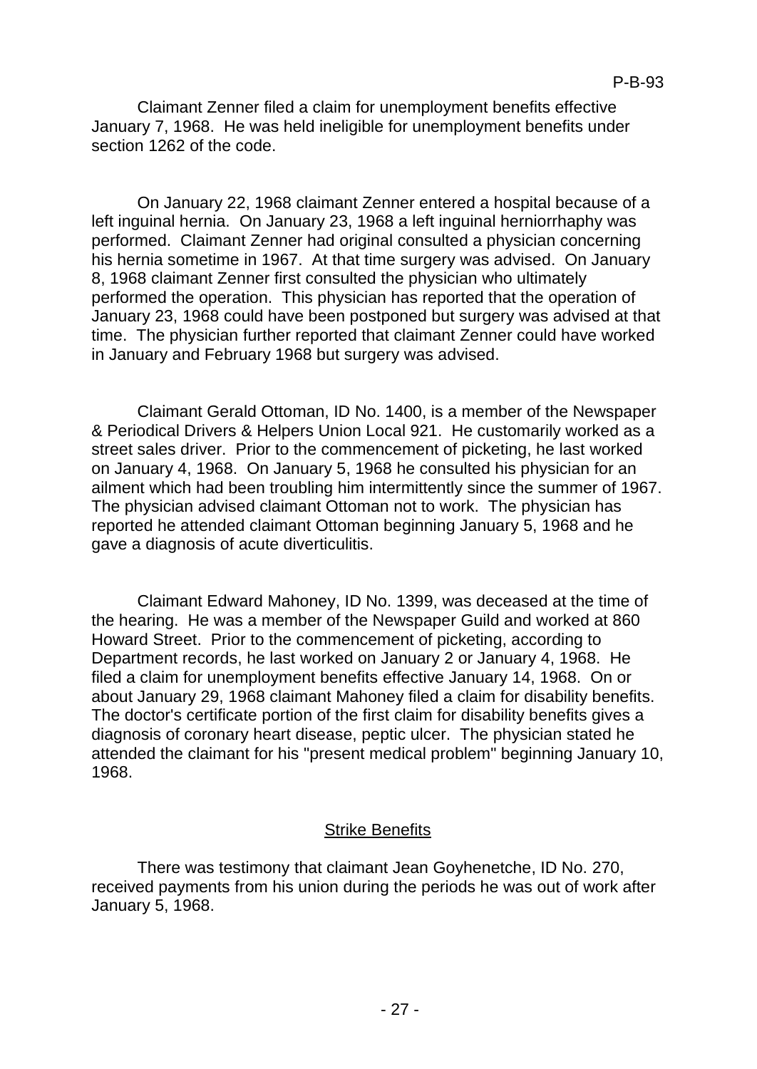Claimant Zenner filed a claim for unemployment benefits effective January 7, 1968. He was held ineligible for unemployment benefits under section 1262 of the code.

On January 22, 1968 claimant Zenner entered a hospital because of a left inguinal hernia. On January 23, 1968 a left inguinal herniorrhaphy was performed. Claimant Zenner had original consulted a physician concerning his hernia sometime in 1967. At that time surgery was advised. On January 8, 1968 claimant Zenner first consulted the physician who ultimately performed the operation. This physician has reported that the operation of January 23, 1968 could have been postponed but surgery was advised at that time. The physician further reported that claimant Zenner could have worked in January and February 1968 but surgery was advised.

Claimant Gerald Ottoman, ID No. 1400, is a member of the Newspaper & Periodical Drivers & Helpers Union Local 921. He customarily worked as a street sales driver. Prior to the commencement of picketing, he last worked on January 4, 1968. On January 5, 1968 he consulted his physician for an ailment which had been troubling him intermittently since the summer of 1967. The physician advised claimant Ottoman not to work. The physician has reported he attended claimant Ottoman beginning January 5, 1968 and he gave a diagnosis of acute diverticulitis.

Claimant Edward Mahoney, ID No. 1399, was deceased at the time of the hearing. He was a member of the Newspaper Guild and worked at 860 Howard Street. Prior to the commencement of picketing, according to Department records, he last worked on January 2 or January 4, 1968. He filed a claim for unemployment benefits effective January 14, 1968. On or about January 29, 1968 claimant Mahoney filed a claim for disability benefits. The doctor's certificate portion of the first claim for disability benefits gives a diagnosis of coronary heart disease, peptic ulcer. The physician stated he attended the claimant for his "present medical problem" beginning January 10, 1968.

## Strike Benefits

There was testimony that claimant Jean Goyhenetche, ID No. 270, received payments from his union during the periods he was out of work after January 5, 1968.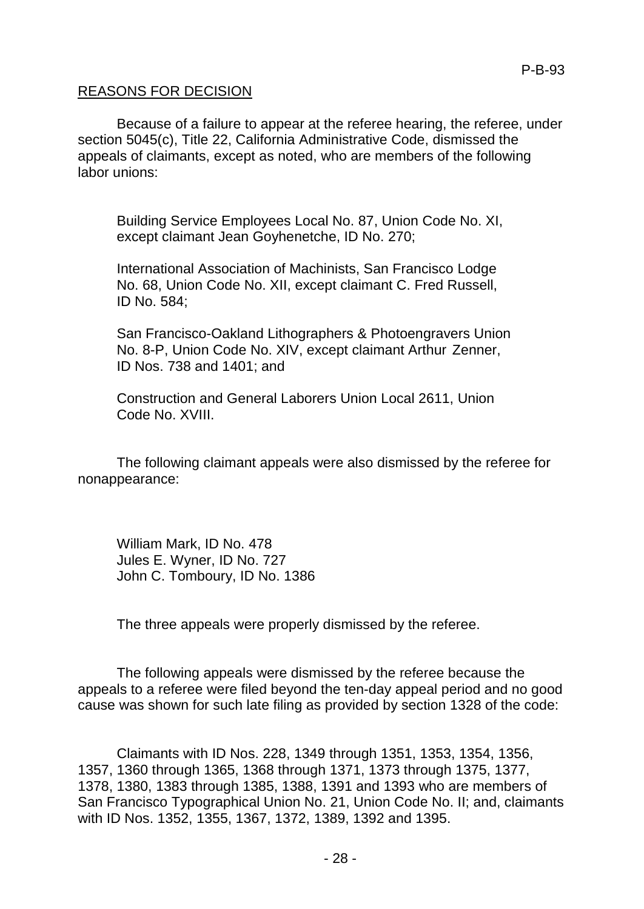## REASONS FOR DECISION

Because of a failure to appear at the referee hearing, the referee, under section 5045(c), Title 22, California Administrative Code, dismissed the appeals of claimants, except as noted, who are members of the following labor unions:

> Building Service Employees Local No. 87, Union Code No. XI, except claimant Jean Goyhenetche, ID No. 270;
>
> International Association of Machinists, San Francisco Lodge No. 68, Union Code No. XII, except claimant C. Fred Russell, ID No. 584;
>
> San Francisco-Oakland Lithographers & Photoengravers Union No. 8-P, Union Code No. XIV, except claimant Arthur Zenner, ID Nos. 738 and 1401; and
>
> Construction and General Laborers Union Local 2611, Union Code No. XVIII.

The following claimant appeals were also dismissed by the referee for nonappearance:

> William Mark, ID No. 478
> Jules E. Wyner, ID No. 727
> John C. Tomboury, ID No. 1386

The three appeals were properly dismissed by the referee.

The following appeals were dismissed by the referee because the appeals to a referee were filed beyond the ten-day appeal period and no good cause was shown for such late filing as provided by section 1328 of the code:

Claimants with ID Nos. 228, 1349 through 1351, 1353, 1354, 1356, 1357, 1360 through 1365, 1368 through 1371, 1373 through 1375, 1377, 1378, 1380, 1383 through 1385, 1388, 1391 and 1393 who are members of San Francisco Typographical Union No. 21, Union Code No. II; and, claimants with ID Nos. 1352, 1355, 1367, 1372, 1389, 1392 and 1395.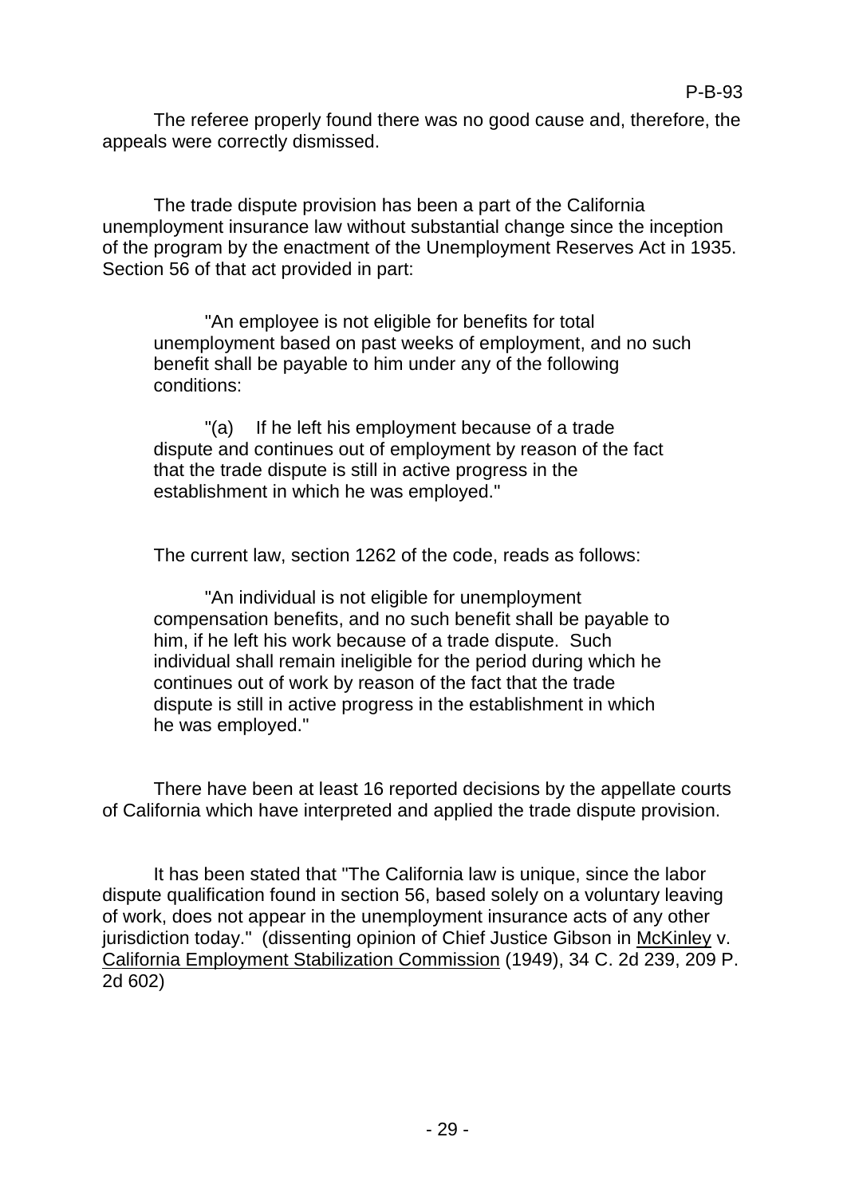The referee properly found there was no good cause and, therefore, the appeals were correctly dismissed.

The trade dispute provision has been a part of the California unemployment insurance law without substantial change since the inception of the program by the enactment of the Unemployment Reserves Act in 1935. Section 56 of that act provided in part:

> "An employee is not eligible for benefits for total unemployment based on past weeks of employment, and no such benefit shall be payable to him under any of the following conditions:
>
> "(a) If he left his employment because of a trade dispute and continues out of employment by reason of the fact that the trade dispute is still in active progress in the establishment in which he was employed."

The current law, section 1262 of the code, reads as follows:

> "An individual is not eligible for unemployment compensation benefits, and no such benefit shall be payable to him, if he left his work because of a trade dispute. Such individual shall remain ineligible for the period during which he continues out of work by reason of the fact that the trade dispute is still in active progress in the establishment in which he was employed."

There have been at least 16 reported decisions by the appellate courts of California which have interpreted and applied the trade dispute provision.

It has been stated that "The California law is unique, since the labor dispute qualification found in section 56, based solely on a voluntary leaving of work, does not appear in the unemployment insurance acts of any other jurisdiction today." (dissenting opinion of Chief Justice Gibson in McKinley v. California Employment Stabilization Commission (1949), 34 C. 2d 239, 209 P. 2d 602)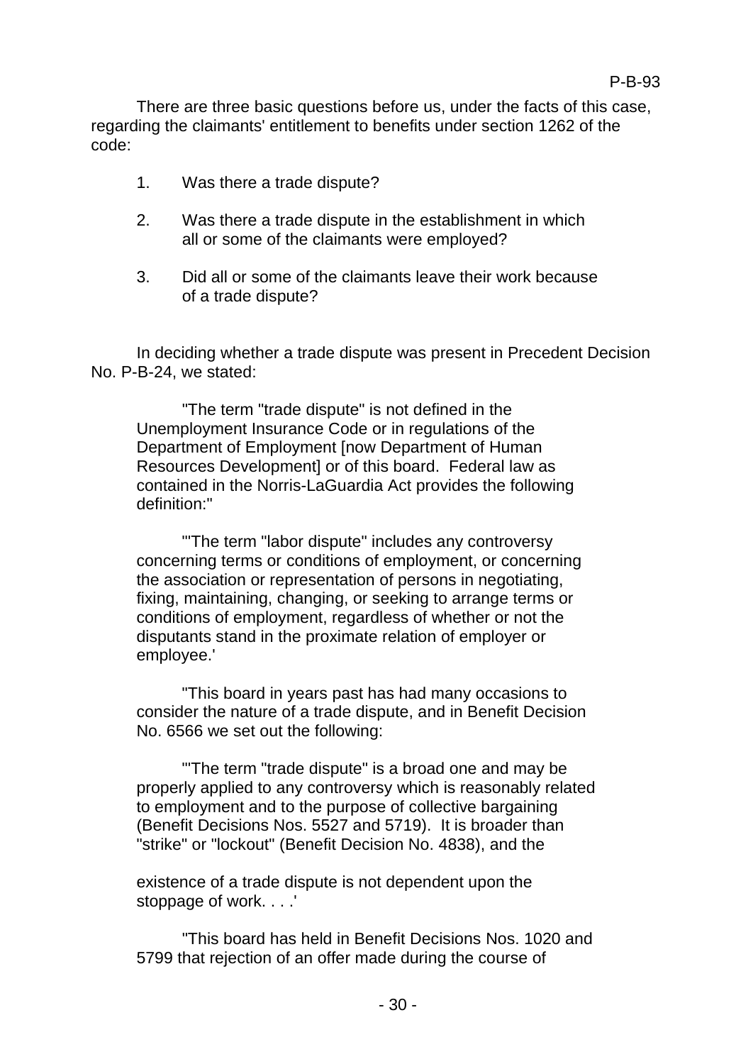There are three basic questions before us, under the facts of this case, regarding the claimants' entitlement to benefits under section 1262 of the code:

1. Was there a trade dispute?

2. Was there a trade dispute in the establishment in which all or some of the claimants were employed?

3. Did all or some of the claimants leave their work because of a trade dispute?

In deciding whether a trade dispute was present in Precedent Decision No. P-B-24, we stated:

> "The term "trade dispute" is not defined in the Unemployment Insurance Code or in regulations of the Department of Employment [now Department of Human Resources Development] or of this board. Federal law as contained in the Norris-LaGuardia Act provides the following definition:"
>
> "'The term "labor dispute" includes any controversy concerning terms or conditions of employment, or concerning the association or representation of persons in negotiating, fixing, maintaining, changing, or seeking to arrange terms or conditions of employment, regardless of whether or not the disputants stand in the proximate relation of employer or employee.'
>
> "This board in years past has had many occasions to consider the nature of a trade dispute, and in Benefit Decision No. 6566 we set out the following:
>
> "'The term "trade dispute" is a broad one and may be properly applied to any controversy which is reasonably related to employment and to the purpose of collective bargaining (Benefit Decisions Nos. 5527 and 5719). It is broader than "strike" or "lockout" (Benefit Decision No. 4838), and the existence of a trade dispute is not dependent upon the stoppage of work. . . .'
>
> "This board has held in Benefit Decisions Nos. 1020 and 5799 that rejection of an offer made during the course of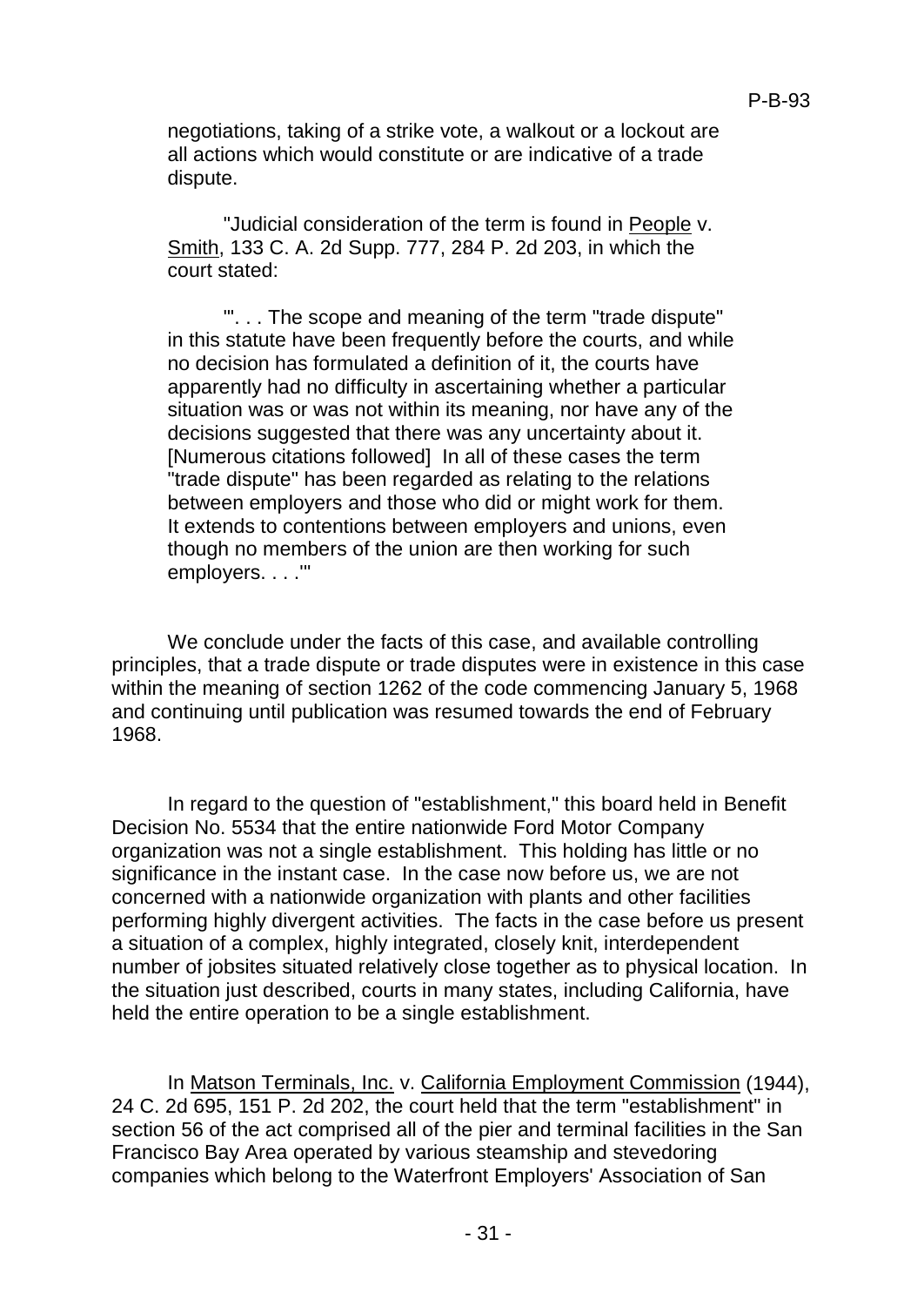negotiations, taking of a strike vote, a walkout or a lockout are all actions which would constitute or are indicative of a trade dispute.

"Judicial consideration of the term is found in People v. Smith, 133 C. A. 2d Supp. 777, 284 P. 2d 203, in which the court stated:

"'. . . The scope and meaning of the term "trade dispute" in this statute have been frequently before the courts, and while no decision has formulated a definition of it, the courts have apparently had no difficulty in ascertaining whether a particular situation was or was not within its meaning, nor have any of the decisions suggested that there was any uncertainty about it. [Numerous citations followed] In all of these cases the term "trade dispute" has been regarded as relating to the relations between employers and those who did or might work for them. It extends to contentions between employers and unions, even though no members of the union are then working for such employers. . . .'"

We conclude under the facts of this case, and available controlling principles, that a trade dispute or trade disputes were in existence in this case within the meaning of section 1262 of the code commencing January 5, 1968 and continuing until publication was resumed towards the end of February 1968.

In regard to the question of "establishment," this board held in Benefit Decision No. 5534 that the entire nationwide Ford Motor Company organization was not a single establishment. This holding has little or no significance in the instant case. In the case now before us, we are not concerned with a nationwide organization with plants and other facilities performing highly divergent activities. The facts in the case before us present a situation of a complex, highly integrated, closely knit, interdependent number of jobsites situated relatively close together as to physical location. In the situation just described, courts in many states, including California, have held the entire operation to be a single establishment.

In Matson Terminals, Inc. v. California Employment Commission (1944), 24 C. 2d 695, 151 P. 2d 202, the court held that the term "establishment" in section 56 of the act comprised all of the pier and terminal facilities in the San Francisco Bay Area operated by various steamship and stevedoring companies which belong to the Waterfront Employers' Association of San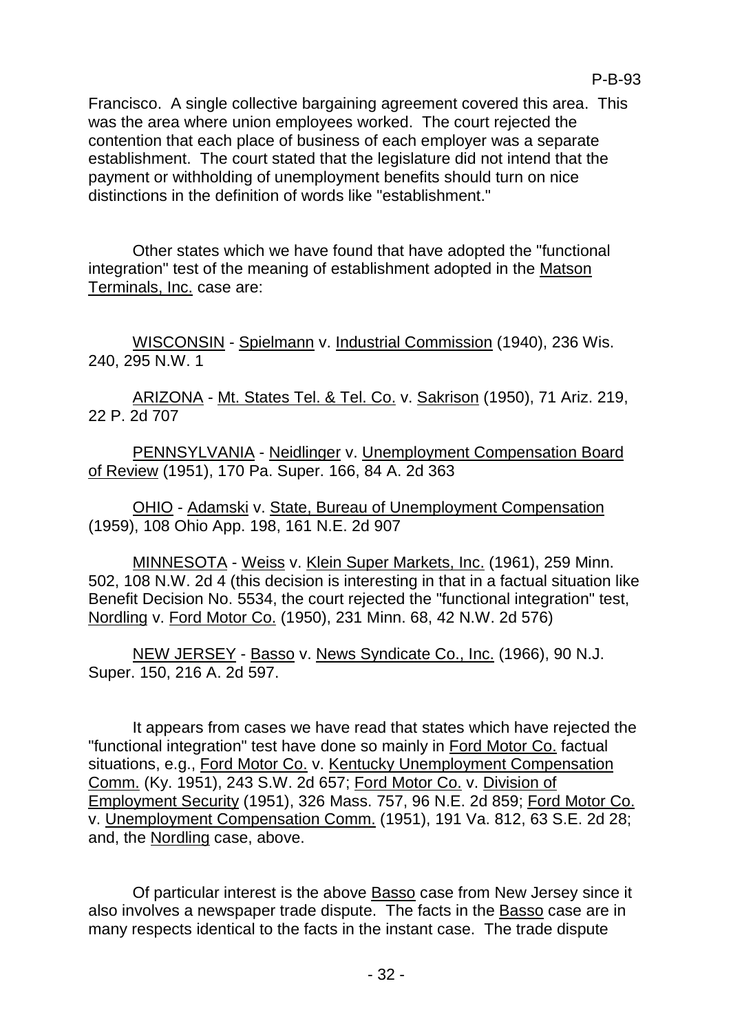Francisco. A single collective bargaining agreement covered this area. This was the area where union employees worked. The court rejected the contention that each place of business of each employer was a separate establishment. The court stated that the legislature did not intend that the payment or withholding of unemployment benefits should turn on nice distinctions in the definition of words like "establishment."

Other states which we have found that have adopted the "functional integration" test of the meaning of establishment adopted in the Matson Terminals, Inc. case are:

WISCONSIN - Spielmann v. Industrial Commission (1940), 236 Wis. 240, 295 N.W. 1

ARIZONA - Mt. States Tel. & Tel. Co. v. Sakrison (1950), 71 Ariz. 219, 22 P. 2d 707

PENNSYLVANIA - Neidlinger v. Unemployment Compensation Board of Review (1951), 170 Pa. Super. 166, 84 A. 2d 363

OHIO - Adamski v. State, Bureau of Unemployment Compensation (1959), 108 Ohio App. 198, 161 N.E. 2d 907

MINNESOTA - Weiss v. Klein Super Markets, Inc. (1961), 259 Minn. 502, 108 N.W. 2d 4 (this decision is interesting in that in a factual situation like Benefit Decision No. 5534, the court rejected the "functional integration" test, Nordling v. Ford Motor Co. (1950), 231 Minn. 68, 42 N.W. 2d 576)

NEW JERSEY - Basso v. News Syndicate Co., Inc. (1966), 90 N.J. Super. 150, 216 A. 2d 597.

It appears from cases we have read that states which have rejected the "functional integration" test have done so mainly in Ford Motor Co. factual situations, e.g., Ford Motor Co. v. Kentucky Unemployment Compensation Comm. (Ky. 1951), 243 S.W. 2d 657; Ford Motor Co. v. Division of Employment Security (1951), 326 Mass. 757, 96 N.E. 2d 859; Ford Motor Co. v. Unemployment Compensation Comm. (1951), 191 Va. 812, 63 S.E. 2d 28; and, the Nordling case, above.

Of particular interest is the above Basso case from New Jersey since it also involves a newspaper trade dispute. The facts in the Basso case are in many respects identical to the facts in the instant case. The trade dispute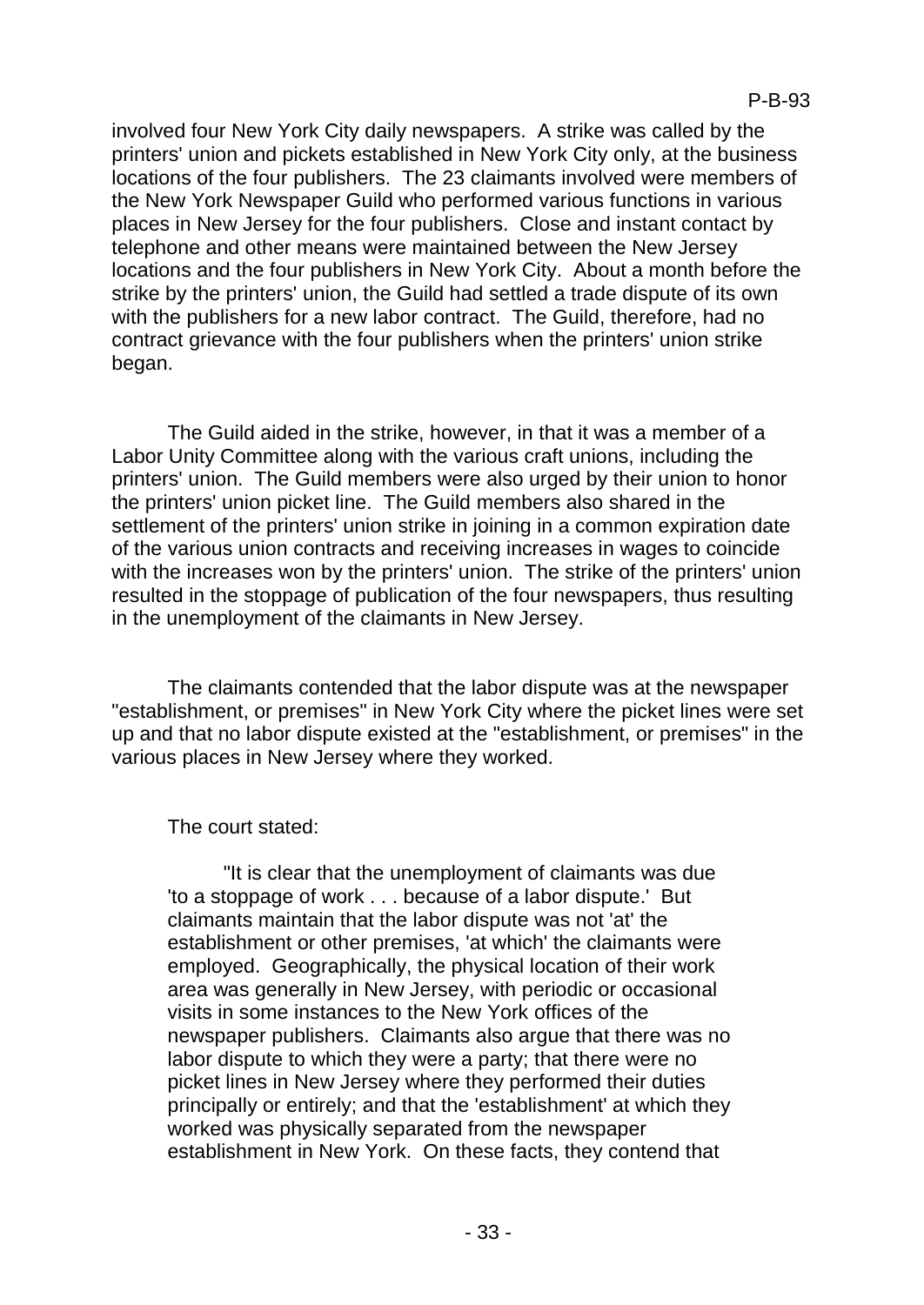involved four New York City daily newspapers. A strike was called by the printers' union and pickets established in New York City only, at the business locations of the four publishers. The 23 claimants involved were members of the New York Newspaper Guild who performed various functions in various places in New Jersey for the four publishers. Close and instant contact by telephone and other means were maintained between the New Jersey locations and the four publishers in New York City. About a month before the strike by the printers' union, the Guild had settled a trade dispute of its own with the publishers for a new labor contract. The Guild, therefore, had no contract grievance with the four publishers when the printers' union strike began.

The Guild aided in the strike, however, in that it was a member of a Labor Unity Committee along with the various craft unions, including the printers' union. The Guild members were also urged by their union to honor the printers' union picket line. The Guild members also shared in the settlement of the printers' union strike in joining in a common expiration date of the various union contracts and receiving increases in wages to coincide with the increases won by the printers' union. The strike of the printers' union resulted in the stoppage of publication of the four newspapers, thus resulting in the unemployment of the claimants in New Jersey.

The claimants contended that the labor dispute was at the newspaper "establishment, or premises" in New York City where the picket lines were set up and that no labor dispute existed at the "establishment, or premises" in the various places in New Jersey where they worked.

The court stated:

> "It is clear that the unemployment of claimants was due 'to a stoppage of work . . . because of a labor dispute.' But claimants maintain that the labor dispute was not 'at' the establishment or other premises, 'at which' the claimants were employed. Geographically, the physical location of their work area was generally in New Jersey, with periodic or occasional visits in some instances to the New York offices of the newspaper publishers. Claimants also argue that there was no labor dispute to which they were a party; that there were no picket lines in New Jersey where they performed their duties principally or entirely; and that the 'establishment' at which they worked was physically separated from the newspaper establishment in New York. On these facts, they contend that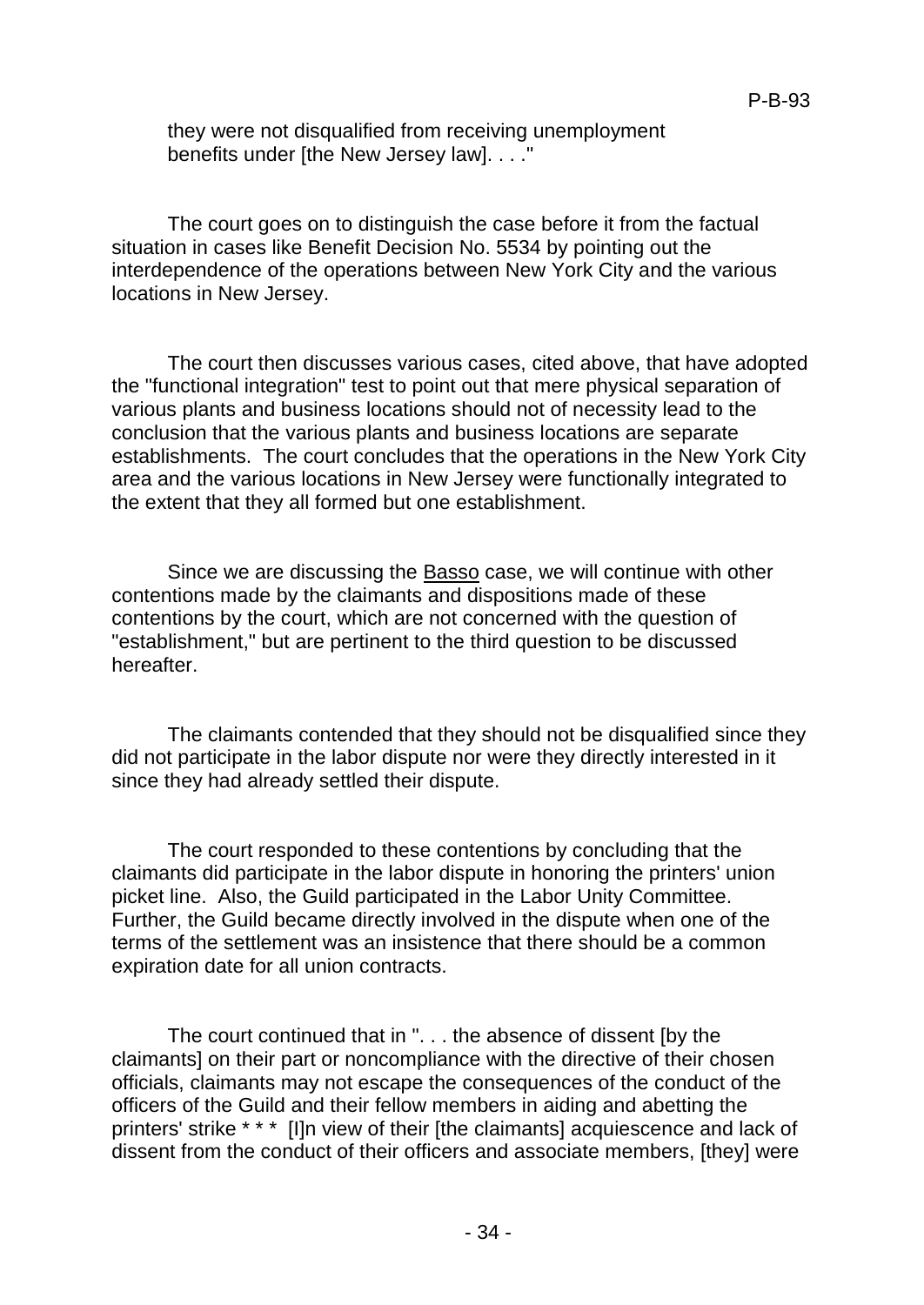they were not disqualified from receiving unemployment benefits under [the New Jersey law]. . . ."

The court goes on to distinguish the case before it from the factual situation in cases like Benefit Decision No. 5534 by pointing out the interdependence of the operations between New York City and the various locations in New Jersey.

The court then discusses various cases, cited above, that have adopted the "functional integration" test to point out that mere physical separation of various plants and business locations should not of necessity lead to the conclusion that the various plants and business locations are separate establishments. The court concludes that the operations in the New York City area and the various locations in New Jersey were functionally integrated to the extent that they all formed but one establishment.

Since we are discussing the Basso case, we will continue with other contentions made by the claimants and dispositions made of these contentions by the court, which are not concerned with the question of "establishment," but are pertinent to the third question to be discussed hereafter.

The claimants contended that they should not be disqualified since they did not participate in the labor dispute nor were they directly interested in it since they had already settled their dispute.

The court responded to these contentions by concluding that the claimants did participate in the labor dispute in honoring the printers' union picket line. Also, the Guild participated in the Labor Unity Committee. Further, the Guild became directly involved in the dispute when one of the terms of the settlement was an insistence that there should be a common expiration date for all union contracts.

The court continued that in ". . . the absence of dissent [by the claimants] on their part or noncompliance with the directive of their chosen officials, claimants may not escape the consequences of the conduct of the officers of the Guild and their fellow members in aiding and abetting the printers' strike * * * [I]n view of their [the claimants] acquiescence and lack of dissent from the conduct of their officers and associate members, [they] were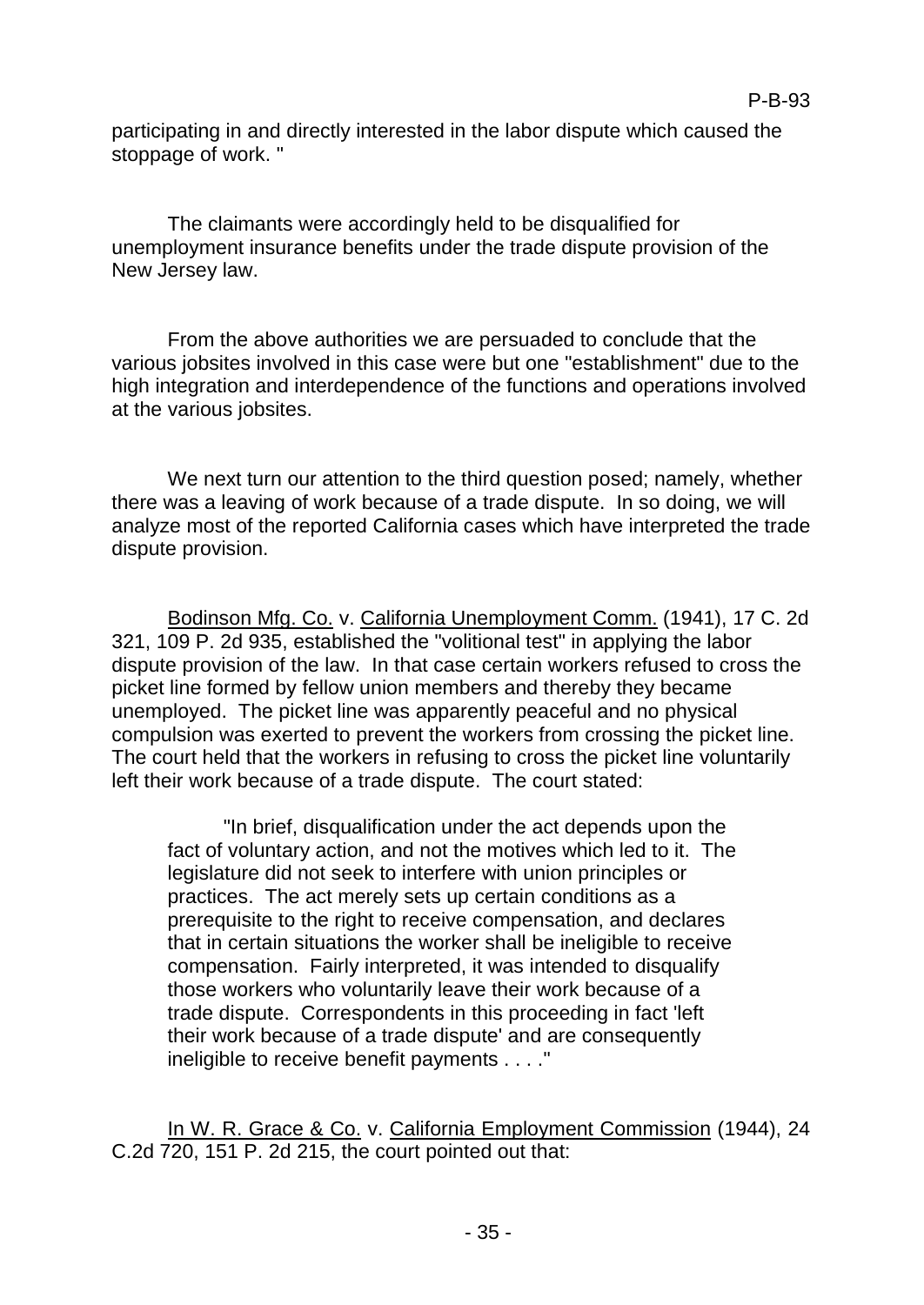participating in and directly interested in the labor dispute which caused the stoppage of work. "

The claimants were accordingly held to be disqualified for unemployment insurance benefits under the trade dispute provision of the New Jersey law.

From the above authorities we are persuaded to conclude that the various jobsites involved in this case were but one "establishment" due to the high integration and interdependence of the functions and operations involved at the various jobsites.

We next turn our attention to the third question posed; namely, whether there was a leaving of work because of a trade dispute. In so doing, we will analyze most of the reported California cases which have interpreted the trade dispute provision.

Bodinson Mfg. Co. v. California Unemployment Comm. (1941), 17 C. 2d 321, 109 P. 2d 935, established the "volitional test" in applying the labor dispute provision of the law. In that case certain workers refused to cross the picket line formed by fellow union members and thereby they became unemployed. The picket line was apparently peaceful and no physical compulsion was exerted to prevent the workers from crossing the picket line. The court held that the workers in refusing to cross the picket line voluntarily left their work because of a trade dispute. The court stated:

> "In brief, disqualification under the act depends upon the fact of voluntary action, and not the motives which led to it. The legislature did not seek to interfere with union principles or practices. The act merely sets up certain conditions as a prerequisite to the right to receive compensation, and declares that in certain situations the worker shall be ineligible to receive compensation. Fairly interpreted, it was intended to disqualify those workers who voluntarily leave their work because of a trade dispute. Correspondents in this proceeding in fact 'left their work because of a trade dispute' and are consequently ineligible to receive benefit payments . . . ."

In W. R. Grace & Co. v. California Employment Commission (1944), 24 C.2d 720, 151 P. 2d 215, the court pointed out that: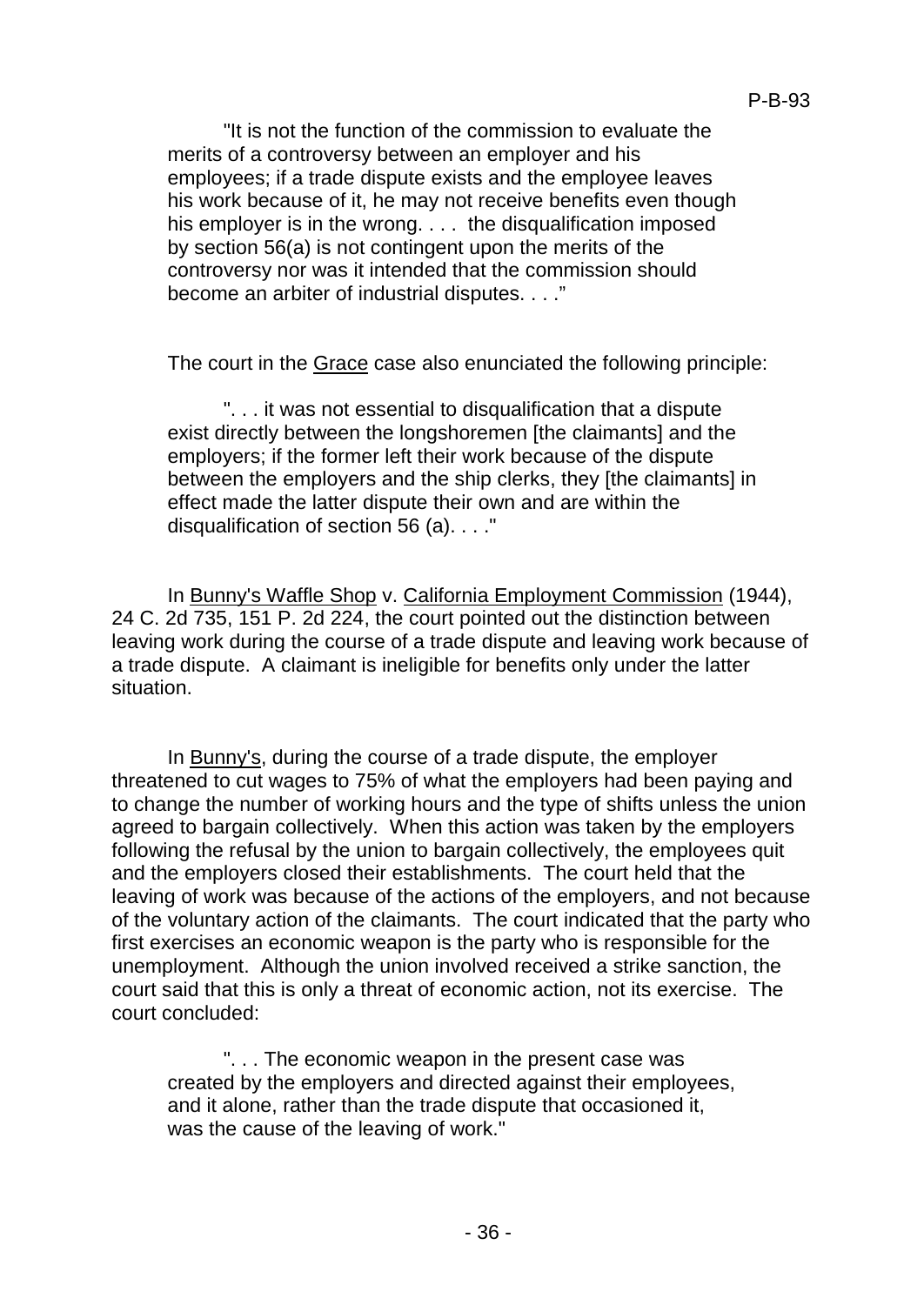"It is not the function of the commission to evaluate the merits of a controversy between an employer and his employees; if a trade dispute exists and the employee leaves his work because of it, he may not receive benefits even though his employer is in the wrong. . . . the disqualification imposed by section 56(a) is not contingent upon the merits of the controversy nor was it intended that the commission should become an arbiter of industrial disputes. . . ."

The court in the Grace case also enunciated the following principle:

". . . it was not essential to disqualification that a dispute exist directly between the longshoremen [the claimants] and the employers; if the former left their work because of the dispute between the employers and the ship clerks, they [the claimants] in effect made the latter dispute their own and are within the disqualification of section 56 (a). . . ."

In Bunny's Waffle Shop v. California Employment Commission (1944), 24 C. 2d 735, 151 P. 2d 224, the court pointed out the distinction between leaving work during the course of a trade dispute and leaving work because of a trade dispute. A claimant is ineligible for benefits only under the latter situation.

In Bunny's, during the course of a trade dispute, the employer threatened to cut wages to 75% of what the employers had been paying and to change the number of working hours and the type of shifts unless the union agreed to bargain collectively. When this action was taken by the employers following the refusal by the union to bargain collectively, the employees quit and the employers closed their establishments. The court held that the leaving of work was because of the actions of the employers, and not because of the voluntary action of the claimants. The court indicated that the party who first exercises an economic weapon is the party who is responsible for the unemployment. Although the union involved received a strike sanction, the court said that this is only a threat of economic action, not its exercise. The court concluded:

". . . The economic weapon in the present case was created by the employers and directed against their employees, and it alone, rather than the trade dispute that occasioned it, was the cause of the leaving of work."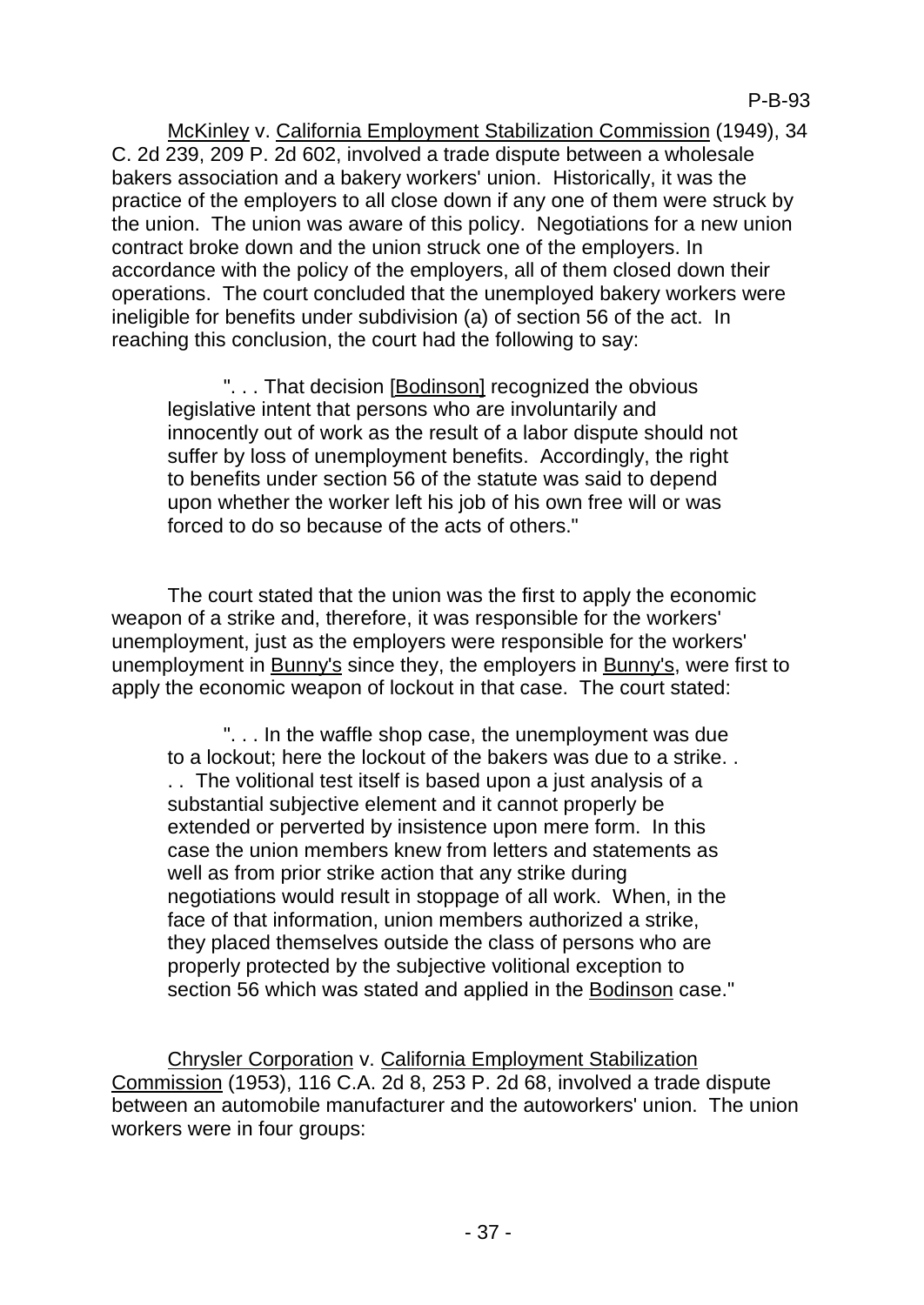McKinley v. California Employment Stabilization Commission (1949), 34 C. 2d 239, 209 P. 2d 602, involved a trade dispute between a wholesale bakers association and a bakery workers' union. Historically, it was the practice of the employers to all close down if any one of them were struck by the union. The union was aware of this policy. Negotiations for a new union contract broke down and the union struck one of the employers. In accordance with the policy of the employers, all of them closed down their operations. The court concluded that the unemployed bakery workers were ineligible for benefits under subdivision (a) of section 56 of the act. In reaching this conclusion, the court had the following to say:

> ". . . That decision [Bodinson] recognized the obvious legislative intent that persons who are involuntarily and innocently out of work as the result of a labor dispute should not suffer by loss of unemployment benefits. Accordingly, the right to benefits under section 56 of the statute was said to depend upon whether the worker left his job of his own free will or was forced to do so because of the acts of others."

The court stated that the union was the first to apply the economic weapon of a strike and, therefore, it was responsible for the workers' unemployment, just as the employers were responsible for the workers' unemployment in Bunny's since they, the employers in Bunny's, were first to apply the economic weapon of lockout in that case. The court stated:

> ". . . In the waffle shop case, the unemployment was due to a lockout; here the lockout of the bakers was due to a strike. . . . The volitional test itself is based upon a just analysis of a substantial subjective element and it cannot properly be extended or perverted by insistence upon mere form. In this case the union members knew from letters and statements as well as from prior strike action that any strike during negotiations would result in stoppage of all work. When, in the face of that information, union members authorized a strike, they placed themselves outside the class of persons who are properly protected by the subjective volitional exception to section 56 which was stated and applied in the Bodinson case."

Chrysler Corporation v. California Employment Stabilization Commission (1953), 116 C.A. 2d 8, 253 P. 2d 68, involved a trade dispute between an automobile manufacturer and the autoworkers' union. The union workers were in four groups: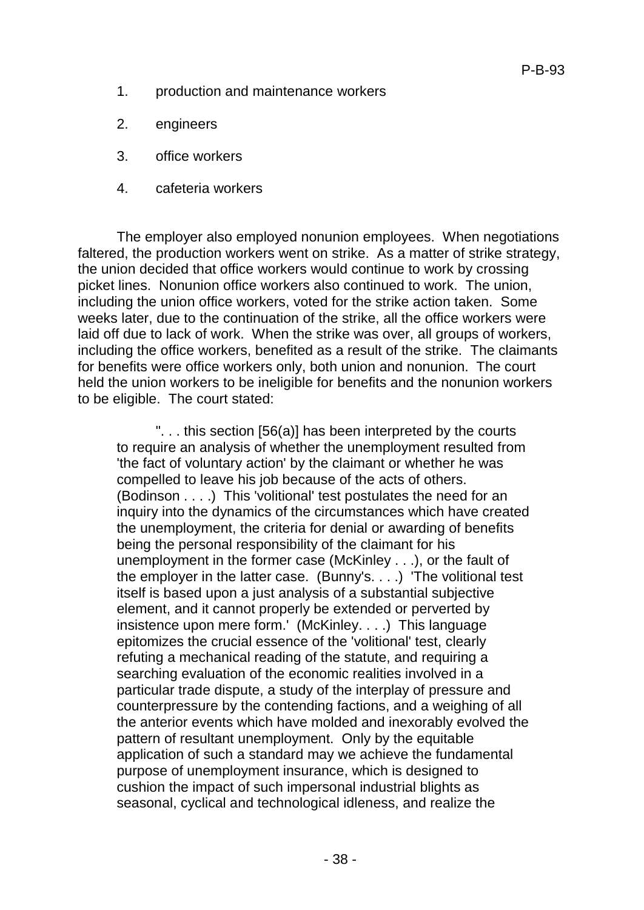1. production and maintenance workers

2. engineers

3. office workers

4. cafeteria workers

The employer also employed nonunion employees. When negotiations faltered, the production workers went on strike. As a matter of strike strategy, the union decided that office workers would continue to work by crossing picket lines. Nonunion office workers also continued to work. The union, including the union office workers, voted for the strike action taken. Some weeks later, due to the continuation of the strike, all the office workers were laid off due to lack of work. When the strike was over, all groups of workers, including the office workers, benefited as a result of the strike. The claimants for benefits were office workers only, both union and nonunion. The court held the union workers to be ineligible for benefits and the nonunion workers to be eligible. The court stated:

> ". . . this section [56(a)] has been interpreted by the courts to require an analysis of whether the unemployment resulted from 'the fact of voluntary action' by the claimant or whether he was compelled to leave his job because of the acts of others. (Bodinson . . . .) This 'volitional' test postulates the need for an inquiry into the dynamics of the circumstances which have created the unemployment, the criteria for denial or awarding of benefits being the personal responsibility of the claimant for his unemployment in the former case (McKinley . . .), or the fault of the employer in the latter case. (Bunny's. . . .) 'The volitional test itself is based upon a just analysis of a substantial subjective element, and it cannot properly be extended or perverted by insistence upon mere form.' (McKinley. . . .) This language epitomizes the crucial essence of the 'volitional' test, clearly refuting a mechanical reading of the statute, and requiring a searching evaluation of the economic realities involved in a particular trade dispute, a study of the interplay of pressure and counterpressure by the contending factions, and a weighing of all the anterior events which have molded and inexorably evolved the pattern of resultant unemployment. Only by the equitable application of such a standard may we achieve the fundamental purpose of unemployment insurance, which is designed to cushion the impact of such impersonal industrial blights as seasonal, cyclical and technological idleness, and realize the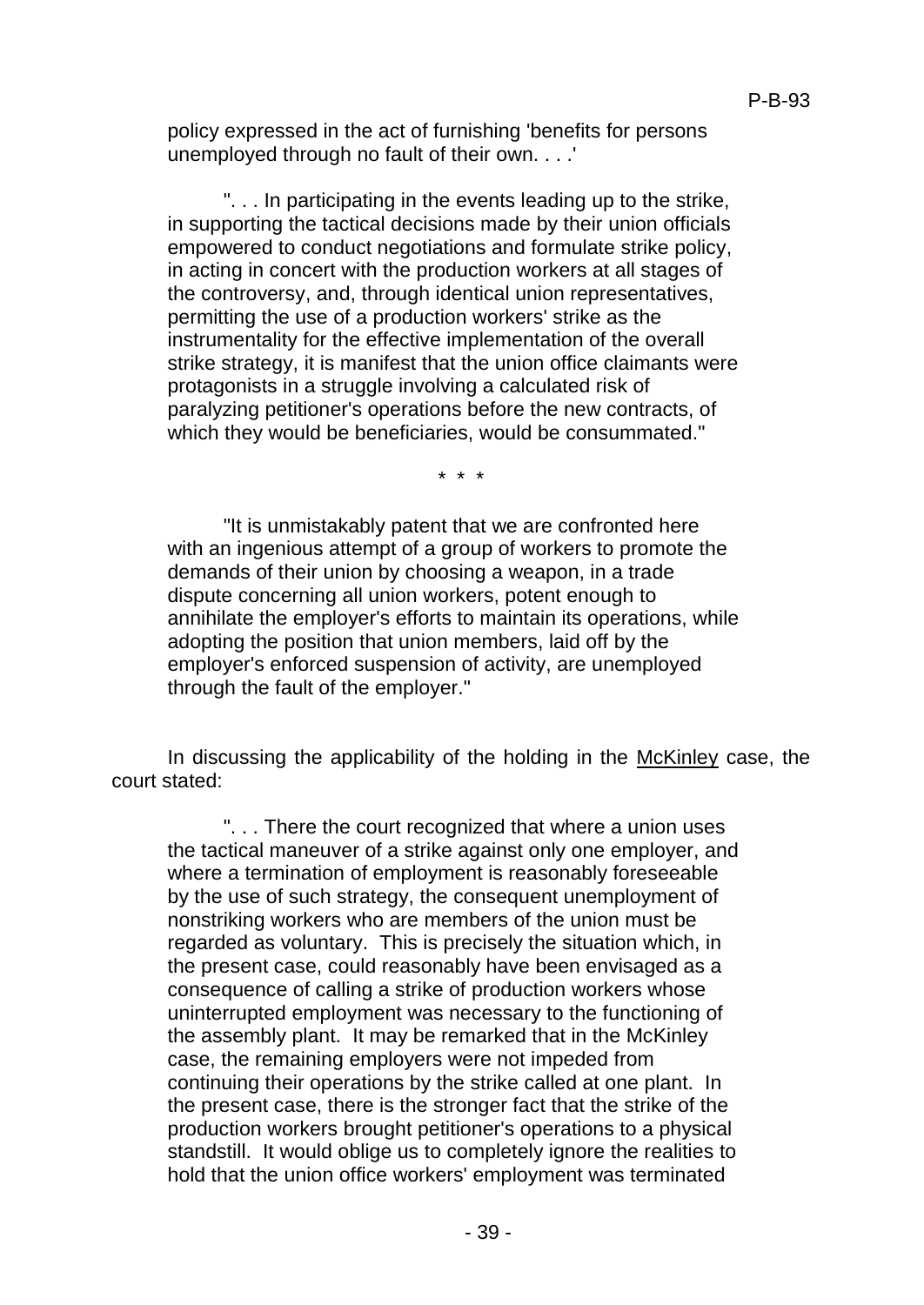policy expressed in the act of furnishing 'benefits for persons unemployed through no fault of their own. . . .'

". . . In participating in the events leading up to the strike, in supporting the tactical decisions made by their union officials empowered to conduct negotiations and formulate strike policy, in acting in concert with the production workers at all stages of the controversy, and, through identical union representatives, permitting the use of a production workers' strike as the instrumentality for the effective implementation of the overall strike strategy, it is manifest that the union office claimants were protagonists in a struggle involving a calculated risk of paralyzing petitioner's operations before the new contracts, of which they would be beneficiaries, would be consummated."

\* \* \*

"It is unmistakably patent that we are confronted here with an ingenious attempt of a group of workers to promote the demands of their union by choosing a weapon, in a trade dispute concerning all union workers, potent enough to annihilate the employer's efforts to maintain its operations, while adopting the position that union members, laid off by the employer's enforced suspension of activity, are unemployed through the fault of the employer."

In discussing the applicability of the holding in the McKinley case, the court stated:

". . . There the court recognized that where a union uses the tactical maneuver of a strike against only one employer, and where a termination of employment is reasonably foreseeable by the use of such strategy, the consequent unemployment of nonstriking workers who are members of the union must be regarded as voluntary. This is precisely the situation which, in the present case, could reasonably have been envisaged as a consequence of calling a strike of production workers whose uninterrupted employment was necessary to the functioning of the assembly plant. It may be remarked that in the McKinley case, the remaining employers were not impeded from continuing their operations by the strike called at one plant. In the present case, there is the stronger fact that the strike of the production workers brought petitioner's operations to a physical standstill. It would oblige us to completely ignore the realities to hold that the union office workers' employment was terminated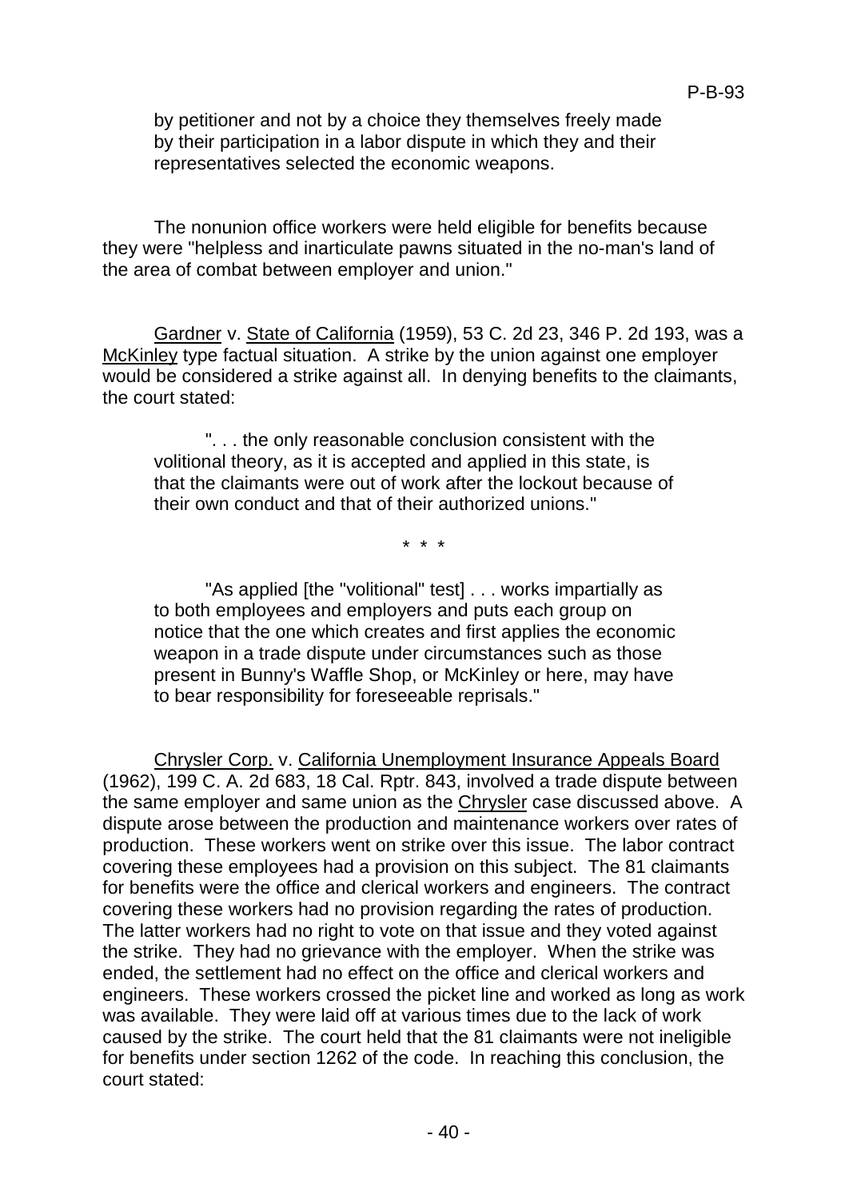by petitioner and not by a choice they themselves freely made by their participation in a labor dispute in which they and their representatives selected the economic weapons.

The nonunion office workers were held eligible for benefits because they were "helpless and inarticulate pawns situated in the no-man's land of the area of combat between employer and union."

Gardner v. State of California (1959), 53 C. 2d 23, 346 P. 2d 193, was a McKinley type factual situation. A strike by the union against one employer would be considered a strike against all. In denying benefits to the claimants, the court stated:

> ". . . the only reasonable conclusion consistent with the volitional theory, as it is accepted and applied in this state, is that the claimants were out of work after the lockout because of their own conduct and that of their authorized unions."
>
> \* \* \*
>
> "As applied [the "volitional" test] . . . works impartially as to both employees and employers and puts each group on notice that the one which creates and first applies the economic weapon in a trade dispute under circumstances such as those present in Bunny's Waffle Shop, or McKinley or here, may have to bear responsibility for foreseeable reprisals."

Chrysler Corp. v. California Unemployment Insurance Appeals Board (1962), 199 C. A. 2d 683, 18 Cal. Rptr. 843, involved a trade dispute between the same employer and same union as the Chrysler case discussed above. A dispute arose between the production and maintenance workers over rates of production. These workers went on strike over this issue. The labor contract covering these employees had a provision on this subject. The 81 claimants for benefits were the office and clerical workers and engineers. The contract covering these workers had no provision regarding the rates of production. The latter workers had no right to vote on that issue and they voted against the strike. They had no grievance with the employer. When the strike was ended, the settlement had no effect on the office and clerical workers and engineers. These workers crossed the picket line and worked as long as work was available. They were laid off at various times due to the lack of work caused by the strike. The court held that the 81 claimants were not ineligible for benefits under section 1262 of the code. In reaching this conclusion, the court stated: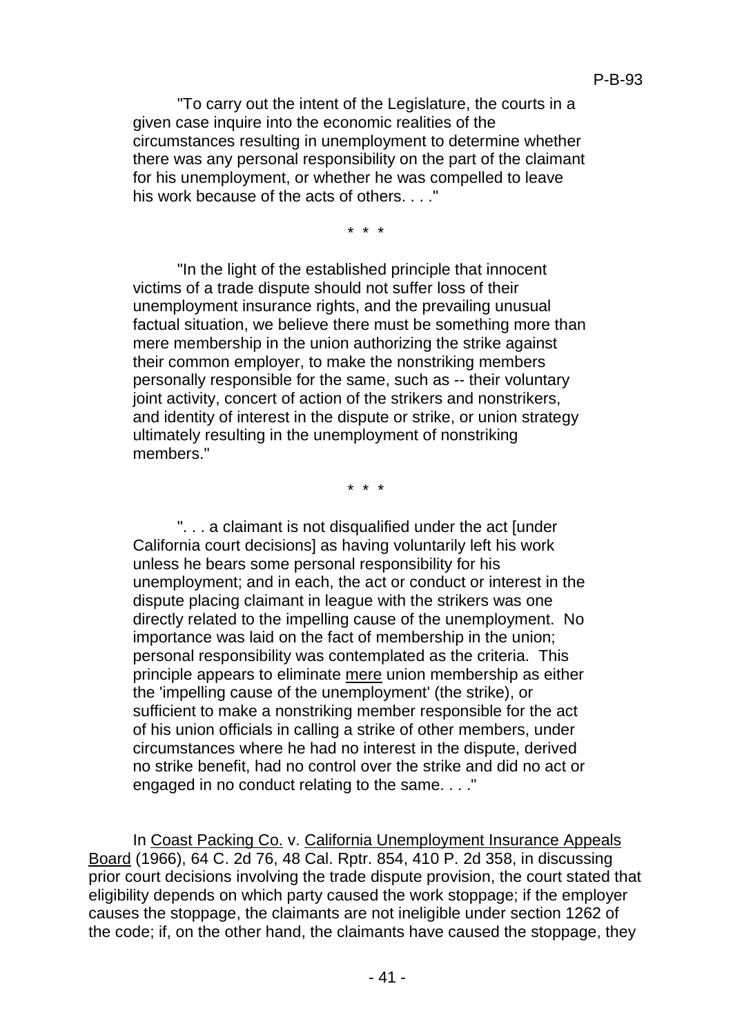"To carry out the intent of the Legislature, the courts in a given case inquire into the economic realities of the circumstances resulting in unemployment to determine whether there was any personal responsibility on the part of the claimant for his unemployment, or whether he was compelled to leave his work because of the acts of others. . . ."

\* \* \*

"In the light of the established principle that innocent victims of a trade dispute should not suffer loss of their unemployment insurance rights, and the prevailing unusual factual situation, we believe there must be something more than mere membership in the union authorizing the strike against their common employer, to make the nonstriking members personally responsible for the same, such as -- their voluntary joint activity, concert of action of the strikers and nonstrikers, and identity of interest in the dispute or strike, or union strategy ultimately resulting in the unemployment of nonstriking members."

\* \* \*

". . . a claimant is not disqualified under the act [under California court decisions] as having voluntarily left his work unless he bears some personal responsibility for his unemployment; and in each, the act or conduct or interest in the dispute placing claimant in league with the strikers was one directly related to the impelling cause of the unemployment. No importance was laid on the fact of membership in the union; personal responsibility was contemplated as the criteria. This principle appears to eliminate <u>mere</u> union membership as either the 'impelling cause of the unemployment' (the strike), or sufficient to make a nonstriking member responsible for the act of his union officials in calling a strike of other members, under circumstances where he had no interest in the dispute, derived no strike benefit, had no control over the strike and did no act or engaged in no conduct relating to the same. . . ."

In <u>Coast Packing Co.</u> v. <u>California Unemployment Insurance Appeals Board</u> (1966), 64 C. 2d 76, 48 Cal. Rptr. 854, 410 P. 2d 358, in discussing prior court decisions involving the trade dispute provision, the court stated that eligibility depends on which party caused the work stoppage; if the employer causes the stoppage, the claimants are not ineligible under section 1262 of the code; if, on the other hand, the claimants have caused the stoppage, they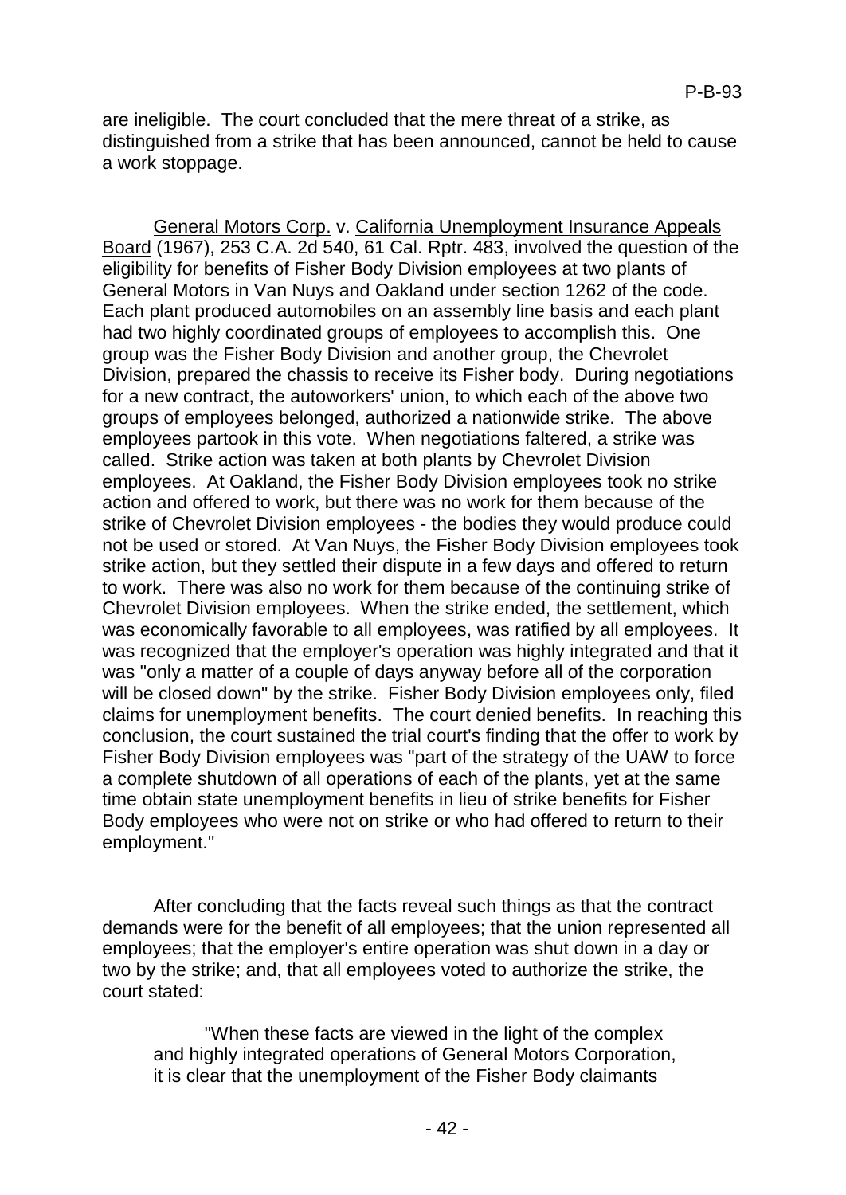are ineligible. The court concluded that the mere threat of a strike, as distinguished from a strike that has been announced, cannot be held to cause a work stoppage.

General Motors Corp. v. California Unemployment Insurance Appeals Board (1967), 253 C.A. 2d 540, 61 Cal. Rptr. 483, involved the question of the eligibility for benefits of Fisher Body Division employees at two plants of General Motors in Van Nuys and Oakland under section 1262 of the code. Each plant produced automobiles on an assembly line basis and each plant had two highly coordinated groups of employees to accomplish this. One group was the Fisher Body Division and another group, the Chevrolet Division, prepared the chassis to receive its Fisher body. During negotiations for a new contract, the autoworkers' union, to which each of the above two groups of employees belonged, authorized a nationwide strike. The above employees partook in this vote. When negotiations faltered, a strike was called. Strike action was taken at both plants by Chevrolet Division employees. At Oakland, the Fisher Body Division employees took no strike action and offered to work, but there was no work for them because of the strike of Chevrolet Division employees - the bodies they would produce could not be used or stored. At Van Nuys, the Fisher Body Division employees took strike action, but they settled their dispute in a few days and offered to return to work. There was also no work for them because of the continuing strike of Chevrolet Division employees. When the strike ended, the settlement, which was economically favorable to all employees, was ratified by all employees. It was recognized that the employer's operation was highly integrated and that it was "only a matter of a couple of days anyway before all of the corporation will be closed down" by the strike. Fisher Body Division employees only, filed claims for unemployment benefits. The court denied benefits. In reaching this conclusion, the court sustained the trial court's finding that the offer to work by Fisher Body Division employees was "part of the strategy of the UAW to force a complete shutdown of all operations of each of the plants, yet at the same time obtain state unemployment benefits in lieu of strike benefits for Fisher Body employees who were not on strike or who had offered to return to their employment."

After concluding that the facts reveal such things as that the contract demands were for the benefit of all employees; that the union represented all employees; that the employer's entire operation was shut down in a day or two by the strike; and, that all employees voted to authorize the strike, the court stated:

> "When these facts are viewed in the light of the complex and highly integrated operations of General Motors Corporation, it is clear that the unemployment of the Fisher Body claimants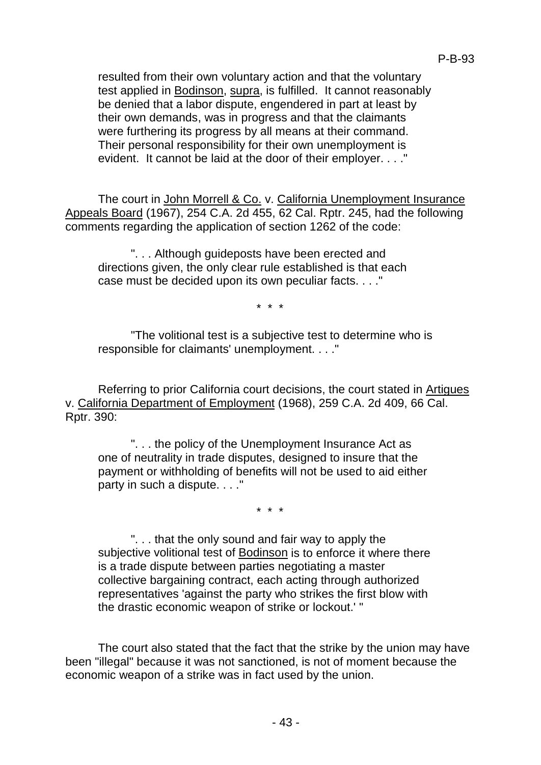resulted from their own voluntary action and that the voluntary test applied in Bodinson, supra, is fulfilled. It cannot reasonably be denied that a labor dispute, engendered in part at least by their own demands, was in progress and that the claimants were furthering its progress by all means at their command. Their personal responsibility for their own unemployment is evident. It cannot be laid at the door of their employer. . . ."

The court in John Morrell & Co. v. California Unemployment Insurance Appeals Board (1967), 254 C.A. 2d 455, 62 Cal. Rptr. 245, had the following comments regarding the application of section 1262 of the code:

> ". . . Although guideposts have been erected and directions given, the only clear rule established is that each case must be decided upon its own peculiar facts. . . ."
>
> \* \* \*
>
> "The volitional test is a subjective test to determine who is responsible for claimants' unemployment. . . ."

Referring to prior California court decisions, the court stated in Artigues v. California Department of Employment (1968), 259 C.A. 2d 409, 66 Cal. Rptr. 390:

> ". . . the policy of the Unemployment Insurance Act as one of neutrality in trade disputes, designed to insure that the payment or withholding of benefits will not be used to aid either party in such a dispute. . . ."
>
> \* \* \*
>
> ". . . that the only sound and fair way to apply the subjective volitional test of Bodinson is to enforce it where there is a trade dispute between parties negotiating a master collective bargaining contract, each acting through authorized representatives 'against the party who strikes the first blow with the drastic economic weapon of strike or lockout.' "

The court also stated that the fact that the strike by the union may have been "illegal" because it was not sanctioned, is not of moment because the economic weapon of a strike was in fact used by the union.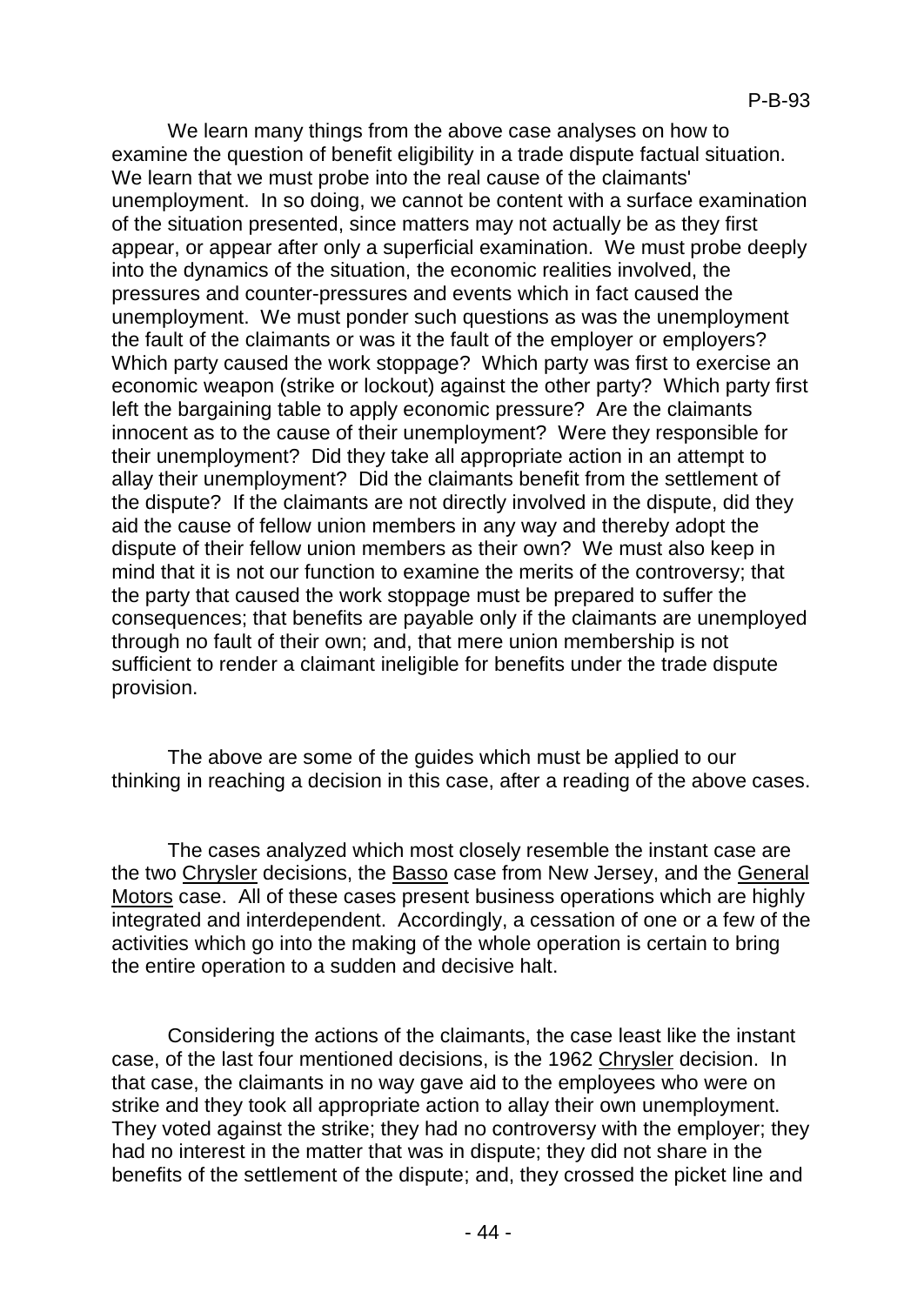We learn many things from the above case analyses on how to examine the question of benefit eligibility in a trade dispute factual situation. We learn that we must probe into the real cause of the claimants' unemployment. In so doing, we cannot be content with a surface examination of the situation presented, since matters may not actually be as they first appear, or appear after only a superficial examination. We must probe deeply into the dynamics of the situation, the economic realities involved, the pressures and counter-pressures and events which in fact caused the unemployment. We must ponder such questions as was the unemployment the fault of the claimants or was it the fault of the employer or employers? Which party caused the work stoppage? Which party was first to exercise an economic weapon (strike or lockout) against the other party? Which party first left the bargaining table to apply economic pressure? Are the claimants innocent as to the cause of their unemployment? Were they responsible for their unemployment? Did they take all appropriate action in an attempt to allay their unemployment? Did the claimants benefit from the settlement of the dispute? If the claimants are not directly involved in the dispute, did they aid the cause of fellow union members in any way and thereby adopt the dispute of their fellow union members as their own? We must also keep in mind that it is not our function to examine the merits of the controversy; that the party that caused the work stoppage must be prepared to suffer the consequences; that benefits are payable only if the claimants are unemployed through no fault of their own; and, that mere union membership is not sufficient to render a claimant ineligible for benefits under the trade dispute provision.

The above are some of the guides which must be applied to our thinking in reaching a decision in this case, after a reading of the above cases.

The cases analyzed which most closely resemble the instant case are the two Chrysler decisions, the Basso case from New Jersey, and the General Motors case. All of these cases present business operations which are highly integrated and interdependent. Accordingly, a cessation of one or a few of the activities which go into the making of the whole operation is certain to bring the entire operation to a sudden and decisive halt.

Considering the actions of the claimants, the case least like the instant case, of the last four mentioned decisions, is the 1962 Chrysler decision. In that case, the claimants in no way gave aid to the employees who were on strike and they took all appropriate action to allay their own unemployment. They voted against the strike; they had no controversy with the employer; they had no interest in the matter that was in dispute; they did not share in the benefits of the settlement of the dispute; and, they crossed the picket line and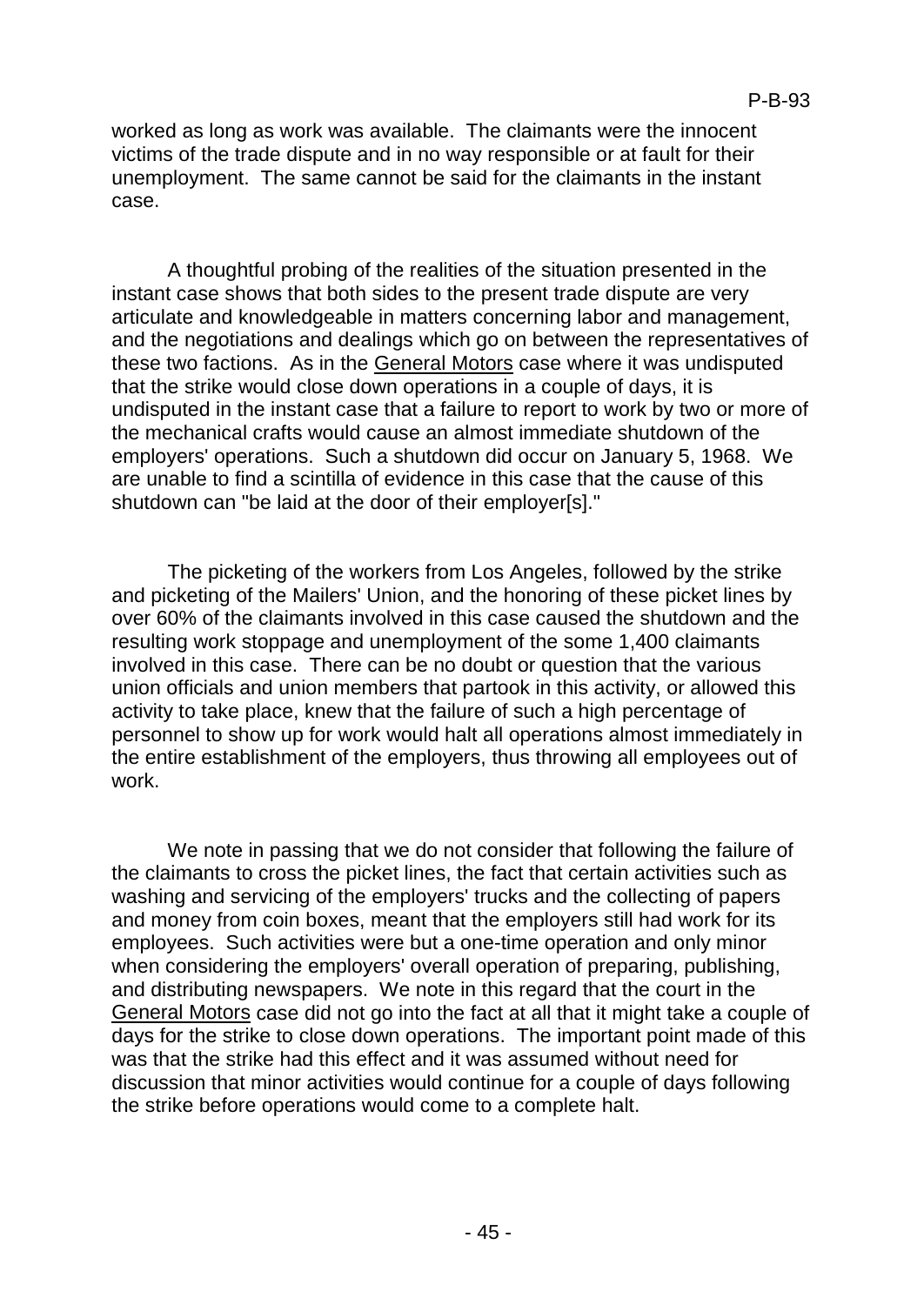worked as long as work was available. The claimants were the innocent victims of the trade dispute and in no way responsible or at fault for their unemployment. The same cannot be said for the claimants in the instant case.

A thoughtful probing of the realities of the situation presented in the instant case shows that both sides to the present trade dispute are very articulate and knowledgeable in matters concerning labor and management, and the negotiations and dealings which go on between the representatives of these two factions. As in the General Motors case where it was undisputed that the strike would close down operations in a couple of days, it is undisputed in the instant case that a failure to report to work by two or more of the mechanical crafts would cause an almost immediate shutdown of the employers' operations. Such a shutdown did occur on January 5, 1968. We are unable to find a scintilla of evidence in this case that the cause of this shutdown can "be laid at the door of their employer[s]."

The picketing of the workers from Los Angeles, followed by the strike and picketing of the Mailers' Union, and the honoring of these picket lines by over 60% of the claimants involved in this case caused the shutdown and the resulting work stoppage and unemployment of the some 1,400 claimants involved in this case. There can be no doubt or question that the various union officials and union members that partook in this activity, or allowed this activity to take place, knew that the failure of such a high percentage of personnel to show up for work would halt all operations almost immediately in the entire establishment of the employers, thus throwing all employees out of work.

We note in passing that we do not consider that following the failure of the claimants to cross the picket lines, the fact that certain activities such as washing and servicing of the employers' trucks and the collecting of papers and money from coin boxes, meant that the employers still had work for its employees. Such activities were but a one-time operation and only minor when considering the employers' overall operation of preparing, publishing, and distributing newspapers. We note in this regard that the court in the General Motors case did not go into the fact at all that it might take a couple of days for the strike to close down operations. The important point made of this was that the strike had this effect and it was assumed without need for discussion that minor activities would continue for a couple of days following the strike before operations would come to a complete halt.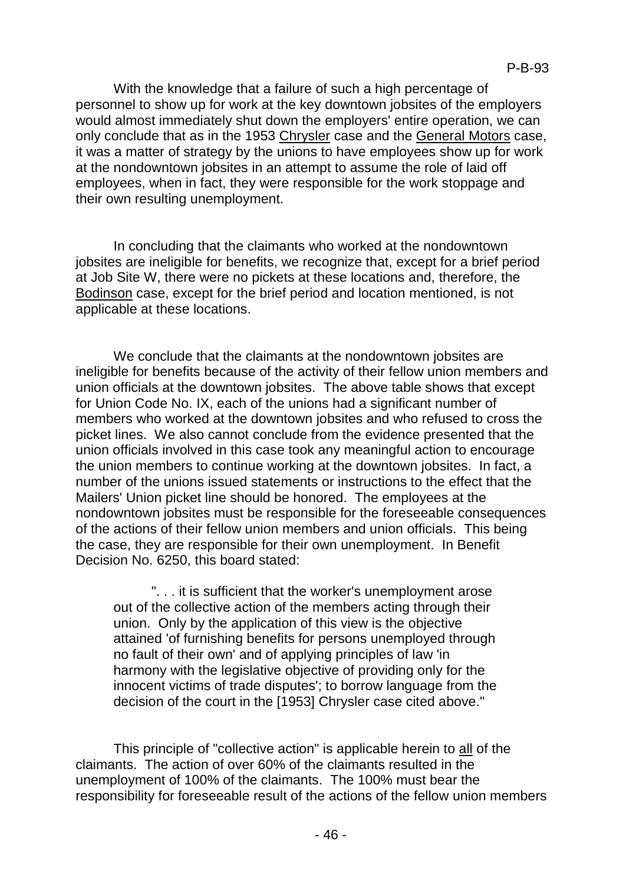With the knowledge that a failure of such a high percentage of personnel to show up for work at the key downtown jobsites of the employers would almost immediately shut down the employers' entire operation, we can only conclude that as in the 1953 Chrysler case and the General Motors case, it was a matter of strategy by the unions to have employees show up for work at the nondowntown jobsites in an attempt to assume the role of laid off employees, when in fact, they were responsible for the work stoppage and their own resulting unemployment.

In concluding that the claimants who worked at the nondowntown jobsites are ineligible for benefits, we recognize that, except for a brief period at Job Site W, there were no pickets at these locations and, therefore, the Bodinson case, except for the brief period and location mentioned, is not applicable at these locations.

We conclude that the claimants at the nondowntown jobsites are ineligible for benefits because of the activity of their fellow union members and union officials at the downtown jobsites. The above table shows that except for Union Code No. IX, each of the unions had a significant number of members who worked at the downtown jobsites and who refused to cross the picket lines. We also cannot conclude from the evidence presented that the union officials involved in this case took any meaningful action to encourage the union members to continue working at the downtown jobsites. In fact, a number of the unions issued statements or instructions to the effect that the Mailers' Union picket line should be honored. The employees at the nondowntown jobsites must be responsible for the foreseeable consequences of the actions of their fellow union members and union officials. This being the case, they are responsible for their own unemployment. In Benefit Decision No. 6250, this board stated:

> ". . . it is sufficient that the worker's unemployment arose out of the collective action of the members acting through their union. Only by the application of this view is the objective attained 'of furnishing benefits for persons unemployed through no fault of their own' and of applying principles of law 'in harmony with the legislative objective of providing only for the innocent victims of trade disputes'; to borrow language from the decision of the court in the [1953] Chrysler case cited above."

This principle of "collective action" is applicable herein to all of the claimants. The action of over 60% of the claimants resulted in the unemployment of 100% of the claimants. The 100% must bear the responsibility for foreseeable result of the actions of the fellow union members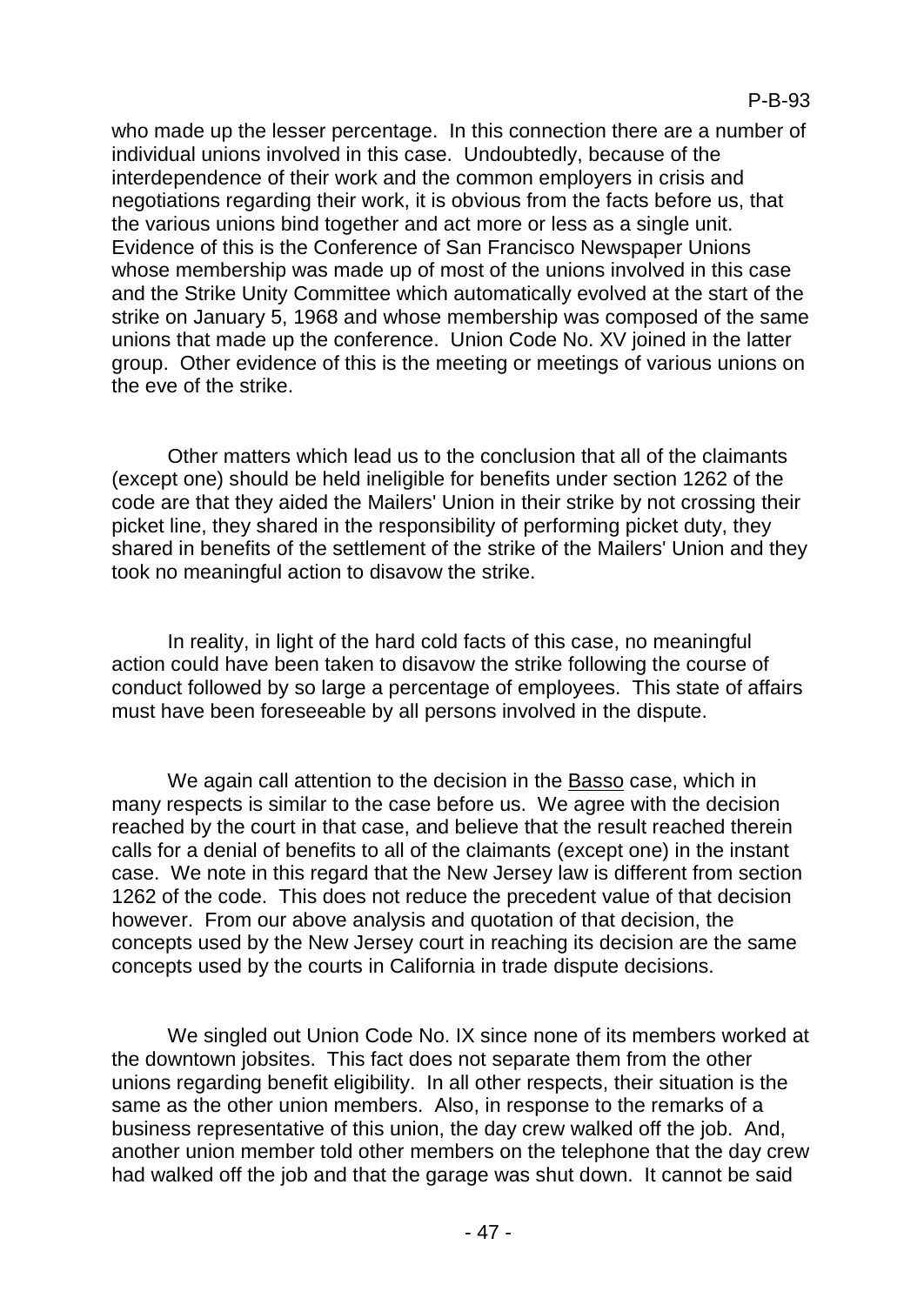who made up the lesser percentage. In this connection there are a number of individual unions involved in this case. Undoubtedly, because of the interdependence of their work and the common employers in crisis and negotiations regarding their work, it is obvious from the facts before us, that the various unions bind together and act more or less as a single unit. Evidence of this is the Conference of San Francisco Newspaper Unions whose membership was made up of most of the unions involved in this case and the Strike Unity Committee which automatically evolved at the start of the strike on January 5, 1968 and whose membership was composed of the same unions that made up the conference. Union Code No. XV joined in the latter group. Other evidence of this is the meeting or meetings of various unions on the eve of the strike.

Other matters which lead us to the conclusion that all of the claimants (except one) should be held ineligible for benefits under section 1262 of the code are that they aided the Mailers' Union in their strike by not crossing their picket line, they shared in the responsibility of performing picket duty, they shared in benefits of the settlement of the strike of the Mailers' Union and they took no meaningful action to disavow the strike.

In reality, in light of the hard cold facts of this case, no meaningful action could have been taken to disavow the strike following the course of conduct followed by so large a percentage of employees. This state of affairs must have been foreseeable by all persons involved in the dispute.

We again call attention to the decision in the Basso case, which in many respects is similar to the case before us. We agree with the decision reached by the court in that case, and believe that the result reached therein calls for a denial of benefits to all of the claimants (except one) in the instant case. We note in this regard that the New Jersey law is different from section 1262 of the code. This does not reduce the precedent value of that decision however. From our above analysis and quotation of that decision, the concepts used by the New Jersey court in reaching its decision are the same concepts used by the courts in California in trade dispute decisions.

We singled out Union Code No. IX since none of its members worked at the downtown jobsites. This fact does not separate them from the other unions regarding benefit eligibility. In all other respects, their situation is the same as the other union members. Also, in response to the remarks of a business representative of this union, the day crew walked off the job. And, another union member told other members on the telephone that the day crew had walked off the job and that the garage was shut down. It cannot be said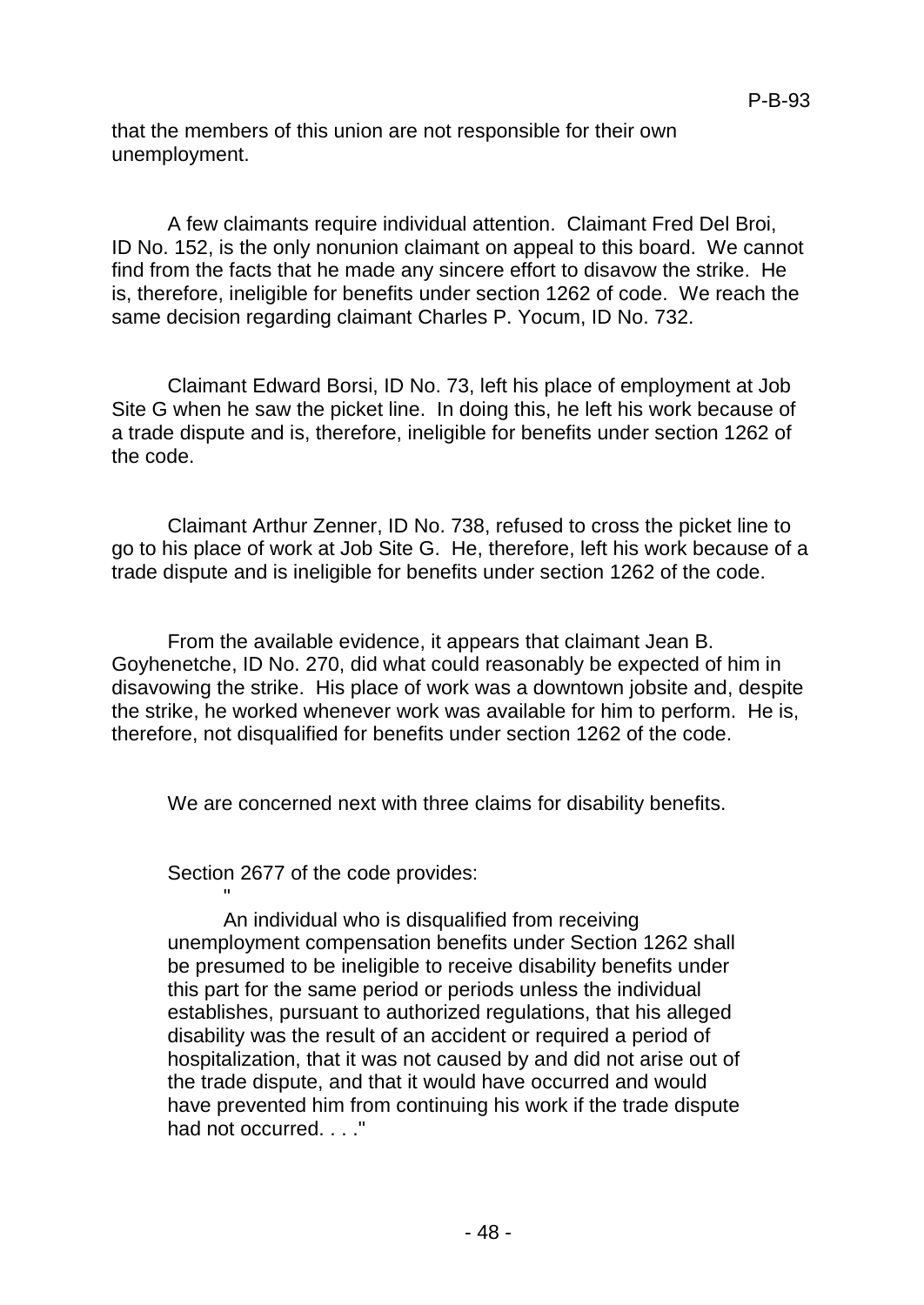that the members of this union are not responsible for their own unemployment.

A few claimants require individual attention. Claimant Fred Del Broi, ID No. 152, is the only nonunion claimant on appeal to this board. We cannot find from the facts that he made any sincere effort to disavow the strike. He is, therefore, ineligible for benefits under section 1262 of code. We reach the same decision regarding claimant Charles P. Yocum, ID No. 732.

Claimant Edward Borsi, ID No. 73, left his place of employment at Job Site G when he saw the picket line. In doing this, he left his work because of a trade dispute and is, therefore, ineligible for benefits under section 1262 of the code.

Claimant Arthur Zenner, ID No. 738, refused to cross the picket line to go to his place of work at Job Site G. He, therefore, left his work because of a trade dispute and is ineligible for benefits under section 1262 of the code.

From the available evidence, it appears that claimant Jean B. Goyhenetche, ID No. 270, did what could reasonably be expected of him in disavowing the strike. His place of work was a downtown jobsite and, despite the strike, he worked whenever work was available for him to perform. He is, therefore, not disqualified for benefits under section 1262 of the code.

We are concerned next with three claims for disability benefits.

Section 2677 of the code provides:

> "An individual who is disqualified from receiving unemployment compensation benefits under Section 1262 shall be presumed to be ineligible to receive disability benefits under this part for the same period or periods unless the individual establishes, pursuant to authorized regulations, that his alleged disability was the result of an accident or required a period of hospitalization, that it was not caused by and did not arise out of the trade dispute, and that it would have occurred and would have prevented him from continuing his work if the trade dispute had not occurred. . . ."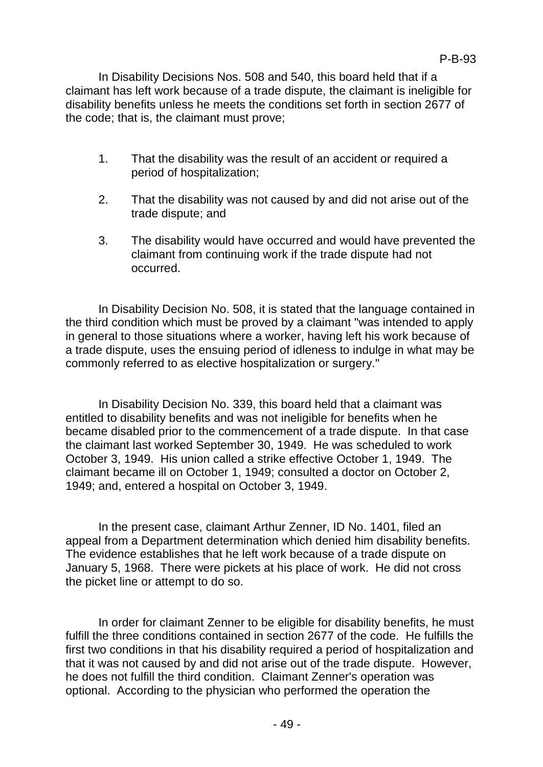In Disability Decisions Nos. 508 and 540, this board held that if a claimant has left work because of a trade dispute, the claimant is ineligible for disability benefits unless he meets the conditions set forth in section 2677 of the code; that is, the claimant must prove;

1. That the disability was the result of an accident or required a period of hospitalization;
2. That the disability was not caused by and did not arise out of the trade dispute; and
3. The disability would have occurred and would have prevented the claimant from continuing work if the trade dispute had not occurred.

In Disability Decision No. 508, it is stated that the language contained in the third condition which must be proved by a claimant "was intended to apply in general to those situations where a worker, having left his work because of a trade dispute, uses the ensuing period of idleness to indulge in what may be commonly referred to as elective hospitalization or surgery."

In Disability Decision No. 339, this board held that a claimant was entitled to disability benefits and was not ineligible for benefits when he became disabled prior to the commencement of a trade dispute. In that case the claimant last worked September 30, 1949. He was scheduled to work October 3, 1949. His union called a strike effective October 1, 1949. The claimant became ill on October 1, 1949; consulted a doctor on October 2, 1949; and, entered a hospital on October 3, 1949.

In the present case, claimant Arthur Zenner, ID No. 1401, filed an appeal from a Department determination which denied him disability benefits. The evidence establishes that he left work because of a trade dispute on January 5, 1968. There were pickets at his place of work. He did not cross the picket line or attempt to do so.

In order for claimant Zenner to be eligible for disability benefits, he must fulfill the three conditions contained in section 2677 of the code. He fulfills the first two conditions in that his disability required a period of hospitalization and that it was not caused by and did not arise out of the trade dispute. However, he does not fulfill the third condition. Claimant Zenner's operation was optional. According to the physician who performed the operation the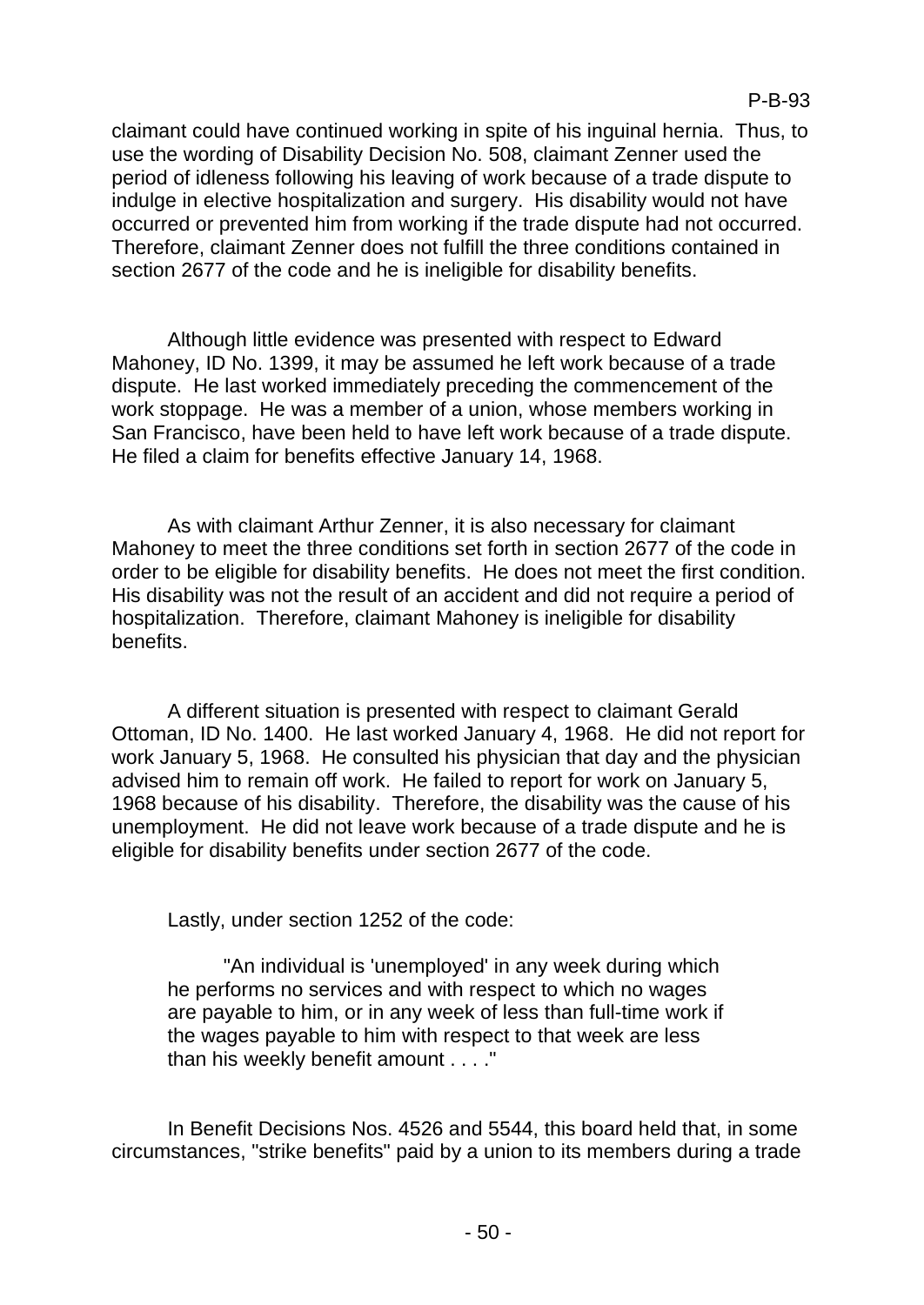claimant could have continued working in spite of his inguinal hernia. Thus, to use the wording of Disability Decision No. 508, claimant Zenner used the period of idleness following his leaving of work because of a trade dispute to indulge in elective hospitalization and surgery. His disability would not have occurred or prevented him from working if the trade dispute had not occurred. Therefore, claimant Zenner does not fulfill the three conditions contained in section 2677 of the code and he is ineligible for disability benefits.

Although little evidence was presented with respect to Edward Mahoney, ID No. 1399, it may be assumed he left work because of a trade dispute. He last worked immediately preceding the commencement of the work stoppage. He was a member of a union, whose members working in San Francisco, have been held to have left work because of a trade dispute. He filed a claim for benefits effective January 14, 1968.

As with claimant Arthur Zenner, it is also necessary for claimant Mahoney to meet the three conditions set forth in section 2677 of the code in order to be eligible for disability benefits. He does not meet the first condition. His disability was not the result of an accident and did not require a period of hospitalization. Therefore, claimant Mahoney is ineligible for disability benefits.

A different situation is presented with respect to claimant Gerald Ottoman, ID No. 1400. He last worked January 4, 1968. He did not report for work January 5, 1968. He consulted his physician that day and the physician advised him to remain off work. He failed to report for work on January 5, 1968 because of his disability. Therefore, the disability was the cause of his unemployment. He did not leave work because of a trade dispute and he is eligible for disability benefits under section 2677 of the code.

Lastly, under section 1252 of the code:

> "An individual is 'unemployed' in any week during which he performs no services and with respect to which no wages are payable to him, or in any week of less than full-time work if the wages payable to him with respect to that week are less than his weekly benefit amount . . . ."

In Benefit Decisions Nos. 4526 and 5544, this board held that, in some circumstances, "strike benefits" paid by a union to its members during a trade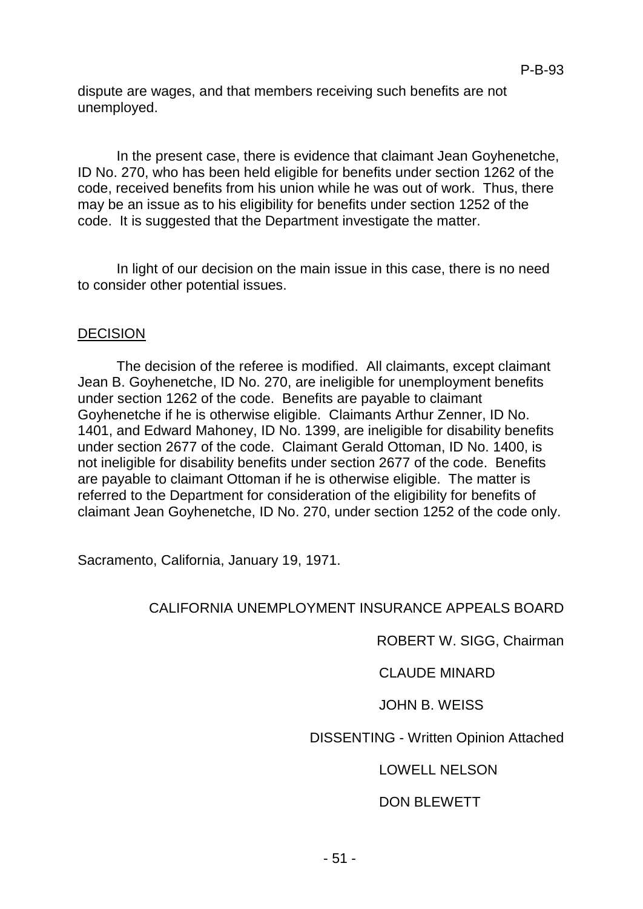dispute are wages, and that members receiving such benefits are not unemployed.

In the present case, there is evidence that claimant Jean Goyhenetche, ID No. 270, who has been held eligible for benefits under section 1262 of the code, received benefits from his union while he was out of work. Thus, there may be an issue as to his eligibility for benefits under section 1252 of the code. It is suggested that the Department investigate the matter.

In light of our decision on the main issue in this case, there is no need to consider other potential issues.

## DECISION

The decision of the referee is modified. All claimants, except claimant Jean B. Goyhenetche, ID No. 270, are ineligible for unemployment benefits under section 1262 of the code. Benefits are payable to claimant Goyhenetche if he is otherwise eligible. Claimants Arthur Zenner, ID No. 1401, and Edward Mahoney, ID No. 1399, are ineligible for disability benefits under section 2677 of the code. Claimant Gerald Ottoman, ID No. 1400, is not ineligible for disability benefits under section 2677 of the code. Benefits are payable to claimant Ottoman if he is otherwise eligible. The matter is referred to the Department for consideration of the eligibility for benefits of claimant Jean Goyhenetche, ID No. 270, under section 1252 of the code only.

Sacramento, California, January 19, 1971.

CALIFORNIA UNEMPLOYMENT INSURANCE APPEALS BOARD

ROBERT W. SIGG, Chairman

CLAUDE MINARD

JOHN B. WEISS

DISSENTING - Written Opinion Attached

LOWELL NELSON

DON BLEWETT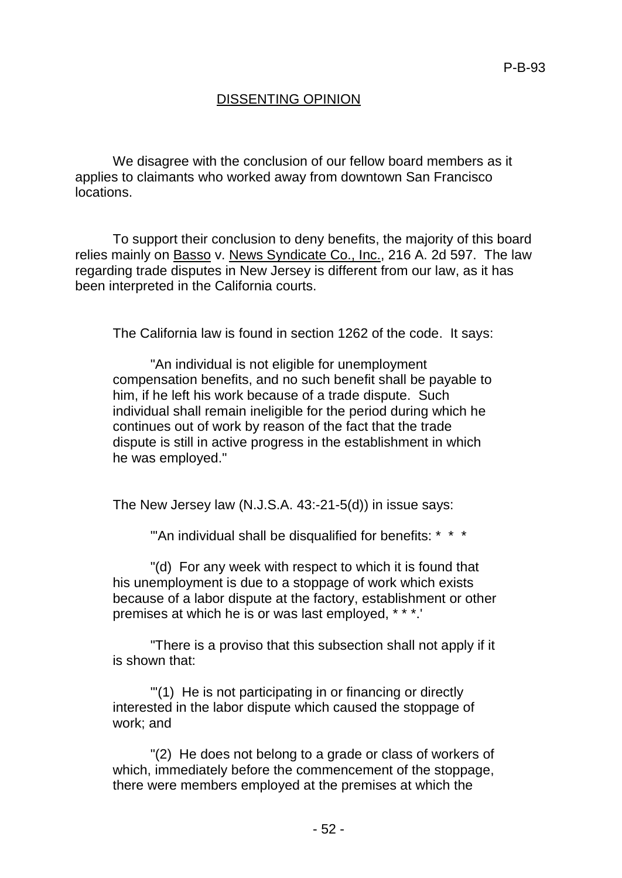## DISSENTING OPINION

We disagree with the conclusion of our fellow board members as it applies to claimants who worked away from downtown San Francisco locations.

To support their conclusion to deny benefits, the majority of this board relies mainly on Basso v. News Syndicate Co., Inc., 216 A. 2d 597. The law regarding trade disputes in New Jersey is different from our law, as it has been interpreted in the California courts.

The California law is found in section 1262 of the code. It says:

> "An individual is not eligible for unemployment compensation benefits, and no such benefit shall be payable to him, if he left his work because of a trade dispute. Such individual shall remain ineligible for the period during which he continues out of work by reason of the fact that the trade dispute is still in active progress in the establishment in which he was employed."

The New Jersey law (N.J.S.A. 43:-21-5(d)) in issue says:

> "'An individual shall be disqualified for benefits: * * *
>
> "(d) For any week with respect to which it is found that his unemployment is due to a stoppage of work which exists because of a labor dispute at the factory, establishment or other premises at which he is or was last employed, * * *.'
>
> "There is a proviso that this subsection shall not apply if it is shown that:
>
> "'(1) He is not participating in or financing or directly interested in the labor dispute which caused the stoppage of work; and
>
> "(2) He does not belong to a grade or class of workers of which, immediately before the commencement of the stoppage, there were members employed at the premises at which the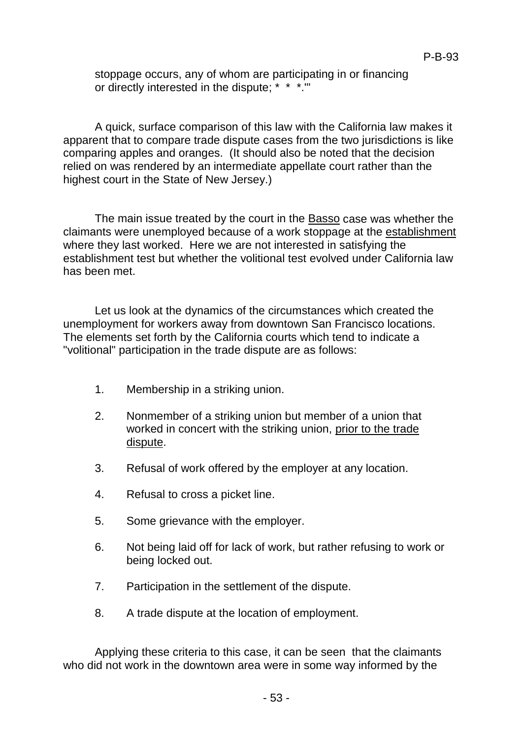stoppage occurs, any of whom are participating in or financing or directly interested in the dispute; * * *.'"

A quick, surface comparison of this law with the California law makes it apparent that to compare trade dispute cases from the two jurisdictions is like comparing apples and oranges. (It should also be noted that the decision relied on was rendered by an intermediate appellate court rather than the highest court in the State of New Jersey.)

The main issue treated by the court in the Basso case was whether the claimants were unemployed because of a work stoppage at the establishment where they last worked. Here we are not interested in satisfying the establishment test but whether the volitional test evolved under California law has been met.

Let us look at the dynamics of the circumstances which created the unemployment for workers away from downtown San Francisco locations. The elements set forth by the California courts which tend to indicate a "volitional" participation in the trade dispute are as follows:

1. Membership in a striking union.
2. Nonmember of a striking union but member of a union that worked in concert with the striking union, prior to the trade dispute.
3. Refusal of work offered by the employer at any location.
4. Refusal to cross a picket line.
5. Some grievance with the employer.
6. Not being laid off for lack of work, but rather refusing to work or being locked out.
7. Participation in the settlement of the dispute.
8. A trade dispute at the location of employment.

Applying these criteria to this case, it can be seen that the claimants who did not work in the downtown area were in some way informed by the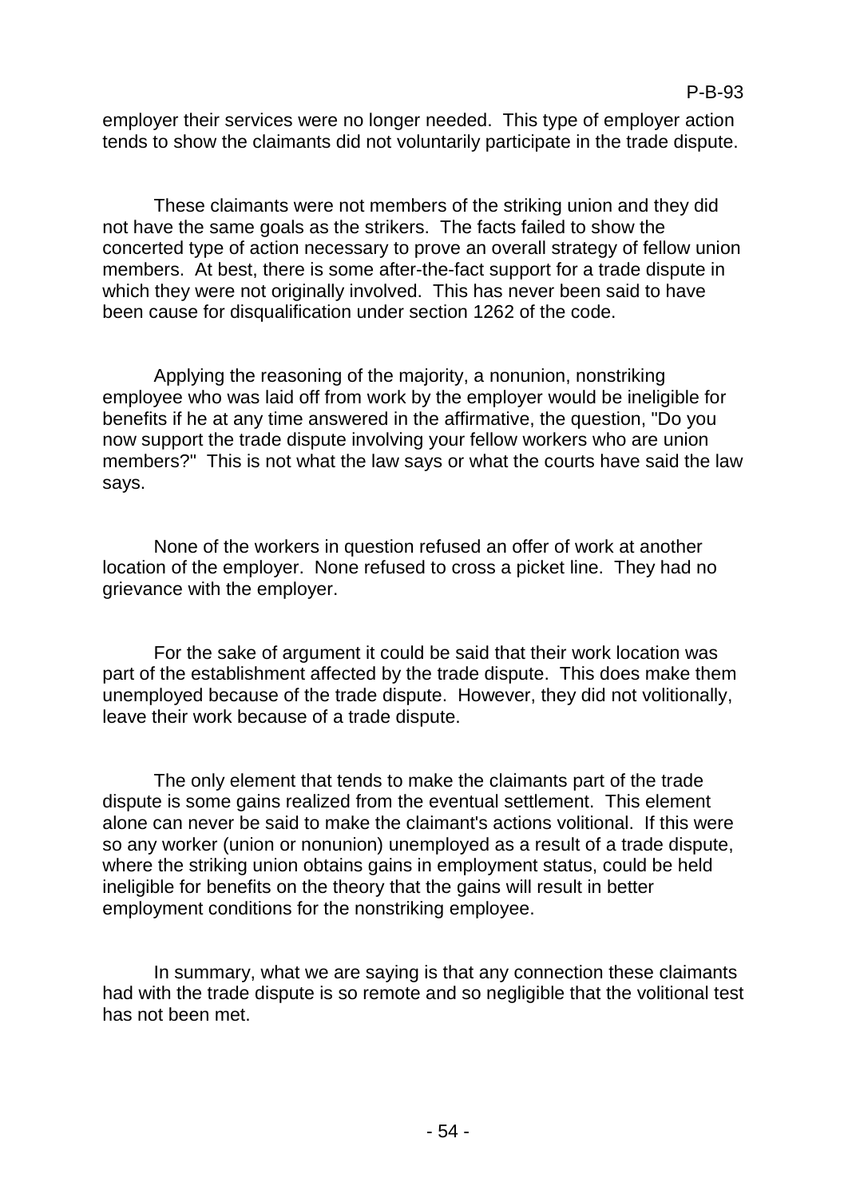employer their services were no longer needed. This type of employer action tends to show the claimants did not voluntarily participate in the trade dispute.

These claimants were not members of the striking union and they did not have the same goals as the strikers. The facts failed to show the concerted type of action necessary to prove an overall strategy of fellow union members. At best, there is some after-the-fact support for a trade dispute in which they were not originally involved. This has never been said to have been cause for disqualification under section 1262 of the code.

Applying the reasoning of the majority, a nonunion, nonstriking employee who was laid off from work by the employer would be ineligible for benefits if he at any time answered in the affirmative, the question, "Do you now support the trade dispute involving your fellow workers who are union members?" This is not what the law says or what the courts have said the law says.

None of the workers in question refused an offer of work at another location of the employer. None refused to cross a picket line. They had no grievance with the employer.

For the sake of argument it could be said that their work location was part of the establishment affected by the trade dispute. This does make them unemployed because of the trade dispute. However, they did not volitionally, leave their work because of a trade dispute.

The only element that tends to make the claimants part of the trade dispute is some gains realized from the eventual settlement. This element alone can never be said to make the claimant's actions volitional. If this were so any worker (union or nonunion) unemployed as a result of a trade dispute, where the striking union obtains gains in employment status, could be held ineligible for benefits on the theory that the gains will result in better employment conditions for the nonstriking employee.

In summary, what we are saying is that any connection these claimants had with the trade dispute is so remote and so negligible that the volitional test has not been met.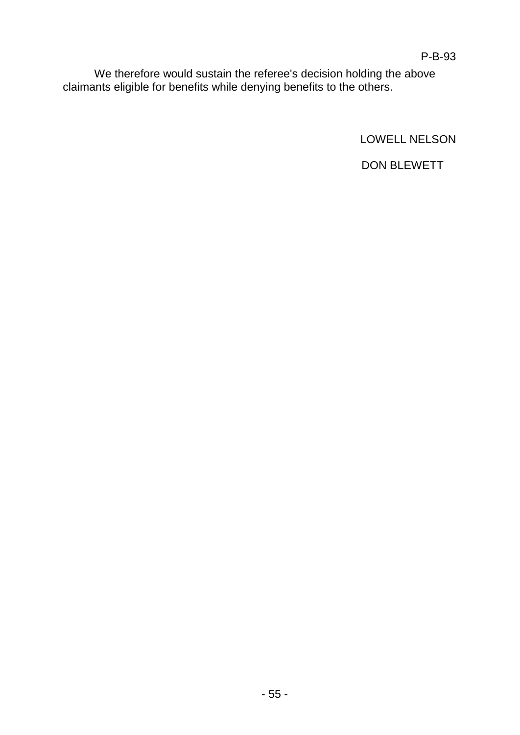We therefore would sustain the referee's decision holding the above claimants eligible for benefits while denying benefits to the others.

LOWELL NELSON

DON BLEWETT